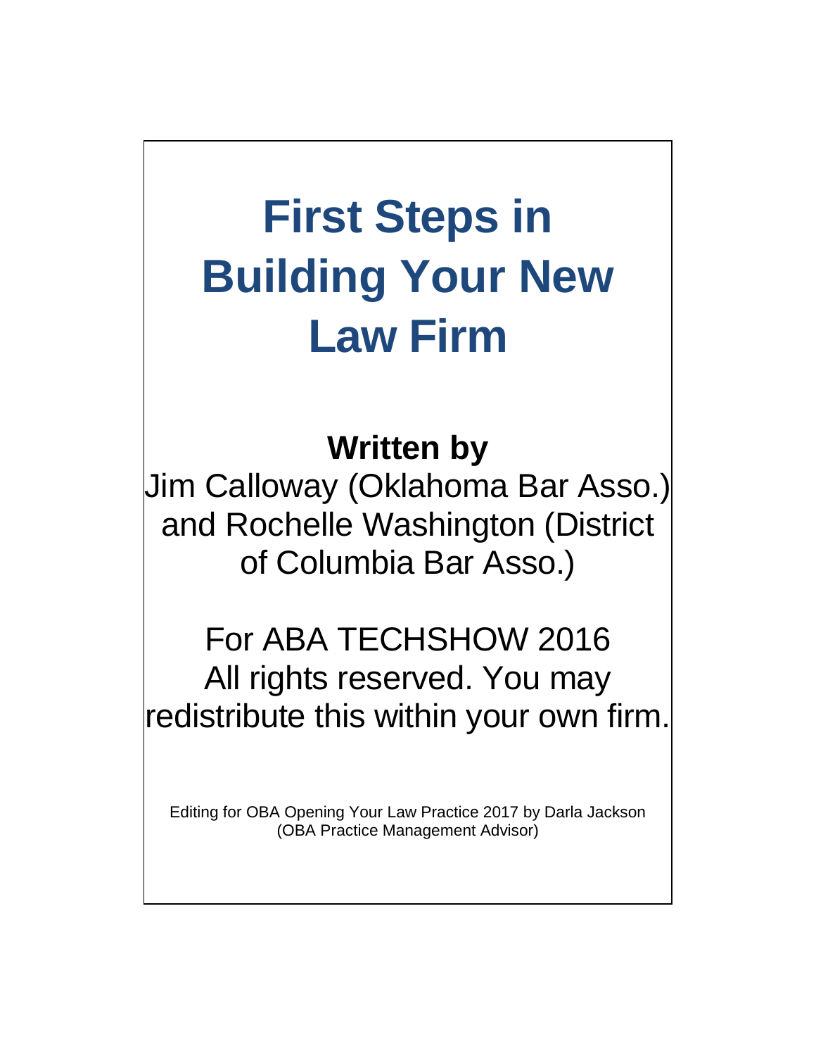# First Steps in Building Your New Law Firm

**Written by**

Jim Calloway (Oklahoma Bar Asso.) and Rochelle Washington (District of Columbia Bar Asso.)

For ABA TECHSHOW 2016
All rights reserved. You may redistribute this within your own firm.

Editing for OBA Opening Your Law Practice 2017 by Darla Jackson (OBA Practice Management Advisor)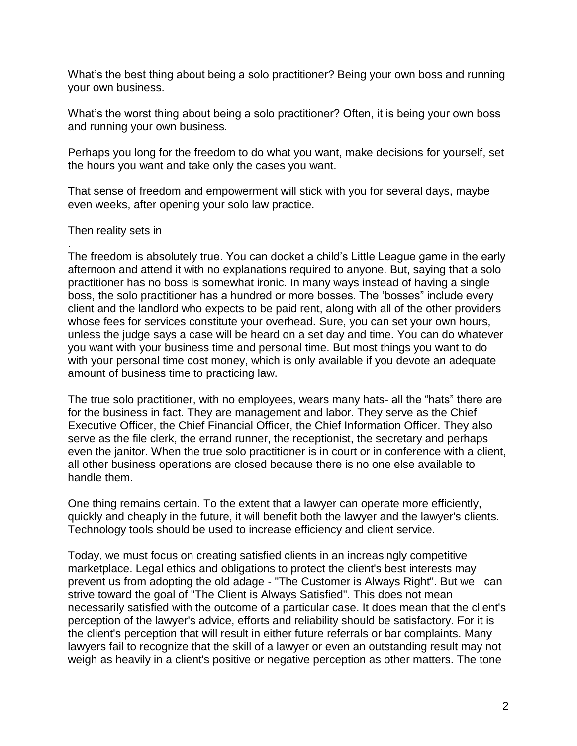What's the best thing about being a solo practitioner? Being your own boss and running your own business.

What's the worst thing about being a solo practitioner? Often, it is being your own boss and running your own business.

Perhaps you long for the freedom to do what you want, make decisions for yourself, set the hours you want and take only the cases you want.

That sense of freedom and empowerment will stick with you for several days, maybe even weeks, after opening your solo law practice.

Then reality sets in

.
The freedom is absolutely true. You can docket a child's Little League game in the early afternoon and attend it with no explanations required to anyone. But, saying that a solo practitioner has no boss is somewhat ironic. In many ways instead of having a single boss, the solo practitioner has a hundred or more bosses. The 'bosses" include every client and the landlord who expects to be paid rent, along with all of the other providers whose fees for services constitute your overhead. Sure, you can set your own hours, unless the judge says a case will be heard on a set day and time. You can do whatever you want with your business time and personal time. But most things you want to do with your personal time cost money, which is only available if you devote an adequate amount of business time to practicing law.

The true solo practitioner, with no employees, wears many hats- all the "hats" there are for the business in fact. They are management and labor. They serve as the Chief Executive Officer, the Chief Financial Officer, the Chief Information Officer. They also serve as the file clerk, the errand runner, the receptionist, the secretary and perhaps even the janitor. When the true solo practitioner is in court or in conference with a client, all other business operations are closed because there is no one else available to handle them.

One thing remains certain. To the extent that a lawyer can operate more efficiently, quickly and cheaply in the future, it will benefit both the lawyer and the lawyer's clients. Technology tools should be used to increase efficiency and client service.

Today, we must focus on creating satisfied clients in an increasingly competitive marketplace. Legal ethics and obligations to protect the client's best interests may prevent us from adopting the old adage - "The Customer is Always Right". But we can strive toward the goal of "The Client is Always Satisfied". This does not mean necessarily satisfied with the outcome of a particular case. It does mean that the client's perception of the lawyer's advice, efforts and reliability should be satisfactory. For it is the client's perception that will result in either future referrals or bar complaints. Many lawyers fail to recognize that the skill of a lawyer or even an outstanding result may not weigh as heavily in a client's positive or negative perception as other matters. The tone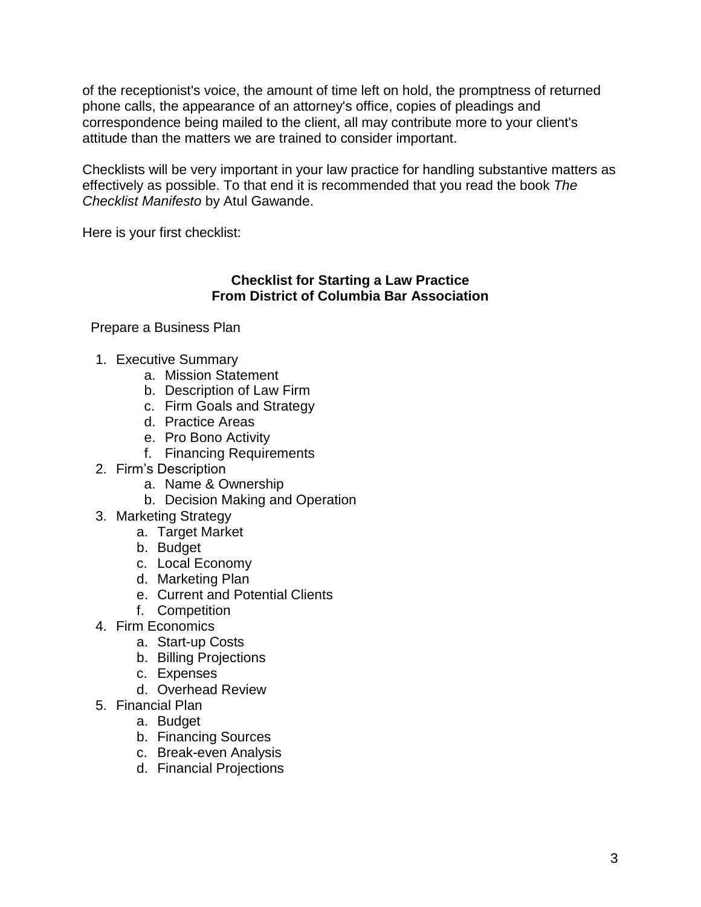of the receptionist's voice, the amount of time left on hold, the promptness of returned phone calls, the appearance of an attorney's office, copies of pleadings and correspondence being mailed to the client, all may contribute more to your client's attitude than the matters we are trained to consider important.

Checklists will be very important in your law practice for handling substantive matters as effectively as possible. To that end it is recommended that you read the book *The Checklist Manifesto* by Atul Gawande.

Here is your first checklist:

**Checklist for Starting a Law Practice**
**From District of Columbia Bar Association**

Prepare a Business Plan

1. Executive Summary
   a. Mission Statement
   b. Description of Law Firm
   c. Firm Goals and Strategy
   d. Practice Areas
   e. Pro Bono Activity
   f. Financing Requirements
2. Firm's Description
   a. Name & Ownership
   b. Decision Making and Operation
3. Marketing Strategy
   a. Target Market
   b. Budget
   c. Local Economy
   d. Marketing Plan
   e. Current and Potential Clients
   f. Competition
4. Firm Economics
   a. Start-up Costs
   b. Billing Projections
   c. Expenses
   d. Overhead Review
5. Financial Plan
   a. Budget
   b. Financing Sources
   c. Break-even Analysis
   d. Financial Projections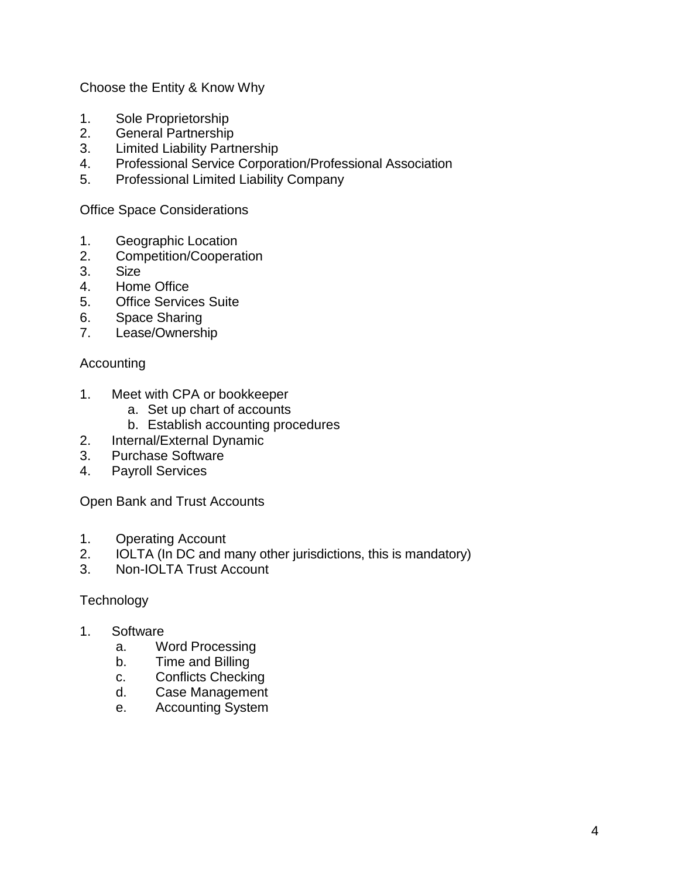Choose the Entity & Know Why

1. Sole Proprietorship
2. General Partnership
3. Limited Liability Partnership
4. Professional Service Corporation/Professional Association
5. Professional Limited Liability Company

Office Space Considerations

1. Geographic Location
2. Competition/Cooperation
3. Size
4. Home Office
5. Office Services Suite
6. Space Sharing
7. Lease/Ownership

Accounting

1. Meet with CPA or bookkeeper
   a. Set up chart of accounts
   b. Establish accounting procedures
2. Internal/External Dynamic
3. Purchase Software
4. Payroll Services

Open Bank and Trust Accounts

1. Operating Account
2. IOLTA (In DC and many other jurisdictions, this is mandatory)
3. Non-IOLTA Trust Account

Technology

1. Software
   a. Word Processing
   b. Time and Billing
   c. Conflicts Checking
   d. Case Management
   e. Accounting System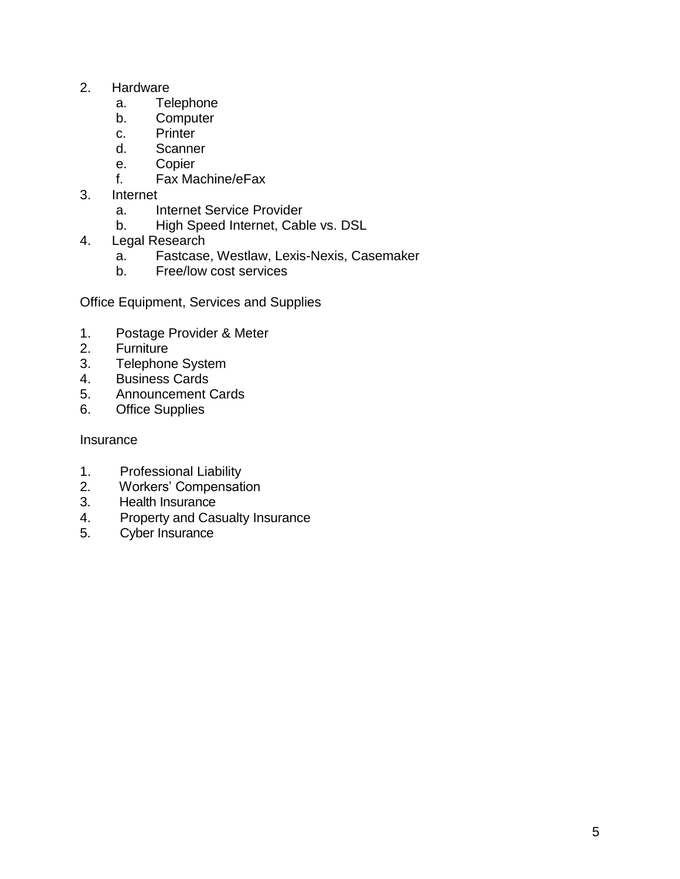2. Hardware
    a. Telephone
    b. Computer
    c. Printer
    d. Scanner
    e. Copier
    f. Fax Machine/eFax
3. Internet
    a. Internet Service Provider
    b. High Speed Internet, Cable vs. DSL
4. Legal Research
    a. Fastcase, Westlaw, Lexis-Nexis, Casemaker
    b. Free/low cost services

Office Equipment, Services and Supplies

1. Postage Provider & Meter
2. Furniture
3. Telephone System
4. Business Cards
5. Announcement Cards
6. Office Supplies

Insurance

1. Professional Liability
2. Workers' Compensation
3. Health Insurance
4. Property and Casualty Insurance
5. Cyber Insurance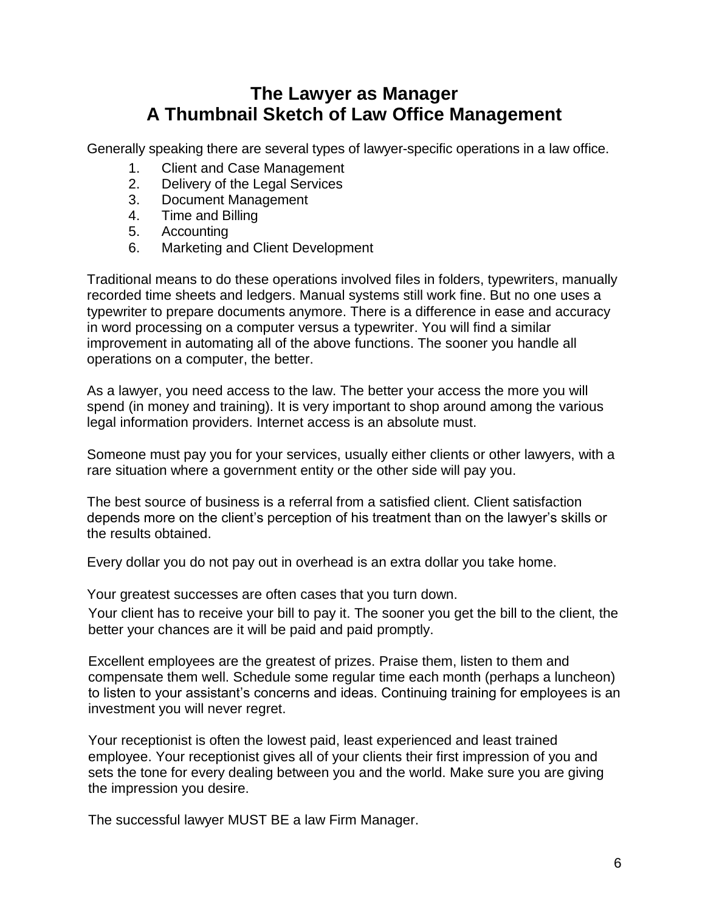# The Lawyer as Manager
## A Thumbnail Sketch of Law Office Management

Generally speaking there are several types of lawyer-specific operations in a law office.

1. Client and Case Management
2. Delivery of the Legal Services
3. Document Management
4. Time and Billing
5. Accounting
6. Marketing and Client Development

Traditional means to do these operations involved files in folders, typewriters, manually recorded time sheets and ledgers. Manual systems still work fine. But no one uses a typewriter to prepare documents anymore. There is a difference in ease and accuracy in word processing on a computer versus a typewriter. You will find a similar improvement in automating all of the above functions. The sooner you handle all operations on a computer, the better.

As a lawyer, you need access to the law. The better your access the more you will spend (in money and training). It is very important to shop around among the various legal information providers. Internet access is an absolute must.

Someone must pay you for your services, usually either clients or other lawyers, with a rare situation where a government entity or the other side will pay you.

The best source of business is a referral from a satisfied client. Client satisfaction depends more on the client's perception of his treatment than on the lawyer's skills or the results obtained.

Every dollar you do not pay out in overhead is an extra dollar you take home.

Your greatest successes are often cases that you turn down.

Your client has to receive your bill to pay it. The sooner you get the bill to the client, the better your chances are it will be paid and paid promptly.

Excellent employees are the greatest of prizes. Praise them, listen to them and compensate them well. Schedule some regular time each month (perhaps a luncheon) to listen to your assistant's concerns and ideas. Continuing training for employees is an investment you will never regret.

Your receptionist is often the lowest paid, least experienced and least trained employee. Your receptionist gives all of your clients their first impression of you and sets the tone for every dealing between you and the world. Make sure you are giving the impression you desire.

The successful lawyer MUST BE a law Firm Manager.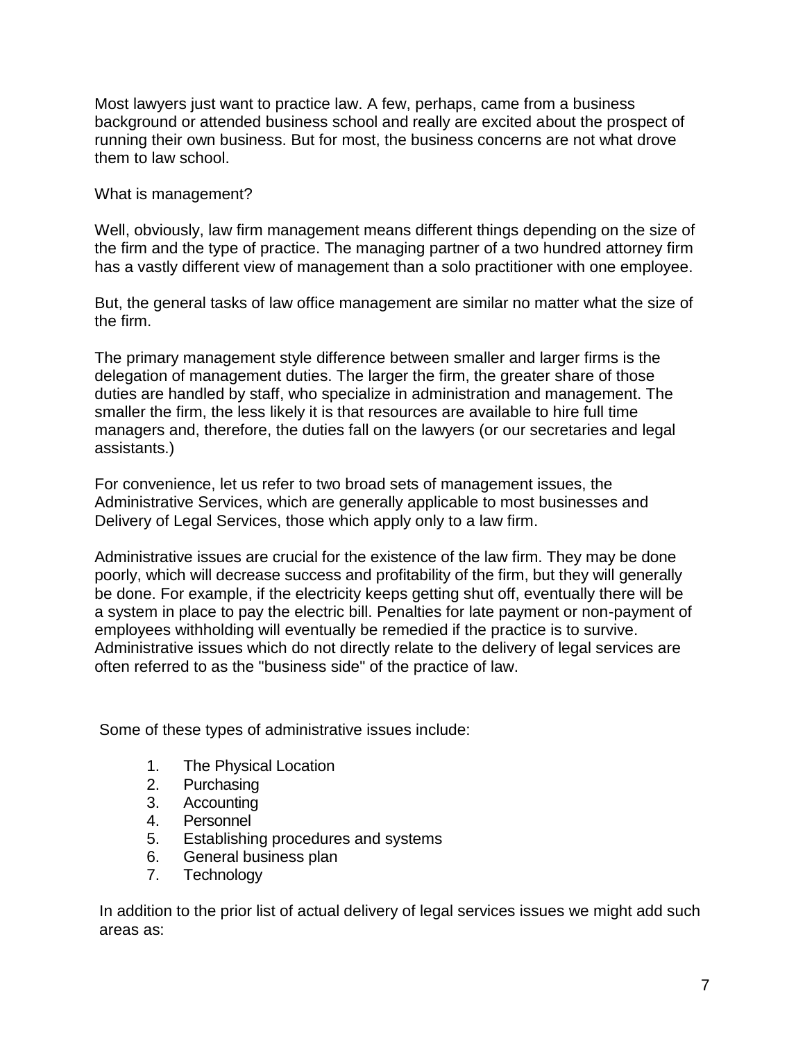Most lawyers just want to practice law. A few, perhaps, came from a business background or attended business school and really are excited about the prospect of running their own business. But for most, the business concerns are not what drove them to law school.

What is management?

Well, obviously, law firm management means different things depending on the size of the firm and the type of practice. The managing partner of a two hundred attorney firm has a vastly different view of management than a solo practitioner with one employee.

But, the general tasks of law office management are similar no matter what the size of the firm.

The primary management style difference between smaller and larger firms is the delegation of management duties. The larger the firm, the greater share of those duties are handled by staff, who specialize in administration and management. The smaller the firm, the less likely it is that resources are available to hire full time managers and, therefore, the duties fall on the lawyers (or our secretaries and legal assistants.)

For convenience, let us refer to two broad sets of management issues, the Administrative Services, which are generally applicable to most businesses and Delivery of Legal Services, those which apply only to a law firm.

Administrative issues are crucial for the existence of the law firm. They may be done poorly, which will decrease success and profitability of the firm, but they will generally be done. For example, if the electricity keeps getting shut off, eventually there will be a system in place to pay the electric bill. Penalties for late payment or non-payment of employees withholding will eventually be remedied if the practice is to survive. Administrative issues which do not directly relate to the delivery of legal services are often referred to as the "business side" of the practice of law.

Some of these types of administrative issues include:

1. The Physical Location
2. Purchasing
3. Accounting
4. Personnel
5. Establishing procedures and systems
6. General business plan
7. Technology

In addition to the prior list of actual delivery of legal services issues we might add such areas as: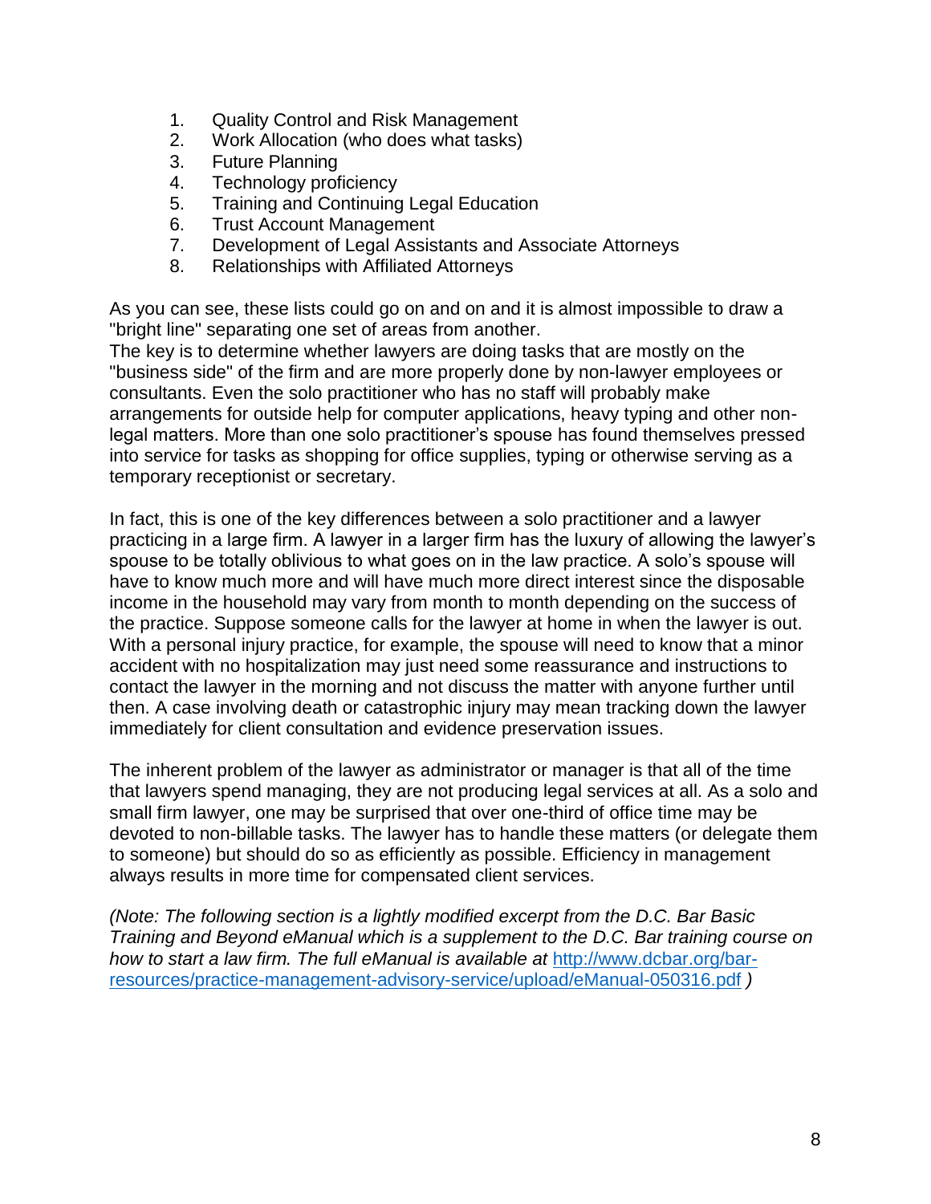1. Quality Control and Risk Management
2. Work Allocation (who does what tasks)
3. Future Planning
4. Technology proficiency
5. Training and Continuing Legal Education
6. Trust Account Management
7. Development of Legal Assistants and Associate Attorneys
8. Relationships with Affiliated Attorneys

As you can see, these lists could go on and on and it is almost impossible to draw a "bright line" separating one set of areas from another.

The key is to determine whether lawyers are doing tasks that are mostly on the "business side" of the firm and are more properly done by non-lawyer employees or consultants. Even the solo practitioner who has no staff will probably make arrangements for outside help for computer applications, heavy typing and other non-legal matters. More than one solo practitioner's spouse has found themselves pressed into service for tasks as shopping for office supplies, typing or otherwise serving as a temporary receptionist or secretary.

In fact, this is one of the key differences between a solo practitioner and a lawyer practicing in a large firm. A lawyer in a larger firm has the luxury of allowing the lawyer's spouse to be totally oblivious to what goes on in the law practice. A solo's spouse will have to know much more and will have much more direct interest since the disposable income in the household may vary from month to month depending on the success of the practice. Suppose someone calls for the lawyer at home in when the lawyer is out. With a personal injury practice, for example, the spouse will need to know that a minor accident with no hospitalization may just need some reassurance and instructions to contact the lawyer in the morning and not discuss the matter with anyone further until then. A case involving death or catastrophic injury may mean tracking down the lawyer immediately for client consultation and evidence preservation issues.

The inherent problem of the lawyer as administrator or manager is that all of the time that lawyers spend managing, they are not producing legal services at all. As a solo and small firm lawyer, one may be surprised that over one-third of office time may be devoted to non-billable tasks. The lawyer has to handle these matters (or delegate them to someone) but should do so as efficiently as possible. Efficiency in management always results in more time for compensated client services.

*(Note: The following section is a lightly modified excerpt from the D.C. Bar Basic Training and Beyond eManual which is a supplement to the D.C. Bar training course on how to start a law firm. The full eManual is available at* [http://www.dcbar.org/bar-resources/practice-management-advisory-service/upload/eManual-050316.pdf](http://www.dcbar.org/bar-resources/practice-management-advisory-service/upload/eManual-050316.pdf) *)*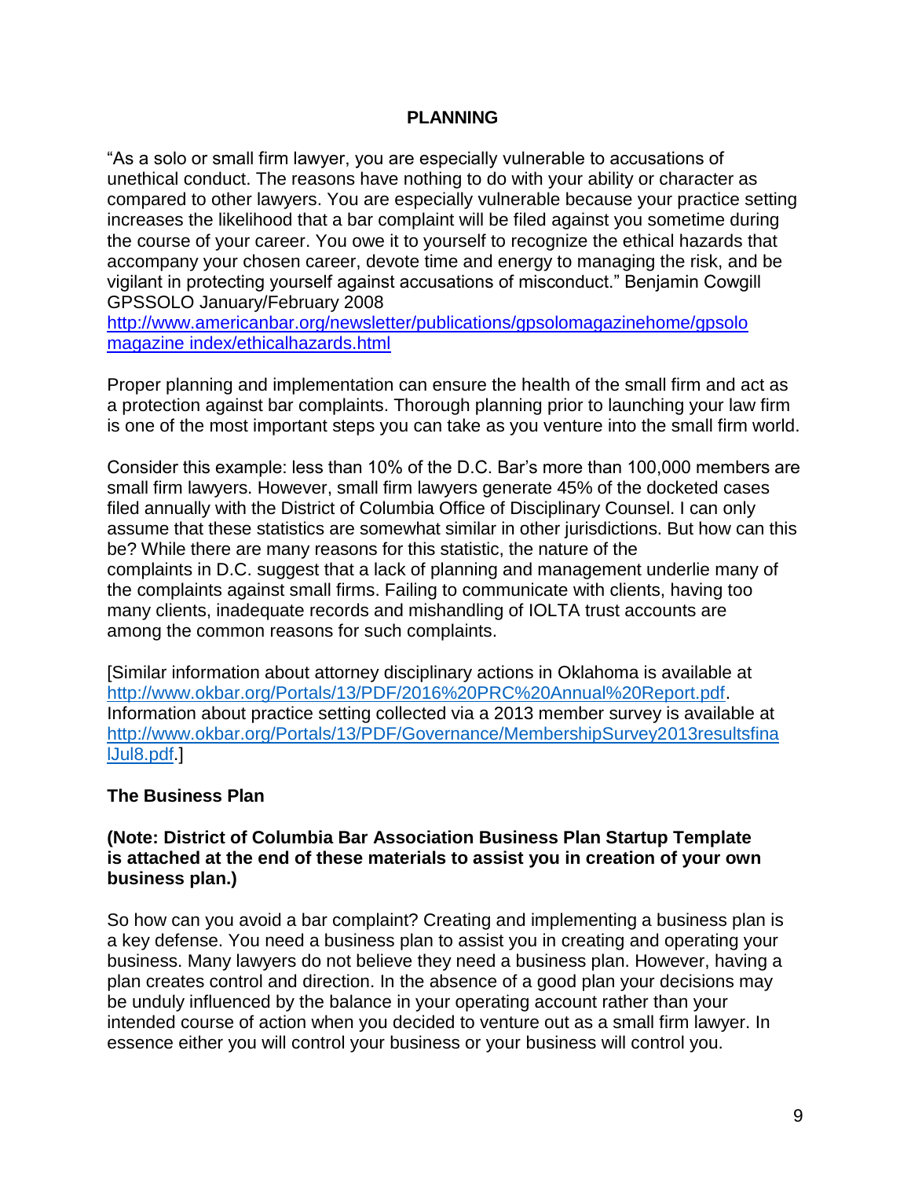## PLANNING

"As a solo or small firm lawyer, you are especially vulnerable to accusations of unethical conduct. The reasons have nothing to do with your ability or character as compared to other lawyers. You are especially vulnerable because your practice setting increases the likelihood that a bar complaint will be filed against you sometime during the course of your career. You owe it to yourself to recognize the ethical hazards that accompany your chosen career, devote time and energy to managing the risk, and be vigilant in protecting yourself against accusations of misconduct." Benjamin Cowgill GPSSOLO January/February 2008 [http://www.americanbar.org/newsletter/publications/gpsolomagazinehome/gpsolo magazine index/ethicalhazards.html](http://www.americanbar.org/newsletter/publications/gpsolomagazinehome/gpsolomagazine_index/ethicalhazards.html)

Proper planning and implementation can ensure the health of the small firm and act as a protection against bar complaints. Thorough planning prior to launching your law firm is one of the most important steps you can take as you venture into the small firm world.

Consider this example: less than 10% of the D.C. Bar's more than 100,000 members are small firm lawyers. However, small firm lawyers generate 45% of the docketed cases filed annually with the District of Columbia Office of Disciplinary Counsel. I can only assume that these statistics are somewhat similar in other jurisdictions. But how can this be? While there are many reasons for this statistic, the nature of the complaints in D.C. suggest that a lack of planning and management underlie many of the complaints against small firms. Failing to communicate with clients, having too many clients, inadequate records and mishandling of IOLTA trust accounts are among the common reasons for such complaints.

[Similar information about attorney disciplinary actions in Oklahoma is available at [http://www.okbar.org/Portals/13/PDF/2016%20PRC%20Annual%20Report.pdf](http://www.okbar.org/Portals/13/PDF/2016%20PRC%20Annual%20Report.pdf). Information about practice setting collected via a 2013 member survey is available at [http://www.okbar.org/Portals/13/PDF/Governance/MembershipSurvey2013resultsfinalJul8.pdf](http://www.okbar.org/Portals/13/PDF/Governance/MembershipSurvey2013resultsfinalJul8.pdf).]

### The Business Plan

**(Note: District of Columbia Bar Association Business Plan Startup Template is attached at the end of these materials to assist you in creation of your own business plan.)**

So how can you avoid a bar complaint? Creating and implementing a business plan is a key defense. You need a business plan to assist you in creating and operating your business. Many lawyers do not believe they need a business plan. However, having a plan creates control and direction. In the absence of a good plan your decisions may be unduly influenced by the balance in your operating account rather than your intended course of action when you decided to venture out as a small firm lawyer. In essence either you will control your business or your business will control you.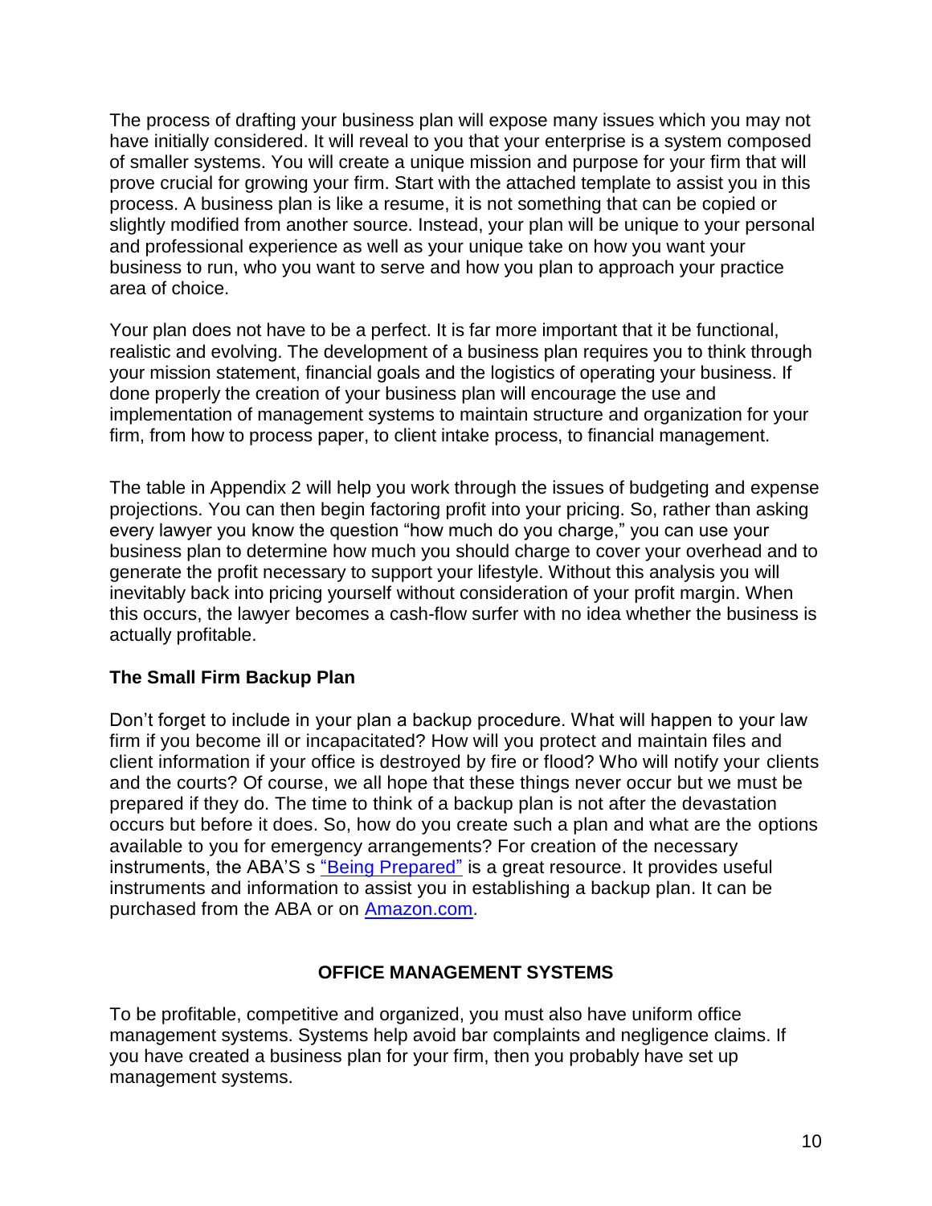The process of drafting your business plan will expose many issues which you may not have initially considered. It will reveal to you that your enterprise is a system composed of smaller systems. You will create a unique mission and purpose for your firm that will prove crucial for growing your firm. Start with the attached template to assist you in this process. A business plan is like a resume, it is not something that can be copied or slightly modified from another source. Instead, your plan will be unique to your personal and professional experience as well as your unique take on how you want your business to run, who you want to serve and how you plan to approach your practice area of choice.

Your plan does not have to be a perfect. It is far more important that it be functional, realistic and evolving. The development of a business plan requires you to think through your mission statement, financial goals and the logistics of operating your business. If done properly the creation of your business plan will encourage the use and implementation of management systems to maintain structure and organization for your firm, from how to process paper, to client intake process, to financial management.

The table in Appendix 2 will help you work through the issues of budgeting and expense projections. You can then begin factoring profit into your pricing. So, rather than asking every lawyer you know the question "how much do you charge," you can use your business plan to determine how much you should charge to cover your overhead and to generate the profit necessary to support your lifestyle. Without this analysis you will inevitably back into pricing yourself without consideration of your profit margin. When this occurs, the lawyer becomes a cash-flow surfer with no idea whether the business is actually profitable.

**The Small Firm Backup Plan**

Don't forget to include in your plan a backup procedure. What will happen to your law firm if you become ill or incapacitated? How will you protect and maintain files and client information if your office is destroyed by fire or flood? Who will notify your clients and the courts? Of course, we all hope that these things never occur but we must be prepared if they do. The time to think of a backup plan is not after the devastation occurs but before it does. So, how do you create such a plan and what are the options available to you for emergency arrangements? For creation of the necessary instruments, the ABA'S s "Being Prepared" is a great resource. It provides useful instruments and information to assist you in establishing a backup plan. It can be purchased from the ABA or on Amazon.com.

## OFFICE MANAGEMENT SYSTEMS

To be profitable, competitive and organized, you must also have uniform office management systems. Systems help avoid bar complaints and negligence claims. If you have created a business plan for your firm, then you probably have set up management systems.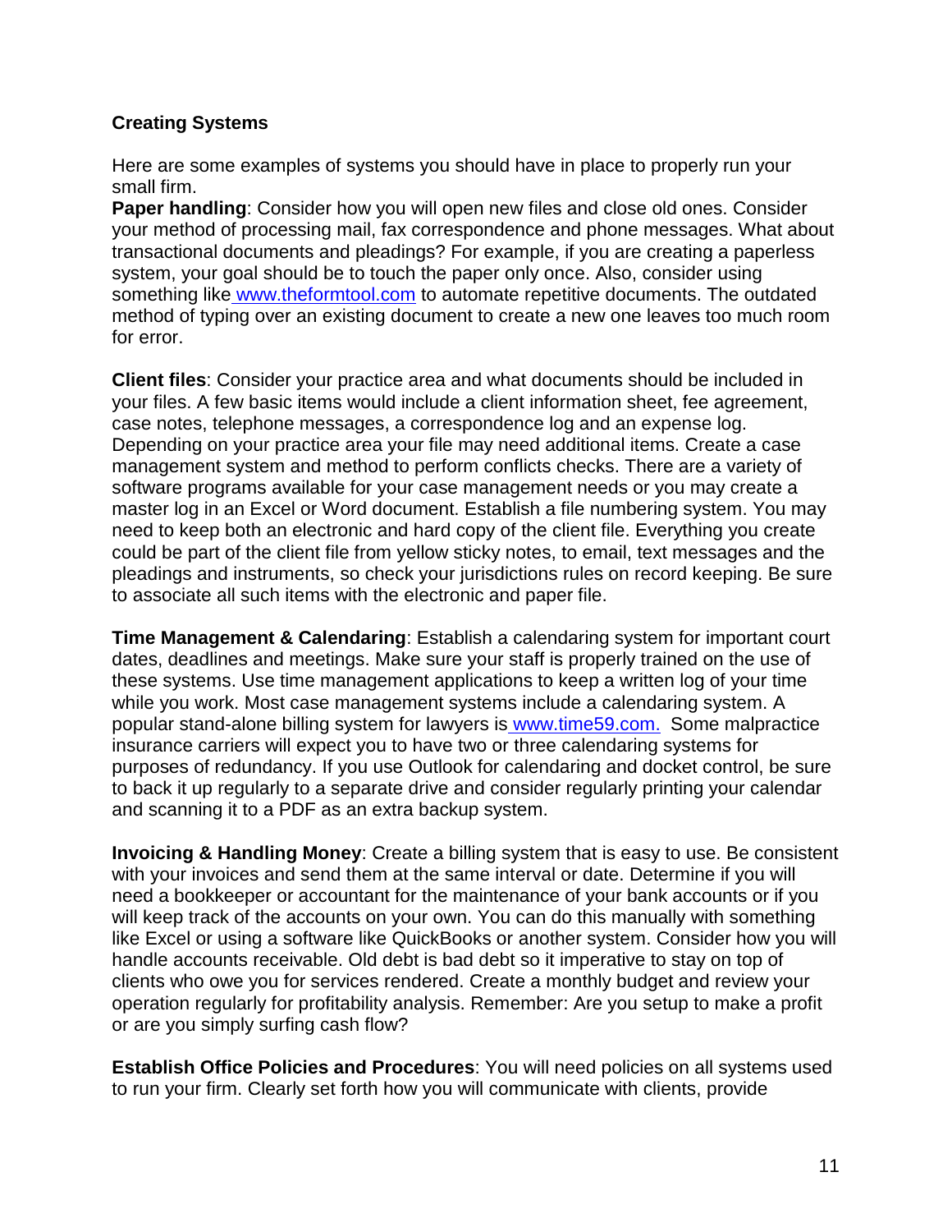**Creating Systems**

Here are some examples of systems you should have in place to properly run your small firm.

**Paper handling**: Consider how you will open new files and close old ones. Consider your method of processing mail, fax correspondence and phone messages. What about transactional documents and pleadings? For example, if you are creating a paperless system, your goal should be to touch the paper only once. Also, consider using something like www.theformtool.com to automate repetitive documents. The outdated method of typing over an existing document to create a new one leaves too much room for error.

**Client files**: Consider your practice area and what documents should be included in your files. A few basic items would include a client information sheet, fee agreement, case notes, telephone messages, a correspondence log and an expense log. Depending on your practice area your file may need additional items. Create a case management system and method to perform conflicts checks. There are a variety of software programs available for your case management needs or you may create a master log in an Excel or Word document. Establish a file numbering system. You may need to keep both an electronic and hard copy of the client file. Everything you create could be part of the client file from yellow sticky notes, to email, text messages and the pleadings and instruments, so check your jurisdictions rules on record keeping. Be sure to associate all such items with the electronic and paper file.

**Time Management & Calendaring**: Establish a calendaring system for important court dates, deadlines and meetings. Make sure your staff is properly trained on the use of these systems. Use time management applications to keep a written log of your time while you work. Most case management systems include a calendaring system. A popular stand-alone billing system for lawyers is www.time59.com. Some malpractice insurance carriers will expect you to have two or three calendaring systems for purposes of redundancy. If you use Outlook for calendaring and docket control, be sure to back it up regularly to a separate drive and consider regularly printing your calendar and scanning it to a PDF as an extra backup system.

**Invoicing & Handling Money**: Create a billing system that is easy to use. Be consistent with your invoices and send them at the same interval or date. Determine if you will need a bookkeeper or accountant for the maintenance of your bank accounts or if you will keep track of the accounts on your own. You can do this manually with something like Excel or using a software like QuickBooks or another system. Consider how you will handle accounts receivable. Old debt is bad debt so it imperative to stay on top of clients who owe you for services rendered. Create a monthly budget and review your operation regularly for profitability analysis. Remember: Are you setup to make a profit or are you simply surfing cash flow?

**Establish Office Policies and Procedures**: You will need policies on all systems used to run your firm. Clearly set forth how you will communicate with clients, provide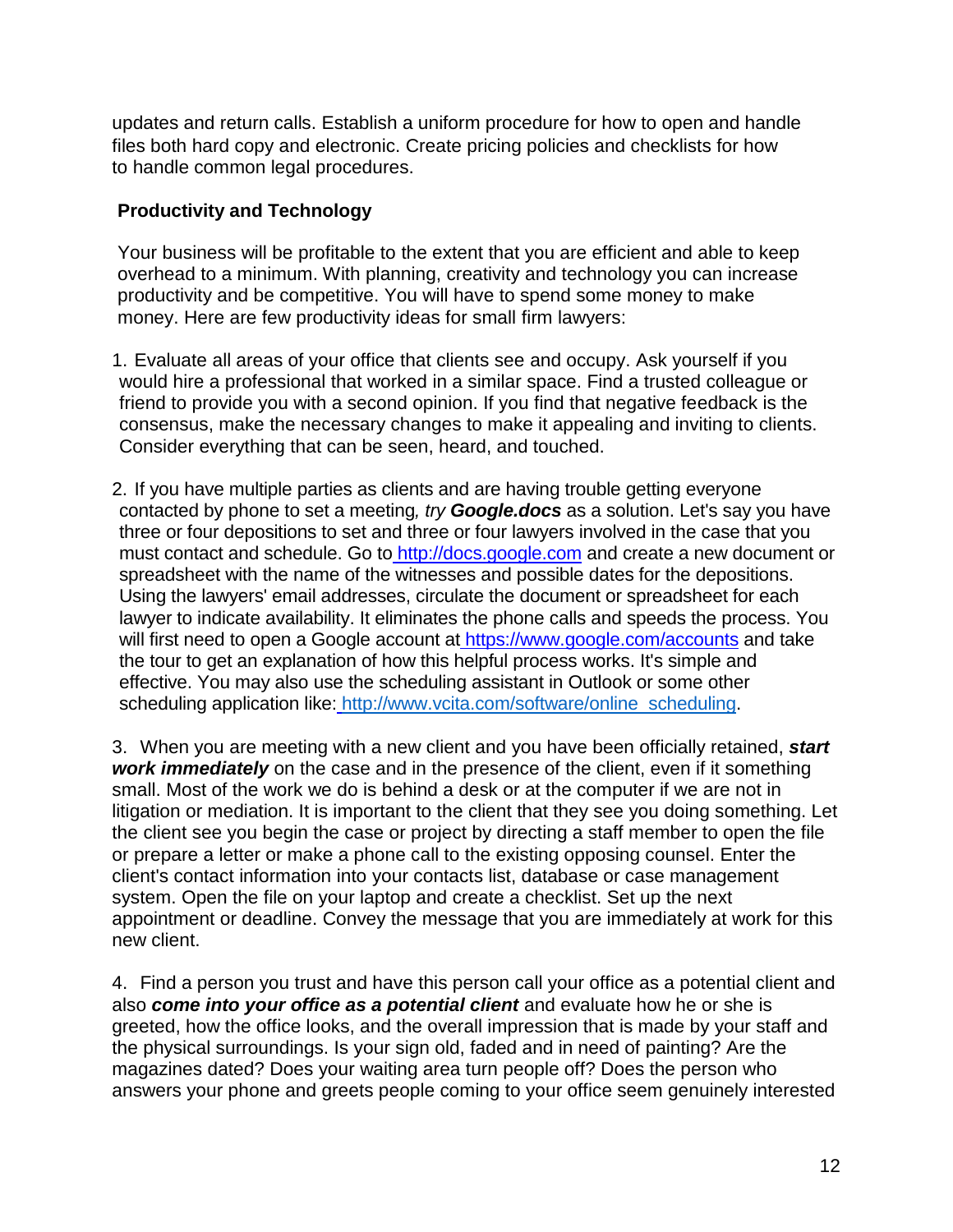updates and return calls. Establish a uniform procedure for how to open and handle files both hard copy and electronic. Create pricing policies and checklists for how to handle common legal procedures.

**Productivity and Technology**

Your business will be profitable to the extent that you are efficient and able to keep overhead to a minimum. With planning, creativity and technology you can increase productivity and be competitive. You will have to spend some money to make money. Here are few productivity ideas for small firm lawyers:

1. Evaluate all areas of your office that clients see and occupy. Ask yourself if you would hire a professional that worked in a similar space. Find a trusted colleague or friend to provide you with a second opinion. If you find that negative feedback is the consensus, make the necessary changes to make it appealing and inviting to clients. Consider everything that can be seen, heard, and touched.

2. If you have multiple parties as clients and are having trouble getting everyone contacted by phone to set a meeting*, try* ***Google.docs*** as a solution. Let's say you have three or four depositions to set and three or four lawyers involved in the case that you must contact and schedule. Go to http://docs.google.com and create a new document or spreadsheet with the name of the witnesses and possible dates for the depositions. Using the lawyers' email addresses, circulate the document or spreadsheet for each lawyer to indicate availability. It eliminates the phone calls and speeds the process. You will first need to open a Google account at https://www.google.com/accounts and take the tour to get an explanation of how this helpful process works. It's simple and effective. You may also use the scheduling assistant in Outlook or some other scheduling application like: http://www.vcita.com/software/online_scheduling.

3. When you are meeting with a new client and you have been officially retained, ***start work immediately*** on the case and in the presence of the client, even if it something small. Most of the work we do is behind a desk or at the computer if we are not in litigation or mediation. It is important to the client that they see you doing something. Let the client see you begin the case or project by directing a staff member to open the file or prepare a letter or make a phone call to the existing opposing counsel. Enter the client's contact information into your contacts list, database or case management system. Open the file on your laptop and create a checklist. Set up the next appointment or deadline. Convey the message that you are immediately at work for this new client.

4. Find a person you trust and have this person call your office as a potential client and also ***come into your office as a potential client*** and evaluate how he or she is greeted, how the office looks, and the overall impression that is made by your staff and the physical surroundings. Is your sign old, faded and in need of painting? Are the magazines dated? Does your waiting area turn people off? Does the person who answers your phone and greets people coming to your office seem genuinely interested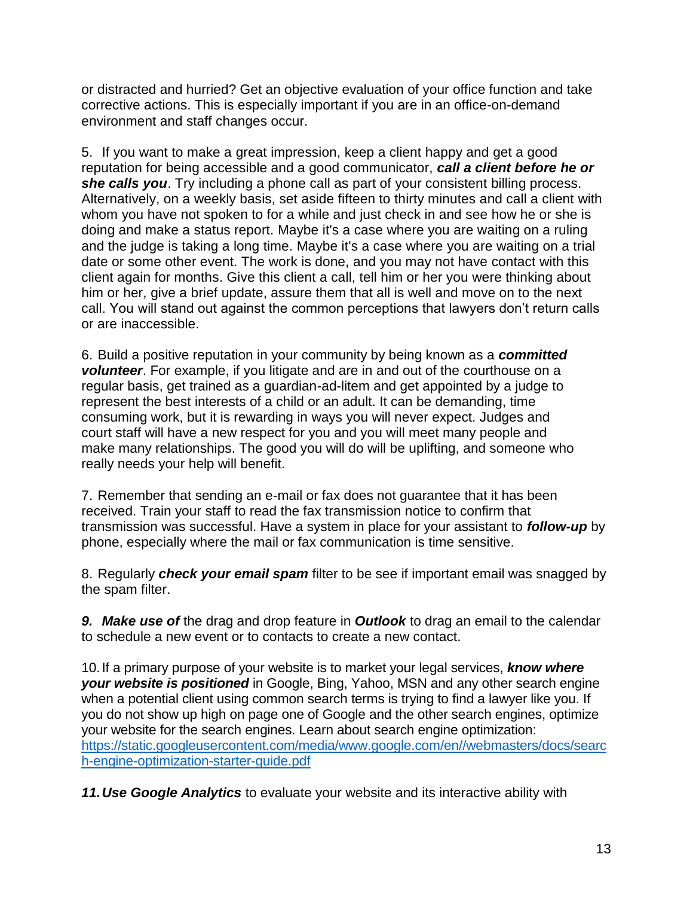or distracted and hurried? Get an objective evaluation of your office function and take corrective actions. This is especially important if you are in an office-on-demand environment and staff changes occur.

5. If you want to make a great impression, keep a client happy and get a good reputation for being accessible and a good communicator, ***call a client before he or she calls you***. Try including a phone call as part of your consistent billing process. Alternatively, on a weekly basis, set aside fifteen to thirty minutes and call a client with whom you have not spoken to for a while and just check in and see how he or she is doing and make a status report. Maybe it's a case where you are waiting on a ruling and the judge is taking a long time. Maybe it's a case where you are waiting on a trial date or some other event. The work is done, and you may not have contact with this client again for months. Give this client a call, tell him or her you were thinking about him or her, give a brief update, assure them that all is well and move on to the next call. You will stand out against the common perceptions that lawyers don't return calls or are inaccessible.

6. Build a positive reputation in your community by being known as a ***committed volunteer***. For example, if you litigate and are in and out of the courthouse on a regular basis, get trained as a guardian-ad-litem and get appointed by a judge to represent the best interests of a child or an adult. It can be demanding, time consuming work, but it is rewarding in ways you will never expect. Judges and court staff will have a new respect for you and you will meet many people and make many relationships. The good you will do will be uplifting, and someone who really needs your help will benefit.

7. Remember that sending an e-mail or fax does not guarantee that it has been received. Train your staff to read the fax transmission notice to confirm that transmission was successful. Have a system in place for your assistant to ***follow-up*** by phone, especially where the mail or fax communication is time sensitive.

8. Regularly ***check your email spam*** filter to be see if important email was snagged by the spam filter.

***9. Make use of*** the drag and drop feature in ***Outlook*** to drag an email to the calendar to schedule a new event or to contacts to create a new contact.

10. If a primary purpose of your website is to market your legal services, ***know where your website is positioned*** in Google, Bing, Yahoo, MSN and any other search engine when a potential client using common search terms is trying to find a lawyer like you. If you do not show up high on page one of Google and the other search engines, optimize your website for the search engines. Learn about search engine optimization: [https://static.googleusercontent.com/media/www.google.com/en//webmasters/docs/search-engine-optimization-starter-guide.pdf](https://static.googleusercontent.com/media/www.google.com/en//webmasters/docs/search-engine-optimization-starter-guide.pdf)

***11. Use Google Analytics*** to evaluate your website and its interactive ability with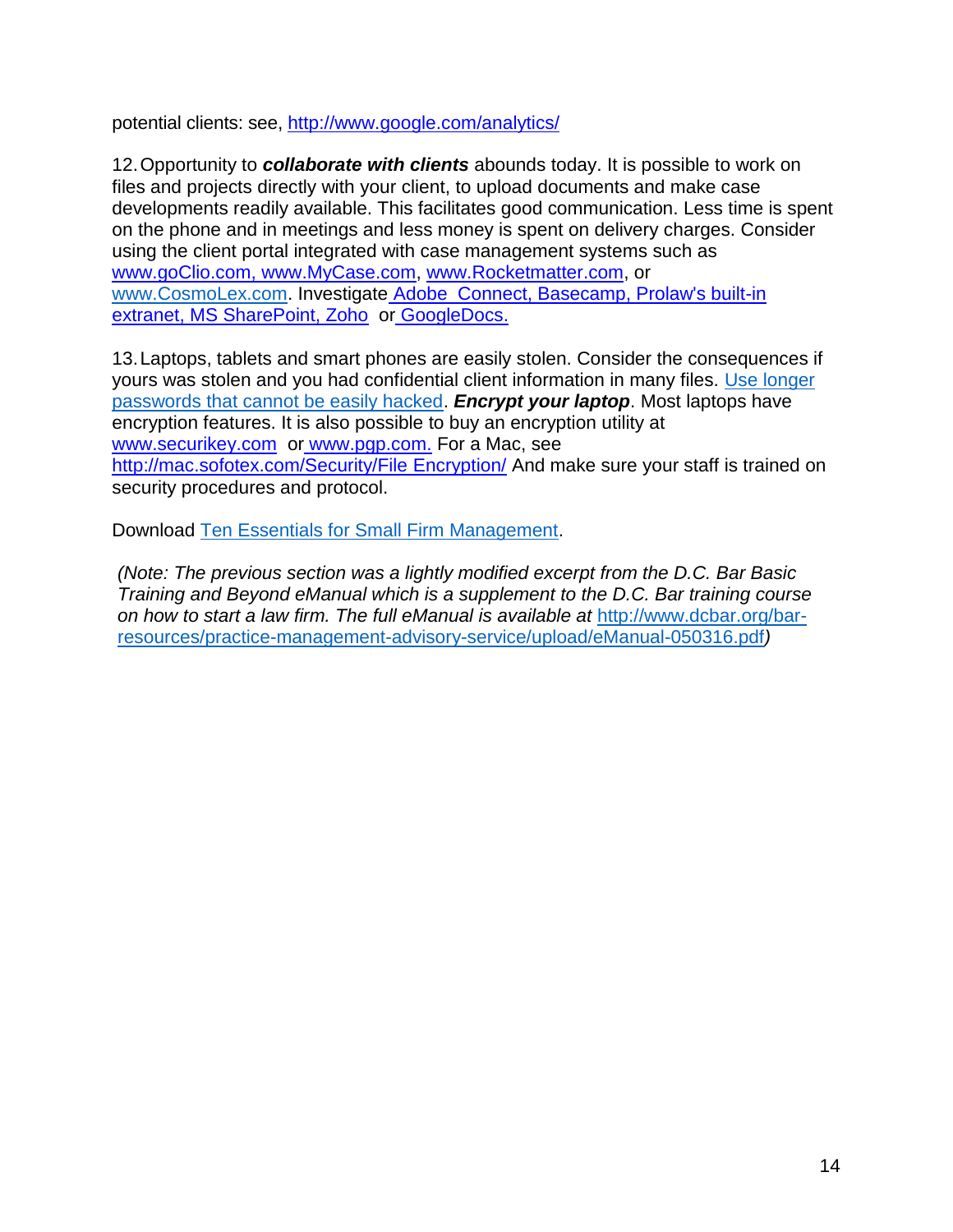potential clients: see, http://www.google.com/analytics/

12. Opportunity to ***collaborate with clients*** abounds today. It is possible to work on files and projects directly with your client, to upload documents and make case developments readily available. This facilitates good communication. Less time is spent on the phone and in meetings and less money is spent on delivery charges. Consider using the client portal integrated with case management systems such as www.goClio.com, www.MyCase.com, www.Rocketmatter.com, or www.CosmoLex.com. Investigate Adobe Connect, Basecamp, Prolaw's built-in extranet, MS SharePoint, Zoho or GoogleDocs.

13. Laptops, tablets and smart phones are easily stolen. Consider the consequences if yours was stolen and you had confidential client information in many files. Use longer passwords that cannot be easily hacked. ***Encrypt your laptop***. Most laptops have encryption features. It is also possible to buy an encryption utility at www.securikey.com or www.pgp.com. For a Mac, see http://mac.sofotex.com/Security/File Encryption/ And make sure your staff is trained on security procedures and protocol.

Download Ten Essentials for Small Firm Management.

*(Note: The previous section was a lightly modified excerpt from the D.C. Bar Basic Training and Beyond eManual which is a supplement to the D.C. Bar training course on how to start a law firm. The full eManual is available at http://www.dcbar.org/bar-resources/practice-management-advisory-service/upload/eManual-050316.pdf)*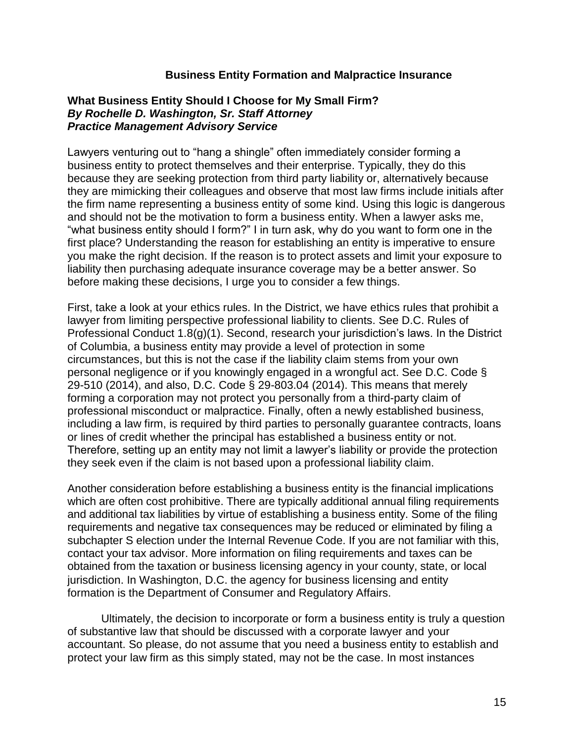## Business Entity Formation and Malpractice Insurance

### What Business Entity Should I Choose for My Small Firm?
***By Rochelle D. Washington, Sr. Staff Attorney***
***Practice Management Advisory Service***

Lawyers venturing out to "hang a shingle" often immediately consider forming a business entity to protect themselves and their enterprise. Typically, they do this because they are seeking protection from third party liability or, alternatively because they are mimicking their colleagues and observe that most law firms include initials after the firm name representing a business entity of some kind. Using this logic is dangerous and should not be the motivation to form a business entity. When a lawyer asks me, "what business entity should I form?" I in turn ask, why do you want to form one in the first place? Understanding the reason for establishing an entity is imperative to ensure you make the right decision. If the reason is to protect assets and limit your exposure to liability then purchasing adequate insurance coverage may be a better answer. So before making these decisions, I urge you to consider a few things.

First, take a look at your ethics rules. In the District, we have ethics rules that prohibit a lawyer from limiting perspective professional liability to clients. See D.C. Rules of Professional Conduct 1.8(g)(1). Second, research your jurisdiction's laws. In the District of Columbia, a business entity may provide a level of protection in some circumstances, but this is not the case if the liability claim stems from your own personal negligence or if you knowingly engaged in a wrongful act. See D.C. Code § 29-510 (2014), and also, D.C. Code § 29-803.04 (2014). This means that merely forming a corporation may not protect you personally from a third-party claim of professional misconduct or malpractice. Finally, often a newly established business, including a law firm, is required by third parties to personally guarantee contracts, loans or lines of credit whether the principal has established a business entity or not. Therefore, setting up an entity may not limit a lawyer's liability or provide the protection they seek even if the claim is not based upon a professional liability claim.

Another consideration before establishing a business entity is the financial implications which are often cost prohibitive. There are typically additional annual filing requirements and additional tax liabilities by virtue of establishing a business entity. Some of the filing requirements and negative tax consequences may be reduced or eliminated by filing a subchapter S election under the Internal Revenue Code. If you are not familiar with this, contact your tax advisor. More information on filing requirements and taxes can be obtained from the taxation or business licensing agency in your county, state, or local jurisdiction. In Washington, D.C. the agency for business licensing and entity formation is the Department of Consumer and Regulatory Affairs.

Ultimately, the decision to incorporate or form a business entity is truly a question of substantive law that should be discussed with a corporate lawyer and your accountant. So please, do not assume that you need a business entity to establish and protect your law firm as this simply stated, may not be the case. In most instances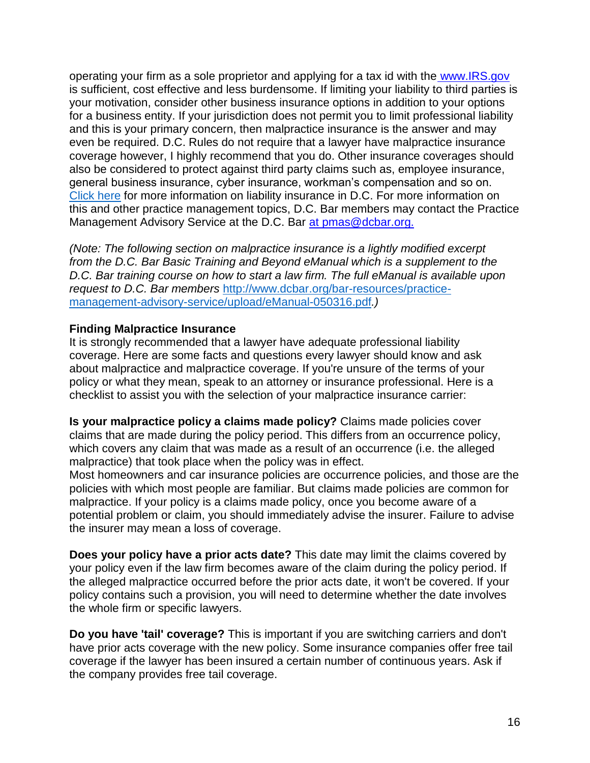operating your firm as a sole proprietor and applying for a tax id with the [www.IRS.gov](http://www.IRS.gov) is sufficient, cost effective and less burdensome. If limiting your liability to third parties is your motivation, consider other business insurance options in addition to your options for a business entity. If your jurisdiction does not permit you to limit professional liability and this is your primary concern, then malpractice insurance is the answer and may even be required. D.C. Rules do not require that a lawyer have malpractice insurance coverage however, I highly recommend that you do. Other insurance coverages should also be considered to protect against third party claims such as, employee insurance, general business insurance, cyber insurance, workman's compensation and so on. Click here for more information on liability insurance in D.C. For more information on this and other practice management topics, D.C. Bar members may contact the Practice Management Advisory Service at the D.C. Bar at pmas@dcbar.org.

*(Note: The following section on malpractice insurance is a lightly modified excerpt from the D.C. Bar Basic Training and Beyond eManual which is a supplement to the D.C. Bar training course on how to start a law firm. The full eManual is available upon request to D.C. Bar members [http://www.dcbar.org/bar-resources/practice-management-advisory-service/upload/eManual-050316.pdf](http://www.dcbar.org/bar-resources/practice-management-advisory-service/upload/eManual-050316.pdf).)*

**Finding Malpractice Insurance**

It is strongly recommended that a lawyer have adequate professional liability coverage. Here are some facts and questions every lawyer should know and ask about malpractice and malpractice coverage. If you're unsure of the terms of your policy or what they mean, speak to an attorney or insurance professional. Here is a checklist to assist you with the selection of your malpractice insurance carrier:

**Is your malpractice policy a claims made policy?** Claims made policies cover claims that are made during the policy period. This differs from an occurrence policy, which covers any claim that was made as a result of an occurrence (i.e. the alleged malpractice) that took place when the policy was in effect.
Most homeowners and car insurance policies are occurrence policies, and those are the policies with which most people are familiar. But claims made policies are common for malpractice. If your policy is a claims made policy, once you become aware of a potential problem or claim, you should immediately advise the insurer. Failure to advise the insurer may mean a loss of coverage.

**Does your policy have a prior acts date?** This date may limit the claims covered by your policy even if the law firm becomes aware of the claim during the policy period. If the alleged malpractice occurred before the prior acts date, it won't be covered. If your policy contains such a provision, you will need to determine whether the date involves the whole firm or specific lawyers.

**Do you have 'tail' coverage?** This is important if you are switching carriers and don't have prior acts coverage with the new policy. Some insurance companies offer free tail coverage if the lawyer has been insured a certain number of continuous years. Ask if the company provides free tail coverage.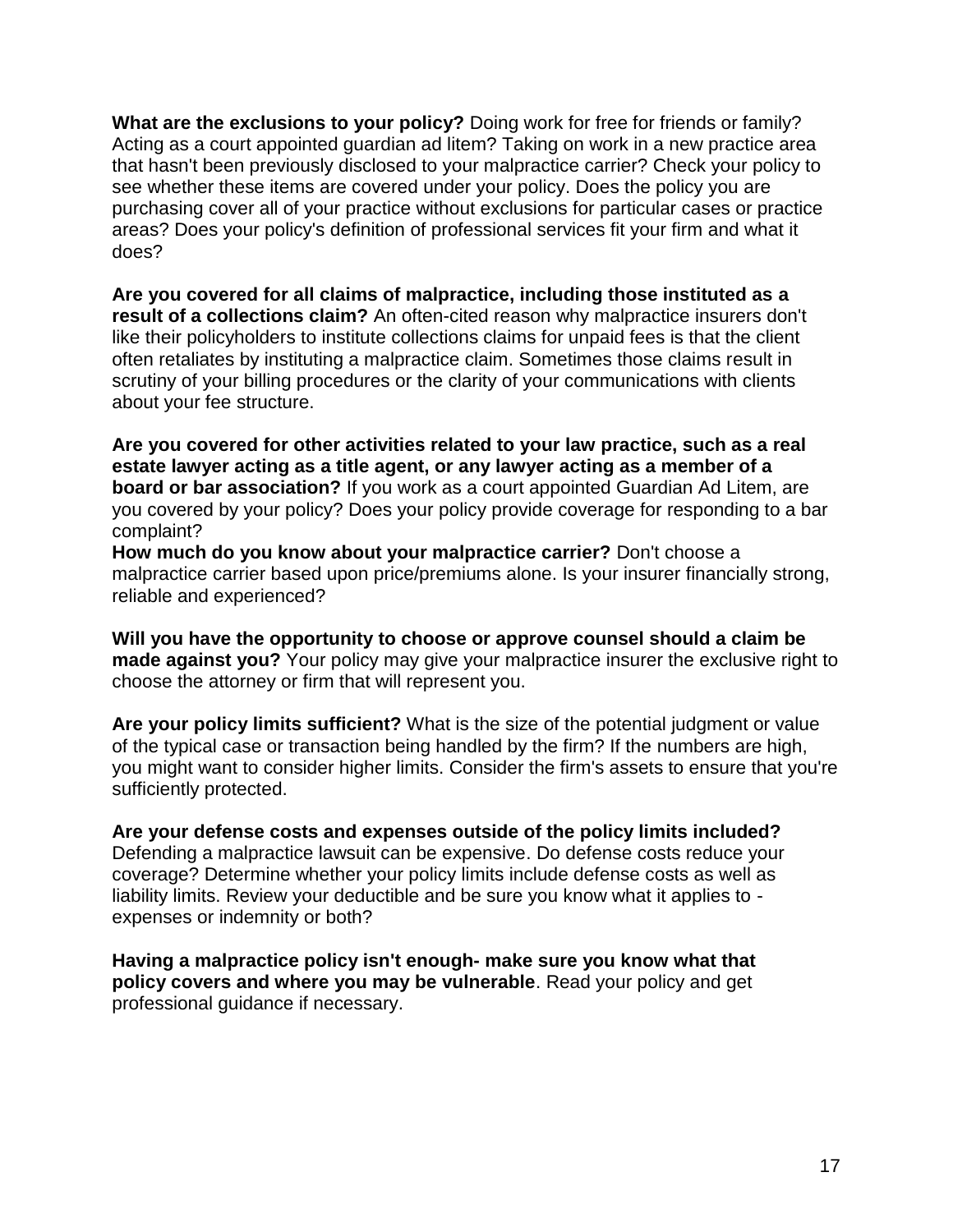**What are the exclusions to your policy?** Doing work for free for friends or family? Acting as a court appointed guardian ad litem? Taking on work in a new practice area that hasn't been previously disclosed to your malpractice carrier? Check your policy to see whether these items are covered under your policy. Does the policy you are purchasing cover all of your practice without exclusions for particular cases or practice areas? Does your policy's definition of professional services fit your firm and what it does?

**Are you covered for all claims of malpractice, including those instituted as a result of a collections claim?** An often-cited reason why malpractice insurers don't like their policyholders to institute collections claims for unpaid fees is that the client often retaliates by instituting a malpractice claim. Sometimes those claims result in scrutiny of your billing procedures or the clarity of your communications with clients about your fee structure.

**Are you covered for other activities related to your law practice, such as a real estate lawyer acting as a title agent, or any lawyer acting as a member of a board or bar association?** If you work as a court appointed Guardian Ad Litem, are you covered by your policy? Does your policy provide coverage for responding to a bar complaint?

**How much do you know about your malpractice carrier?** Don't choose a malpractice carrier based upon price/premiums alone. Is your insurer financially strong, reliable and experienced?

**Will you have the opportunity to choose or approve counsel should a claim be made against you?** Your policy may give your malpractice insurer the exclusive right to choose the attorney or firm that will represent you.

**Are your policy limits sufficient?** What is the size of the potential judgment or value of the typical case or transaction being handled by the firm? If the numbers are high, you might want to consider higher limits. Consider the firm's assets to ensure that you're sufficiently protected.

**Are your defense costs and expenses outside of the policy limits included?** Defending a malpractice lawsuit can be expensive. Do defense costs reduce your coverage? Determine whether your policy limits include defense costs as well as liability limits. Review your deductible and be sure you know what it applies to - expenses or indemnity or both?

**Having a malpractice policy isn't enough- make sure you know what that policy covers and where you may be vulnerable**. Read your policy and get professional guidance if necessary.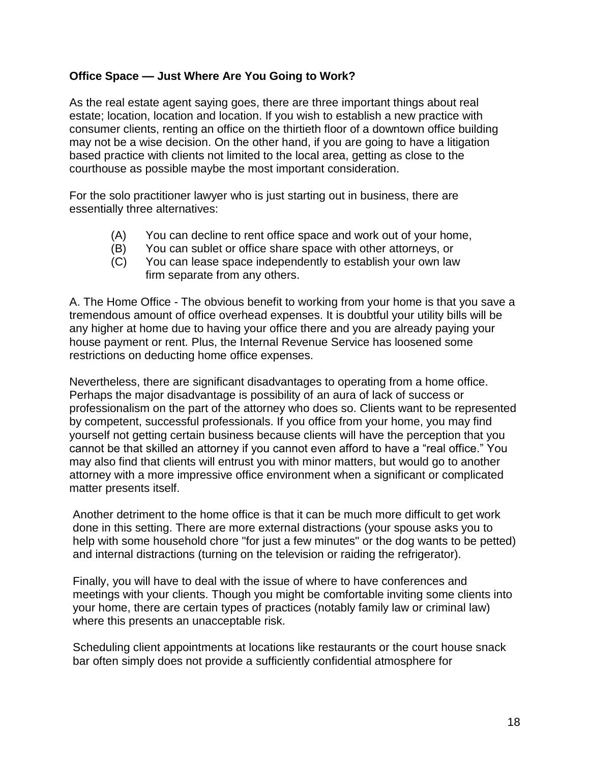**Office Space — Just Where Are You Going to Work?**

As the real estate agent saying goes, there are three important things about real estate; location, location and location. If you wish to establish a new practice with consumer clients, renting an office on the thirtieth floor of a downtown office building may not be a wise decision. On the other hand, if you are going to have a litigation based practice with clients not limited to the local area, getting as close to the courthouse as possible maybe the most important consideration.

For the solo practitioner lawyer who is just starting out in business, there are essentially three alternatives:

- (A) You can decline to rent office space and work out of your home,
- (B) You can sublet or office share space with other attorneys, or
- (C) You can lease space independently to establish your own law firm separate from any others.

A. The Home Office - The obvious benefit to working from your home is that you save a tremendous amount of office overhead expenses. It is doubtful your utility bills will be any higher at home due to having your office there and you are already paying your house payment or rent. Plus, the Internal Revenue Service has loosened some restrictions on deducting home office expenses.

Nevertheless, there are significant disadvantages to operating from a home office. Perhaps the major disadvantage is possibility of an aura of lack of success or professionalism on the part of the attorney who does so. Clients want to be represented by competent, successful professionals. If you office from your home, you may find yourself not getting certain business because clients will have the perception that you cannot be that skilled an attorney if you cannot even afford to have a “real office.” You may also find that clients will entrust you with minor matters, but would go to another attorney with a more impressive office environment when a significant or complicated matter presents itself.

Another detriment to the home office is that it can be much more difficult to get work done in this setting. There are more external distractions (your spouse asks you to help with some household chore "for just a few minutes" or the dog wants to be petted) and internal distractions (turning on the television or raiding the refrigerator).

Finally, you will have to deal with the issue of where to have conferences and meetings with your clients. Though you might be comfortable inviting some clients into your home, there are certain types of practices (notably family law or criminal law) where this presents an unacceptable risk.

Scheduling client appointments at locations like restaurants or the court house snack bar often simply does not provide a sufficiently confidential atmosphere for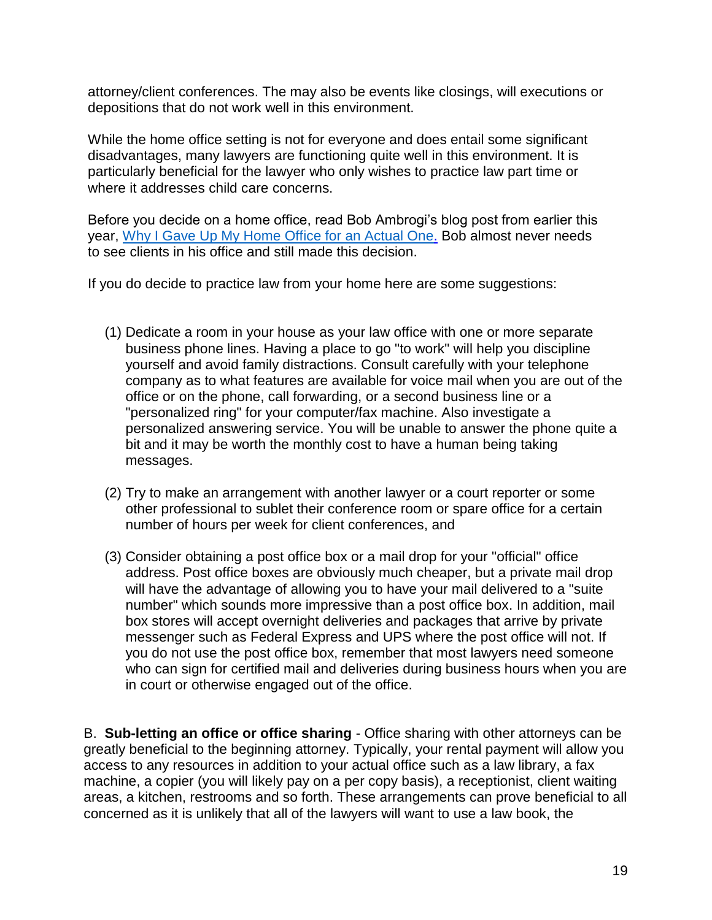attorney/client conferences. The may also be events like closings, will executions or depositions that do not work well in this environment.

While the home office setting is not for everyone and does entail some significant disadvantages, many lawyers are functioning quite well in this environment. It is particularly beneficial for the lawyer who only wishes to practice law part time or where it addresses child care concerns.

Before you decide on a home office, read Bob Ambrogi's blog post from earlier this year, Why I Gave Up My Home Office for an Actual One. Bob almost never needs to see clients in his office and still made this decision.

If you do decide to practice law from your home here are some suggestions:

(1) Dedicate a room in your house as your law office with one or more separate business phone lines. Having a place to go "to work" will help you discipline yourself and avoid family distractions. Consult carefully with your telephone company as to what features are available for voice mail when you are out of the office or on the phone, call forwarding, or a second business line or a "personalized ring" for your computer/fax machine. Also investigate a personalized answering service. You will be unable to answer the phone quite a bit and it may be worth the monthly cost to have a human being taking messages.

(2) Try to make an arrangement with another lawyer or a court reporter or some other professional to sublet their conference room or spare office for a certain number of hours per week for client conferences, and

(3) Consider obtaining a post office box or a mail drop for your "official" office address. Post office boxes are obviously much cheaper, but a private mail drop will have the advantage of allowing you to have your mail delivered to a "suite number" which sounds more impressive than a post office box. In addition, mail box stores will accept overnight deliveries and packages that arrive by private messenger such as Federal Express and UPS where the post office will not. If you do not use the post office box, remember that most lawyers need someone who can sign for certified mail and deliveries during business hours when you are in court or otherwise engaged out of the office.

B. **Sub-letting an office or office sharing** - Office sharing with other attorneys can be greatly beneficial to the beginning attorney. Typically, your rental payment will allow you access to any resources in addition to your actual office such as a law library, a fax machine, a copier (you will likely pay on a per copy basis), a receptionist, client waiting areas, a kitchen, restrooms and so forth. These arrangements can prove beneficial to all concerned as it is unlikely that all of the lawyers will want to use a law book, the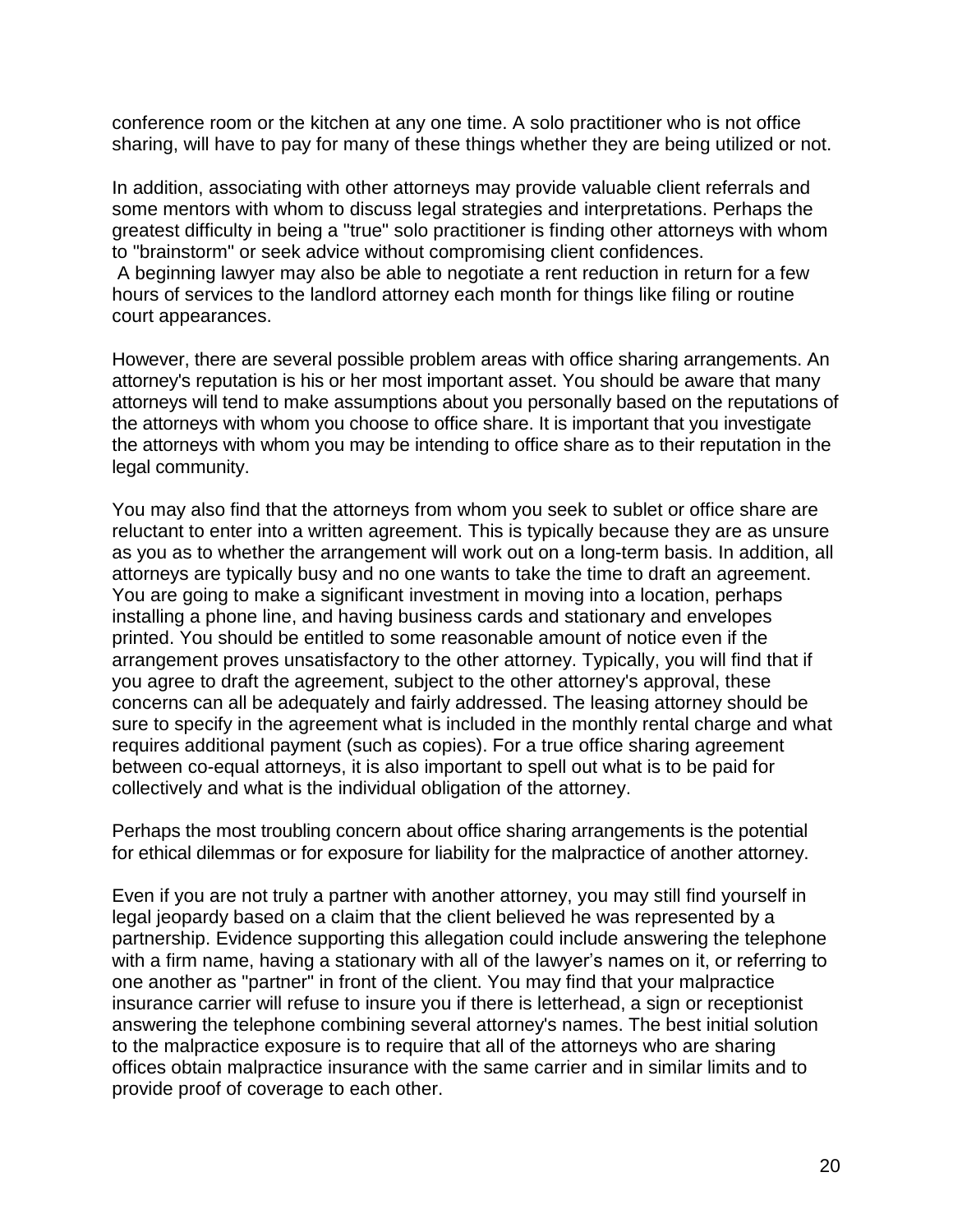conference room or the kitchen at any one time. A solo practitioner who is not office sharing, will have to pay for many of these things whether they are being utilized or not.

In addition, associating with other attorneys may provide valuable client referrals and some mentors with whom to discuss legal strategies and interpretations. Perhaps the greatest difficulty in being a "true" solo practitioner is finding other attorneys with whom to "brainstorm" or seek advice without compromising client confidences.
A beginning lawyer may also be able to negotiate a rent reduction in return for a few hours of services to the landlord attorney each month for things like filing or routine court appearances.

However, there are several possible problem areas with office sharing arrangements. An attorney's reputation is his or her most important asset. You should be aware that many attorneys will tend to make assumptions about you personally based on the reputations of the attorneys with whom you choose to office share. It is important that you investigate the attorneys with whom you may be intending to office share as to their reputation in the legal community.

You may also find that the attorneys from whom you seek to sublet or office share are reluctant to enter into a written agreement. This is typically because they are as unsure as you as to whether the arrangement will work out on a long-term basis. In addition, all attorneys are typically busy and no one wants to take the time to draft an agreement. You are going to make a significant investment in moving into a location, perhaps installing a phone line, and having business cards and stationary and envelopes printed. You should be entitled to some reasonable amount of notice even if the arrangement proves unsatisfactory to the other attorney. Typically, you will find that if you agree to draft the agreement, subject to the other attorney's approval, these concerns can all be adequately and fairly addressed. The leasing attorney should be sure to specify in the agreement what is included in the monthly rental charge and what requires additional payment (such as copies). For a true office sharing agreement between co-equal attorneys, it is also important to spell out what is to be paid for collectively and what is the individual obligation of the attorney.

Perhaps the most troubling concern about office sharing arrangements is the potential for ethical dilemmas or for exposure for liability for the malpractice of another attorney.

Even if you are not truly a partner with another attorney, you may still find yourself in legal jeopardy based on a claim that the client believed he was represented by a partnership. Evidence supporting this allegation could include answering the telephone with a firm name, having a stationary with all of the lawyer's names on it, or referring to one another as "partner" in front of the client. You may find that your malpractice insurance carrier will refuse to insure you if there is letterhead, a sign or receptionist answering the telephone combining several attorney's names. The best initial solution to the malpractice exposure is to require that all of the attorneys who are sharing offices obtain malpractice insurance with the same carrier and in similar limits and to provide proof of coverage to each other.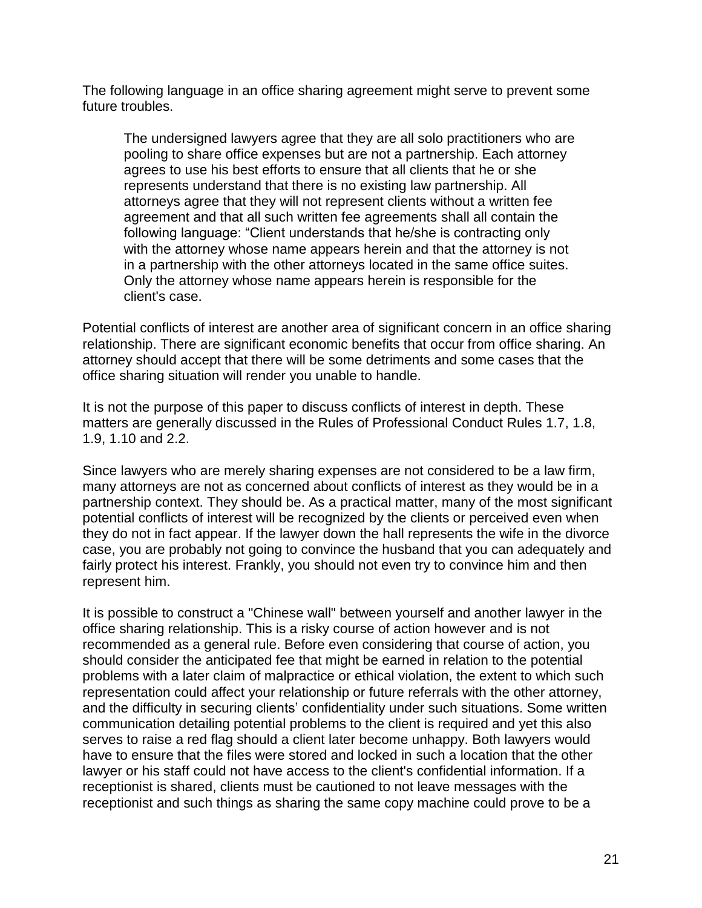The following language in an office sharing agreement might serve to prevent some future troubles.

> The undersigned lawyers agree that they are all solo practitioners who are pooling to share office expenses but are not a partnership. Each attorney agrees to use his best efforts to ensure that all clients that he or she represents understand that there is no existing law partnership. All attorneys agree that they will not represent clients without a written fee agreement and that all such written fee agreements shall all contain the following language: "Client understands that he/she is contracting only with the attorney whose name appears herein and that the attorney is not in a partnership with the other attorneys located in the same office suites. Only the attorney whose name appears herein is responsible for the client's case.

Potential conflicts of interest are another area of significant concern in an office sharing relationship. There are significant economic benefits that occur from office sharing. An attorney should accept that there will be some detriments and some cases that the office sharing situation will render you unable to handle.

It is not the purpose of this paper to discuss conflicts of interest in depth. These matters are generally discussed in the Rules of Professional Conduct Rules 1.7, 1.8, 1.9, 1.10 and 2.2.

Since lawyers who are merely sharing expenses are not considered to be a law firm, many attorneys are not as concerned about conflicts of interest as they would be in a partnership context. They should be. As a practical matter, many of the most significant potential conflicts of interest will be recognized by the clients or perceived even when they do not in fact appear. If the lawyer down the hall represents the wife in the divorce case, you are probably not going to convince the husband that you can adequately and fairly protect his interest. Frankly, you should not even try to convince him and then represent him.

It is possible to construct a "Chinese wall" between yourself and another lawyer in the office sharing relationship. This is a risky course of action however and is not recommended as a general rule. Before even considering that course of action, you should consider the anticipated fee that might be earned in relation to the potential problems with a later claim of malpractice or ethical violation, the extent to which such representation could affect your relationship or future referrals with the other attorney, and the difficulty in securing clients' confidentiality under such situations. Some written communication detailing potential problems to the client is required and yet this also serves to raise a red flag should a client later become unhappy. Both lawyers would have to ensure that the files were stored and locked in such a location that the other lawyer or his staff could not have access to the client's confidential information. If a receptionist is shared, clients must be cautioned to not leave messages with the receptionist and such things as sharing the same copy machine could prove to be a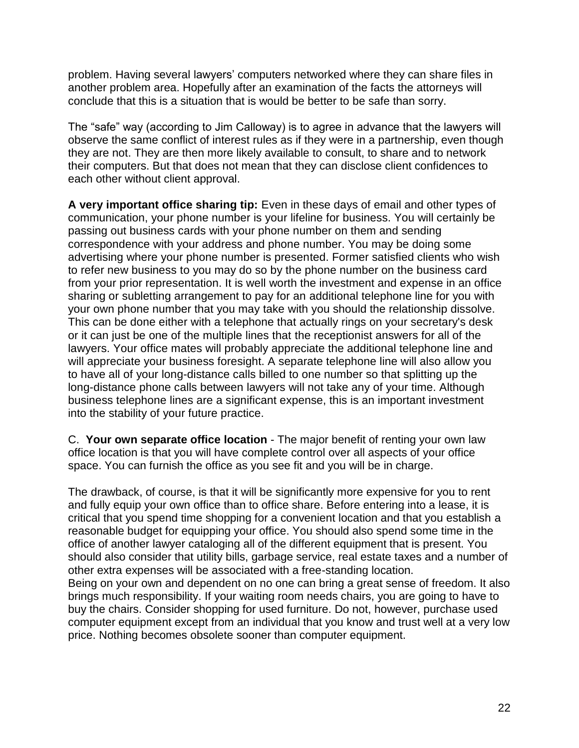problem. Having several lawyers' computers networked where they can share files in another problem area. Hopefully after an examination of the facts the attorneys will conclude that this is a situation that is would be better to be safe than sorry.

The "safe" way (according to Jim Calloway) is to agree in advance that the lawyers will observe the same conflict of interest rules as if they were in a partnership, even though they are not. They are then more likely available to consult, to share and to network their computers. But that does not mean that they can disclose client confidences to each other without client approval.

**A very important office sharing tip:** Even in these days of email and other types of communication, your phone number is your lifeline for business. You will certainly be passing out business cards with your phone number on them and sending correspondence with your address and phone number. You may be doing some advertising where your phone number is presented. Former satisfied clients who wish to refer new business to you may do so by the phone number on the business card from your prior representation. It is well worth the investment and expense in an office sharing or subletting arrangement to pay for an additional telephone line for you with your own phone number that you may take with you should the relationship dissolve. This can be done either with a telephone that actually rings on your secretary's desk or it can just be one of the multiple lines that the receptionist answers for all of the lawyers. Your office mates will probably appreciate the additional telephone line and will appreciate your business foresight. A separate telephone line will also allow you to have all of your long-distance calls billed to one number so that splitting up the long-distance phone calls between lawyers will not take any of your time. Although business telephone lines are a significant expense, this is an important investment into the stability of your future practice.

C. **Your own separate office location** - The major benefit of renting your own law office location is that you will have complete control over all aspects of your office space. You can furnish the office as you see fit and you will be in charge.

The drawback, of course, is that it will be significantly more expensive for you to rent and fully equip your own office than to office share. Before entering into a lease, it is critical that you spend time shopping for a convenient location and that you establish a reasonable budget for equipping your office. You should also spend some time in the office of another lawyer cataloging all of the different equipment that is present. You should also consider that utility bills, garbage service, real estate taxes and a number of other extra expenses will be associated with a free-standing location.
Being on your own and dependent on no one can bring a great sense of freedom. It also brings much responsibility. If your waiting room needs chairs, you are going to have to buy the chairs. Consider shopping for used furniture. Do not, however, purchase used computer equipment except from an individual that you know and trust well at a very low price. Nothing becomes obsolete sooner than computer equipment.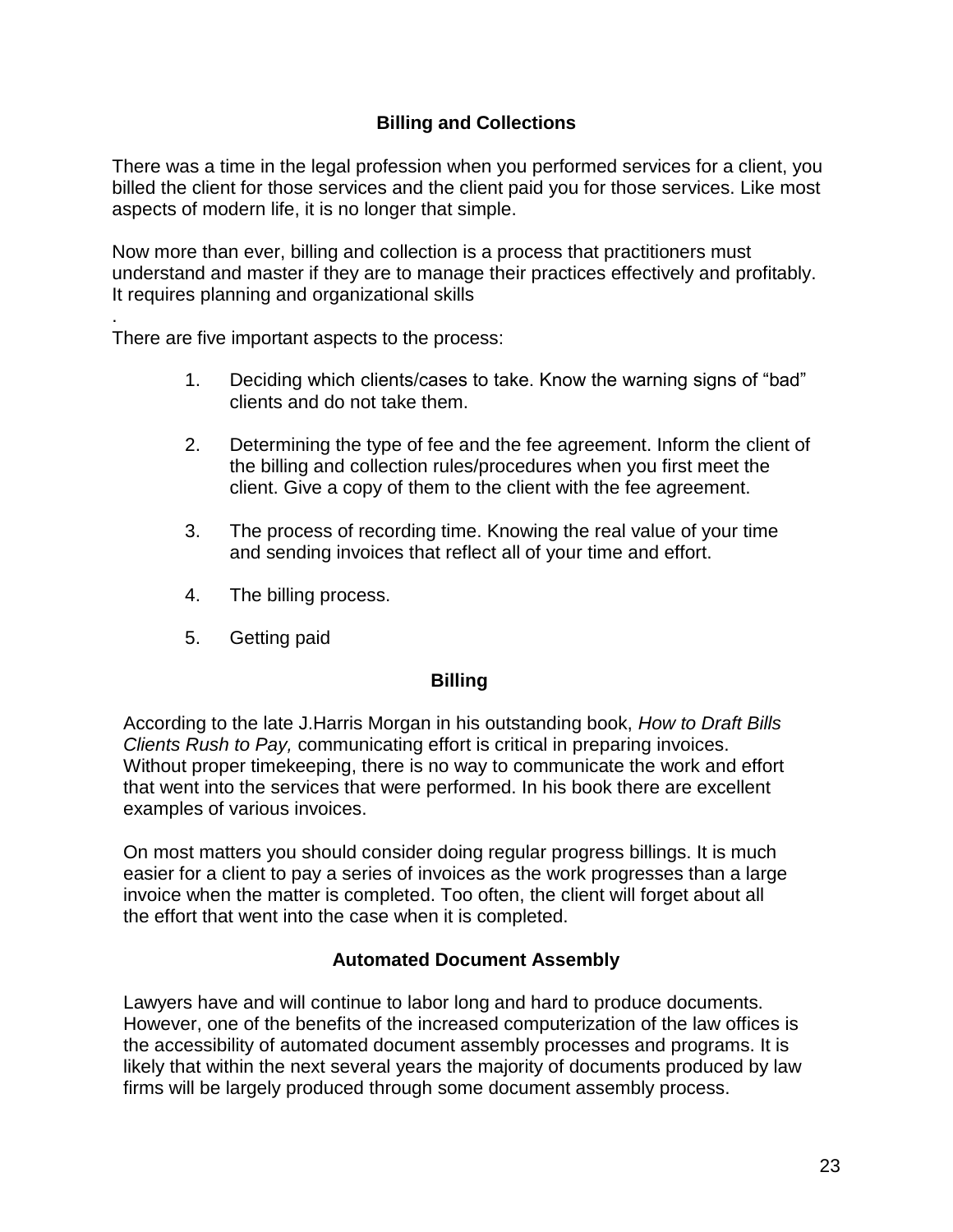## Billing and Collections

There was a time in the legal profession when you performed services for a client, you billed the client for those services and the client paid you for those services. Like most aspects of modern life, it is no longer that simple.

Now more than ever, billing and collection is a process that practitioners must understand and master if they are to manage their practices effectively and profitably. It requires planning and organizational skills
.

There are five important aspects to the process:

1. Deciding which clients/cases to take. Know the warning signs of "bad" clients and do not take them.

2. Determining the type of fee and the fee agreement. Inform the client of the billing and collection rules/procedures when you first meet the client. Give a copy of them to the client with the fee agreement.

3. The process of recording time. Knowing the real value of your time and sending invoices that reflect all of your time and effort.

4. The billing process.

5. Getting paid

### Billing

According to the late J.Harris Morgan in his outstanding book, *How to Draft Bills Clients Rush to Pay,* communicating effort is critical in preparing invoices. Without proper timekeeping, there is no way to communicate the work and effort that went into the services that were performed. In his book there are excellent examples of various invoices.

On most matters you should consider doing regular progress billings. It is much easier for a client to pay a series of invoices as the work progresses than a large invoice when the matter is completed. Too often, the client will forget about all the effort that went into the case when it is completed.

### Automated Document Assembly

Lawyers have and will continue to labor long and hard to produce documents. However, one of the benefits of the increased computerization of the law offices is the accessibility of automated document assembly processes and programs. It is likely that within the next several years the majority of documents produced by law firms will be largely produced through some document assembly process.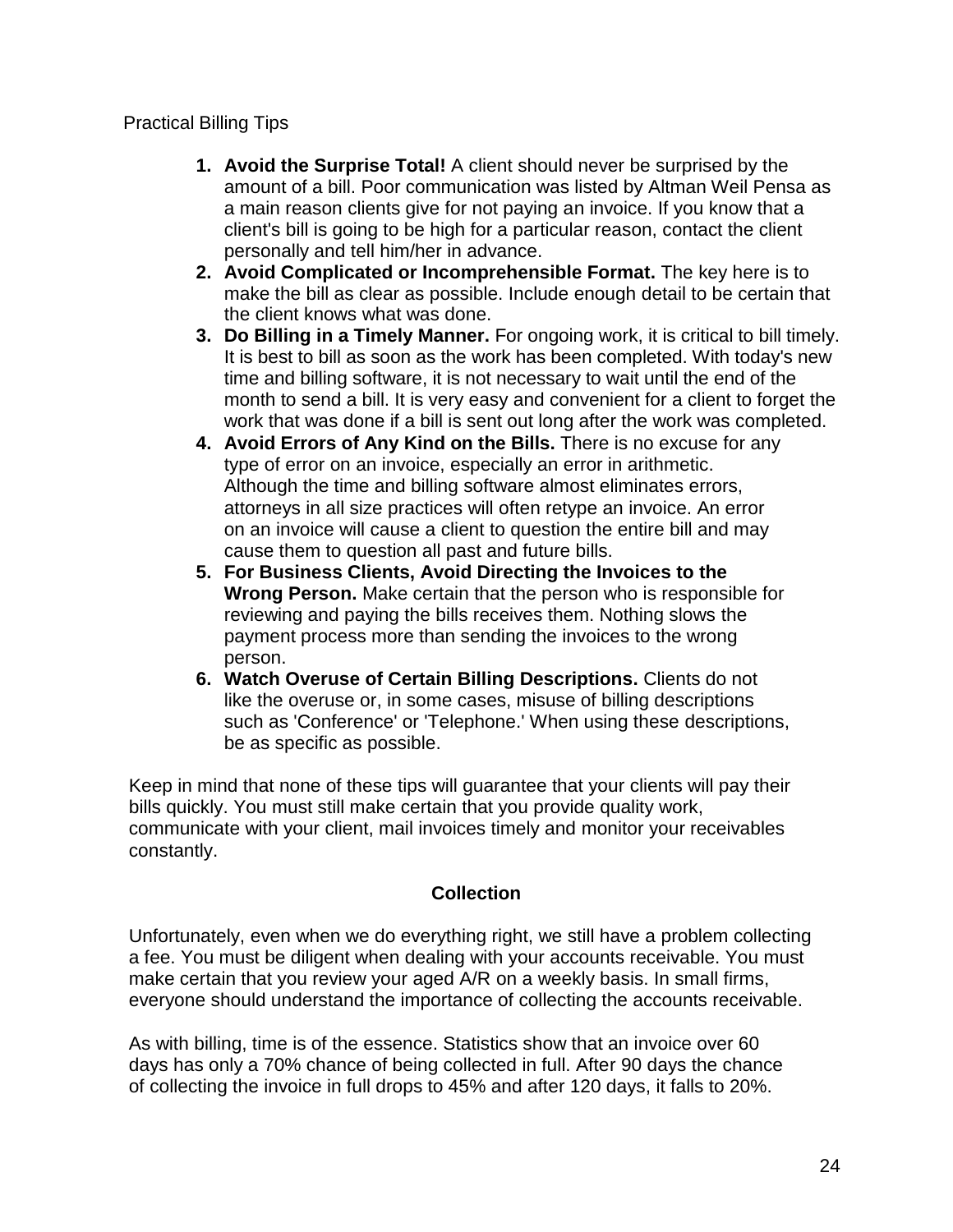Practical Billing Tips

1. **Avoid the Surprise Total!** A client should never be surprised by the amount of a bill. Poor communication was listed by Altman Weil Pensa as a main reason clients give for not paying an invoice. If you know that a client's bill is going to be high for a particular reason, contact the client personally and tell him/her in advance.
2. **Avoid Complicated or Incomprehensible Format.** The key here is to make the bill as clear as possible. Include enough detail to be certain that the client knows what was done.
3. **Do Billing in a Timely Manner.** For ongoing work, it is critical to bill timely. It is best to bill as soon as the work has been completed. With today's new time and billing software, it is not necessary to wait until the end of the month to send a bill. It is very easy and convenient for a client to forget the work that was done if a bill is sent out long after the work was completed.
4. **Avoid Errors of Any Kind on the Bills.** There is no excuse for any type of error on an invoice, especially an error in arithmetic. Although the time and billing software almost eliminates errors, attorneys in all size practices will often retype an invoice. An error on an invoice will cause a client to question the entire bill and may cause them to question all past and future bills.
5. **For Business Clients, Avoid Directing the Invoices to the Wrong Person.** Make certain that the person who is responsible for reviewing and paying the bills receives them. Nothing slows the payment process more than sending the invoices to the wrong person.
6. **Watch Overuse of Certain Billing Descriptions.** Clients do not like the overuse or, in some cases, misuse of billing descriptions such as 'Conference' or 'Telephone.' When using these descriptions, be as specific as possible.

Keep in mind that none of these tips will guarantee that your clients will pay their bills quickly. You must still make certain that you provide quality work, communicate with your client, mail invoices timely and monitor your receivables constantly.

## Collection

Unfortunately, even when we do everything right, we still have a problem collecting a fee. You must be diligent when dealing with your accounts receivable. You must make certain that you review your aged A/R on a weekly basis. In small firms, everyone should understand the importance of collecting the accounts receivable.

As with billing, time is of the essence. Statistics show that an invoice over 60 days has only a 70% chance of being collected in full. After 90 days the chance of collecting the invoice in full drops to 45% and after 120 days, it falls to 20%.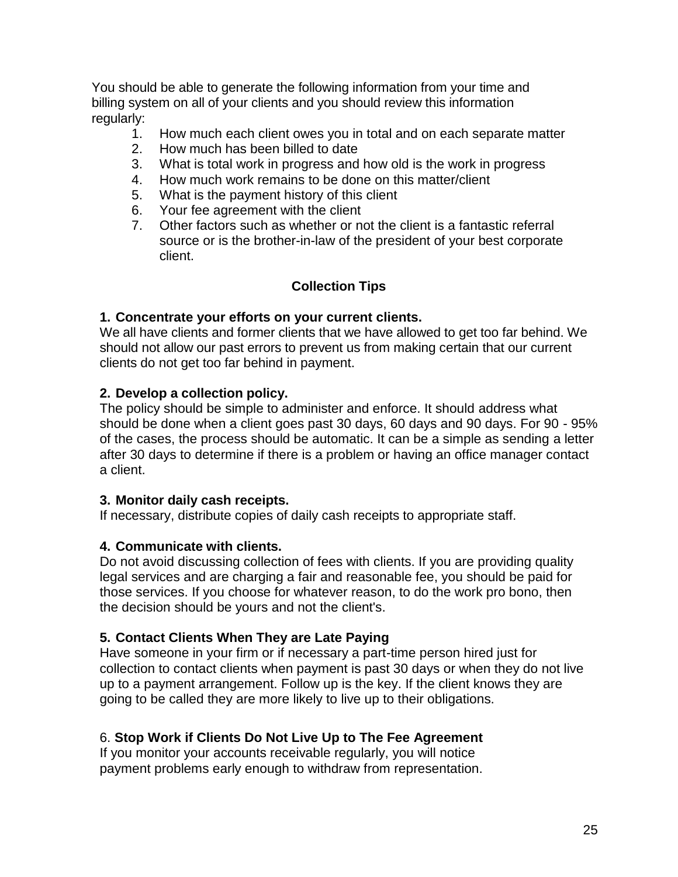You should be able to generate the following information from your time and billing system on all of your clients and you should review this information regularly:

1. How much each client owes you in total and on each separate matter
2. How much has been billed to date
3. What is total work in progress and how old is the work in progress
4. How much work remains to be done on this matter/client
5. What is the payment history of this client
6. Your fee agreement with the client
7. Other factors such as whether or not the client is a fantastic referral source or is the brother-in-law of the president of your best corporate client.

## Collection Tips

**1. Concentrate your efforts on your current clients.**
We all have clients and former clients that we have allowed to get too far behind. We should not allow our past errors to prevent us from making certain that our current clients do not get too far behind in payment.

**2. Develop a collection policy.**
The policy should be simple to administer and enforce. It should address what should be done when a client goes past 30 days, 60 days and 90 days. For 90 - 95% of the cases, the process should be automatic. It can be a simple as sending a letter after 30 days to determine if there is a problem or having an office manager contact a client.

**3. Monitor daily cash receipts.**
If necessary, distribute copies of daily cash receipts to appropriate staff.

**4. Communicate with clients.**
Do not avoid discussing collection of fees with clients. If you are providing quality legal services and are charging a fair and reasonable fee, you should be paid for those services. If you choose for whatever reason, to do the work pro bono, then the decision should be yours and not the client's.

**5. Contact Clients When They are Late Paying**
Have someone in your firm or if necessary a part-time person hired just for collection to contact clients when payment is past 30 days or when they do not live up to a payment arrangement. Follow up is the key. If the client knows they are going to be called they are more likely to live up to their obligations.

6. **Stop Work if Clients Do Not Live Up to The Fee Agreement**
If you monitor your accounts receivable regularly, you will notice payment problems early enough to withdraw from representation.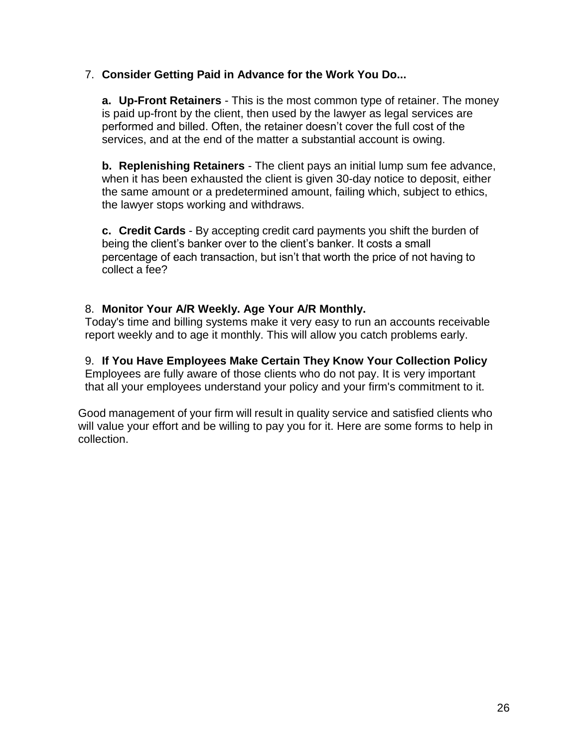7. **Consider Getting Paid in Advance for the Work You Do...**

   **a. Up-Front Retainers** - This is the most common type of retainer. The money is paid up-front by the client, then used by the lawyer as legal services are performed and billed. Often, the retainer doesn't cover the full cost of the services, and at the end of the matter a substantial account is owing.

   **b. Replenishing Retainers** - The client pays an initial lump sum fee advance, when it has been exhausted the client is given 30-day notice to deposit, either the same amount or a predetermined amount, failing which, subject to ethics, the lawyer stops working and withdraws.

   **c. Credit Cards** - By accepting credit card payments you shift the burden of being the client's banker over to the client's banker. It costs a small percentage of each transaction, but isn't that worth the price of not having to collect a fee?

8. **Monitor Your A/R Weekly. Age Your A/R Monthly.**
   Today's time and billing systems make it very easy to run an accounts receivable report weekly and to age it monthly. This will allow you catch problems early.

9. **If You Have Employees Make Certain They Know Your Collection Policy**
   Employees are fully aware of those clients who do not pay. It is very important that all your employees understand your policy and your firm's commitment to it.

Good management of your firm will result in quality service and satisfied clients who will value your effort and be willing to pay you for it. Here are some forms to help in collection.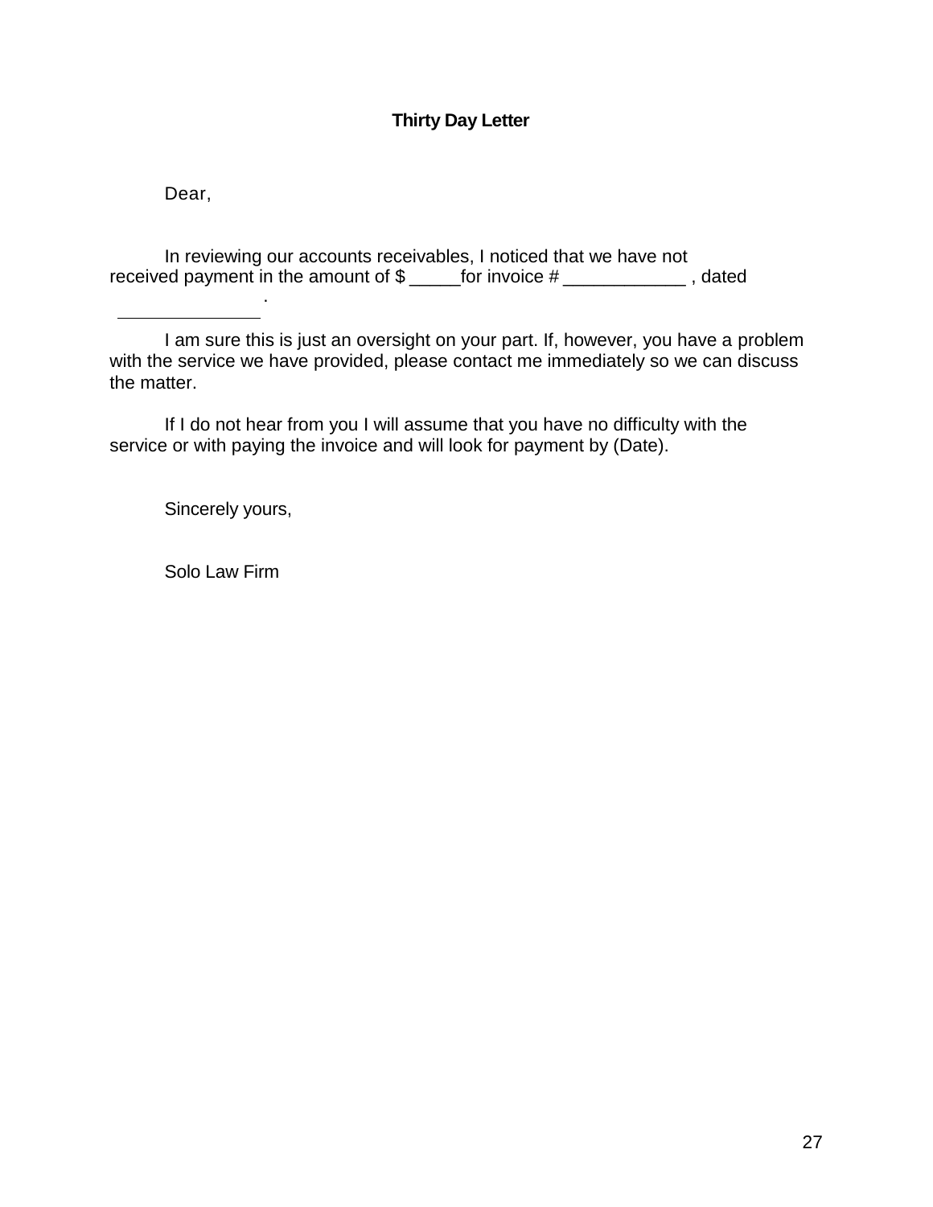**Thirty Day Letter**

Dear,

In reviewing our accounts receivables, I noticed that we have not received payment in the amount of $ _____for invoice # ____________ , dated ______________ .

I am sure this is just an oversight on your part. If, however, you have a problem with the service we have provided, please contact me immediately so we can discuss the matter.

If I do not hear from you I will assume that you have no difficulty with the service or with paying the invoice and will look for payment by (Date).

Sincerely yours,

Solo Law Firm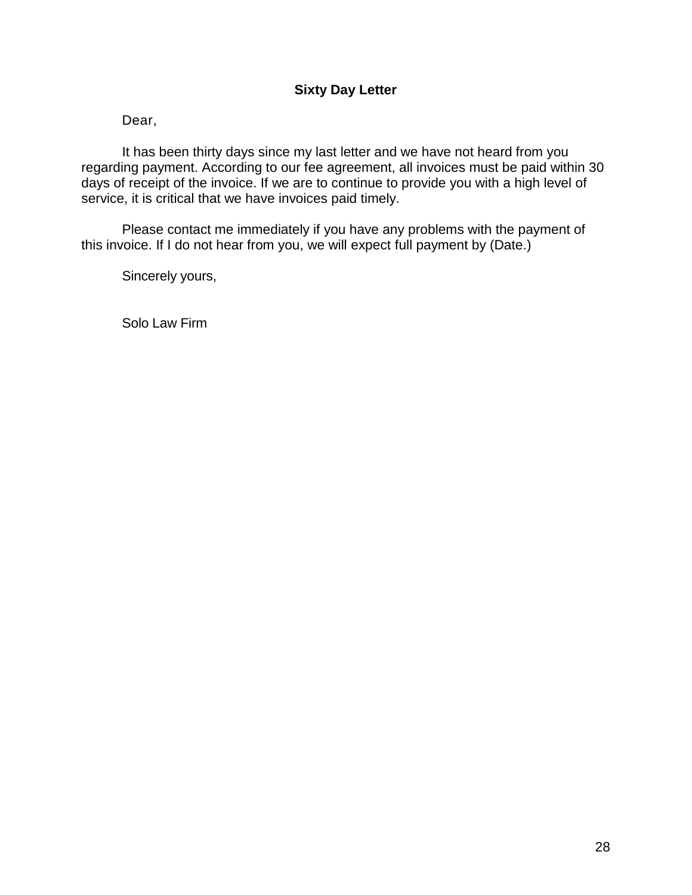**Sixty Day Letter**

Dear,

It has been thirty days since my last letter and we have not heard from you regarding payment. According to our fee agreement, all invoices must be paid within 30 days of receipt of the invoice. If we are to continue to provide you with a high level of service, it is critical that we have invoices paid timely.

Please contact me immediately if you have any problems with the payment of this invoice. If I do not hear from you, we will expect full payment by (Date.)

Sincerely yours,

Solo Law Firm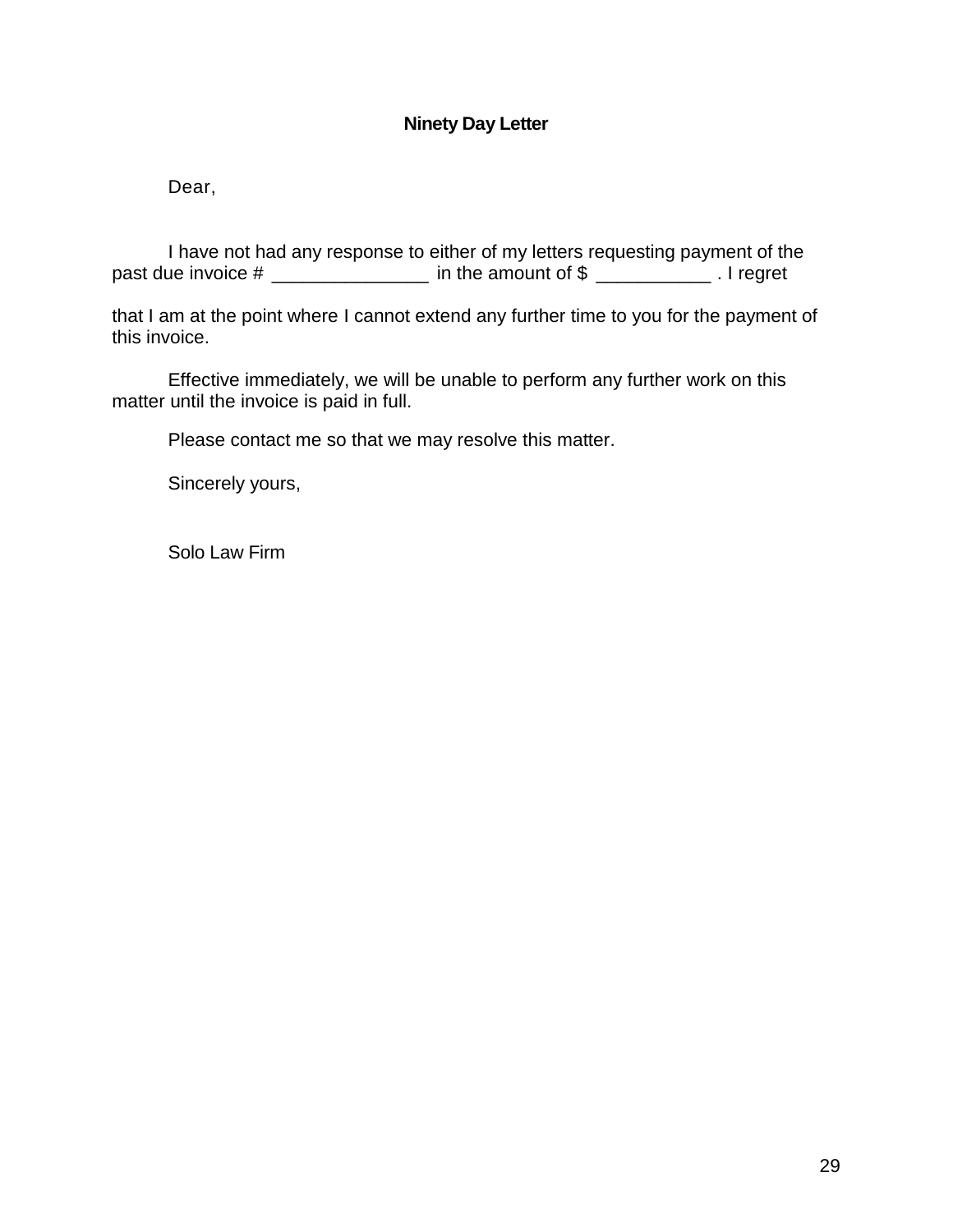**Ninety Day Letter**

Dear,

I have not had any response to either of my letters requesting payment of the past due invoice # _______________ in the amount of $ ___________ . I regret that I am at the point where I cannot extend any further time to you for the payment of this invoice.

Effective immediately, we will be unable to perform any further work on this matter until the invoice is paid in full.

Please contact me so that we may resolve this matter.

Sincerely yours,

Solo Law Firm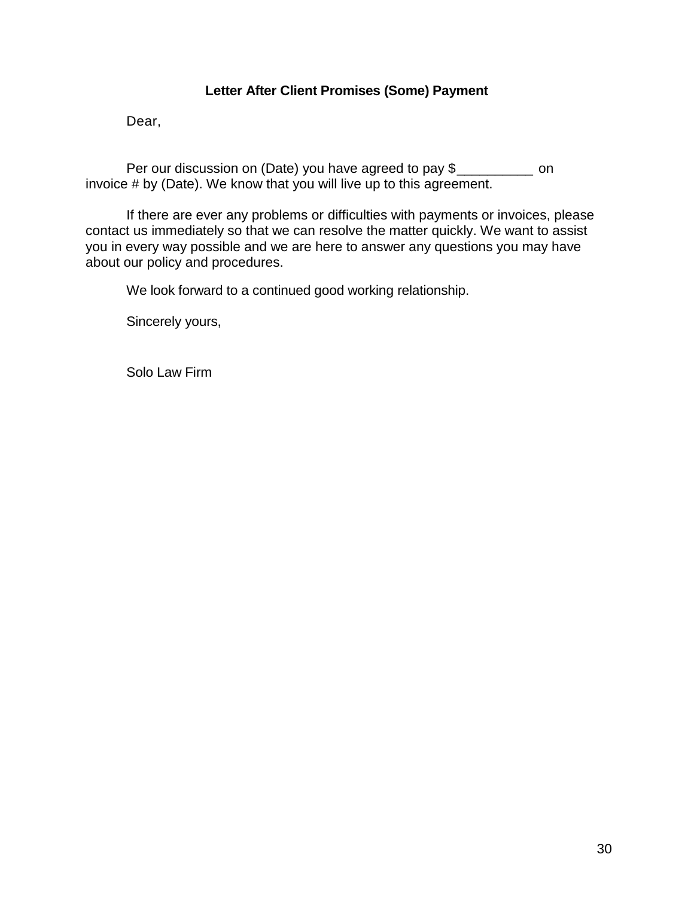**Letter After Client Promises (Some) Payment**

Dear,

Per our discussion on (Date) you have agreed to pay $__________ on invoice # by (Date). We know that you will live up to this agreement.

If there are ever any problems or difficulties with payments or invoices, please contact us immediately so that we can resolve the matter quickly. We want to assist you in every way possible and we are here to answer any questions you may have about our policy and procedures.

We look forward to a continued good working relationship.

Sincerely yours,

Solo Law Firm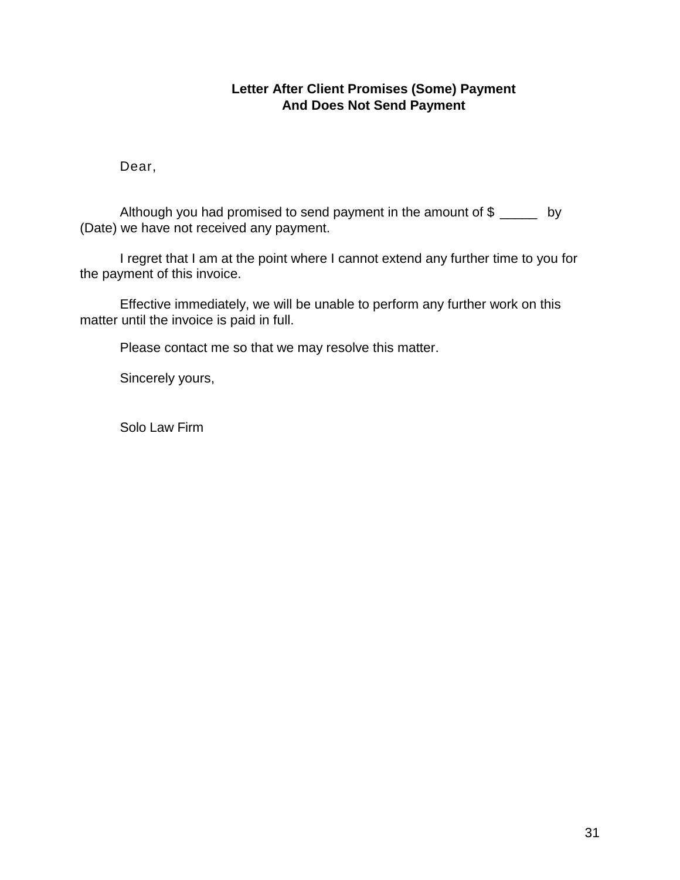**Letter After Client Promises (Some) Payment**
**And Does Not Send Payment**

Dear,

Although you had promised to send payment in the amount of $ _____ by (Date) we have not received any payment.

I regret that I am at the point where I cannot extend any further time to you for the payment of this invoice.

Effective immediately, we will be unable to perform any further work on this matter until the invoice is paid in full.

Please contact me so that we may resolve this matter.

Sincerely yours,

Solo Law Firm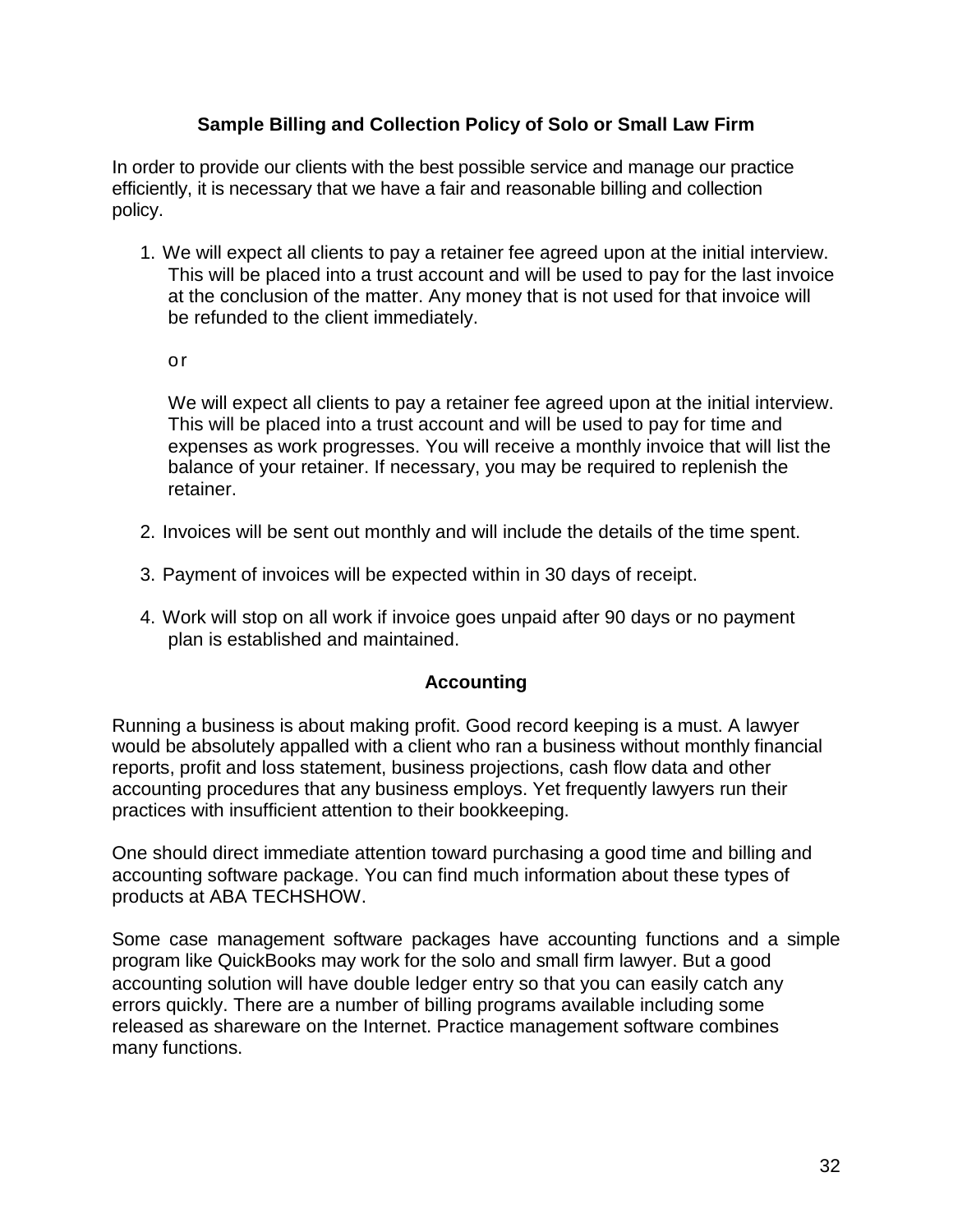### Sample Billing and Collection Policy of Solo or Small Law Firm

In order to provide our clients with the best possible service and manage our practice efficiently, it is necessary that we have a fair and reasonable billing and collection policy.

1. We will expect all clients to pay a retainer fee agreed upon at the initial interview. This will be placed into a trust account and will be used to pay for the last invoice at the conclusion of the matter. Any money that is not used for that invoice will be refunded to the client immediately.

   or

   We will expect all clients to pay a retainer fee agreed upon at the initial interview. This will be placed into a trust account and will be used to pay for time and expenses as work progresses. You will receive a monthly invoice that will list the balance of your retainer. If necessary, you may be required to replenish the retainer.

2. Invoices will be sent out monthly and will include the details of the time spent.

3. Payment of invoices will be expected within in 30 days of receipt.

4. Work will stop on all work if invoice goes unpaid after 90 days or no payment plan is established and maintained.

### Accounting

Running a business is about making profit. Good record keeping is a must. A lawyer would be absolutely appalled with a client who ran a business without monthly financial reports, profit and loss statement, business projections, cash flow data and other accounting procedures that any business employs. Yet frequently lawyers run their practices with insufficient attention to their bookkeeping.

One should direct immediate attention toward purchasing a good time and billing and accounting software package. You can find much information about these types of products at ABA TECHSHOW.

Some case management software packages have accounting functions and a simple program like QuickBooks may work for the solo and small firm lawyer. But a good accounting solution will have double ledger entry so that you can easily catch any errors quickly. There are a number of billing programs available including some released as shareware on the Internet. Practice management software combines many functions.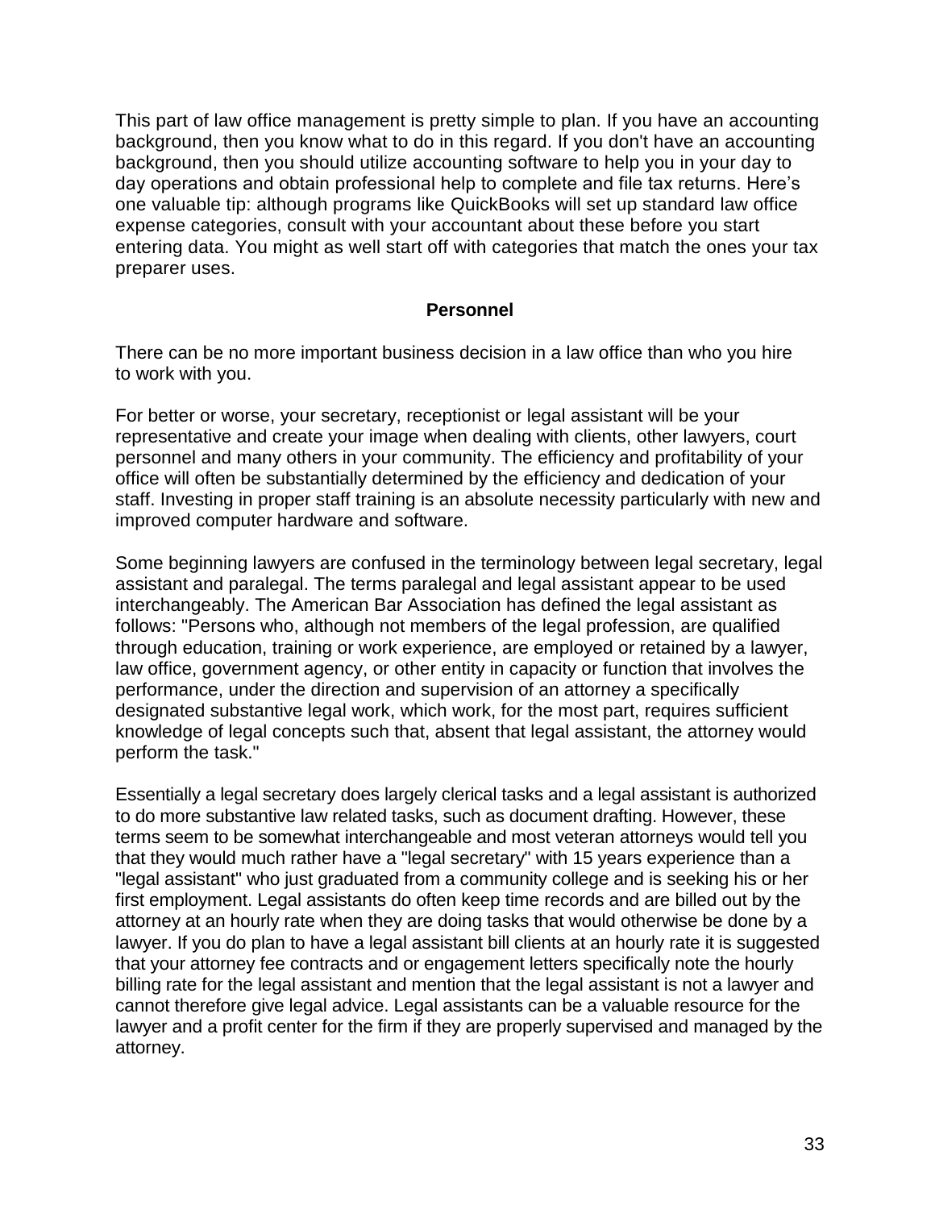This part of law office management is pretty simple to plan. If you have an accounting background, then you know what to do in this regard. If you don't have an accounting background, then you should utilize accounting software to help you in your day to day operations and obtain professional help to complete and file tax returns. Here's one valuable tip: although programs like QuickBooks will set up standard law office expense categories, consult with your accountant about these before you start entering data. You might as well start off with categories that match the ones your tax preparer uses.

## Personnel

There can be no more important business decision in a law office than who you hire to work with you.

For better or worse, your secretary, receptionist or legal assistant will be your representative and create your image when dealing with clients, other lawyers, court personnel and many others in your community. The efficiency and profitability of your office will often be substantially determined by the efficiency and dedication of your staff. Investing in proper staff training is an absolute necessity particularly with new and improved computer hardware and software.

Some beginning lawyers are confused in the terminology between legal secretary, legal assistant and paralegal. The terms paralegal and legal assistant appear to be used interchangeably. The American Bar Association has defined the legal assistant as follows: "Persons who, although not members of the legal profession, are qualified through education, training or work experience, are employed or retained by a lawyer, law office, government agency, or other entity in capacity or function that involves the performance, under the direction and supervision of an attorney a specifically designated substantive legal work, which work, for the most part, requires sufficient knowledge of legal concepts such that, absent that legal assistant, the attorney would perform the task."

Essentially a legal secretary does largely clerical tasks and a legal assistant is authorized to do more substantive law related tasks, such as document drafting. However, these terms seem to be somewhat interchangeable and most veteran attorneys would tell you that they would much rather have a "legal secretary" with 15 years experience than a "legal assistant" who just graduated from a community college and is seeking his or her first employment. Legal assistants do often keep time records and are billed out by the attorney at an hourly rate when they are doing tasks that would otherwise be done by a lawyer. If you do plan to have a legal assistant bill clients at an hourly rate it is suggested that your attorney fee contracts and or engagement letters specifically note the hourly billing rate for the legal assistant and mention that the legal assistant is not a lawyer and cannot therefore give legal advice. Legal assistants can be a valuable resource for the lawyer and a profit center for the firm if they are properly supervised and managed by the attorney.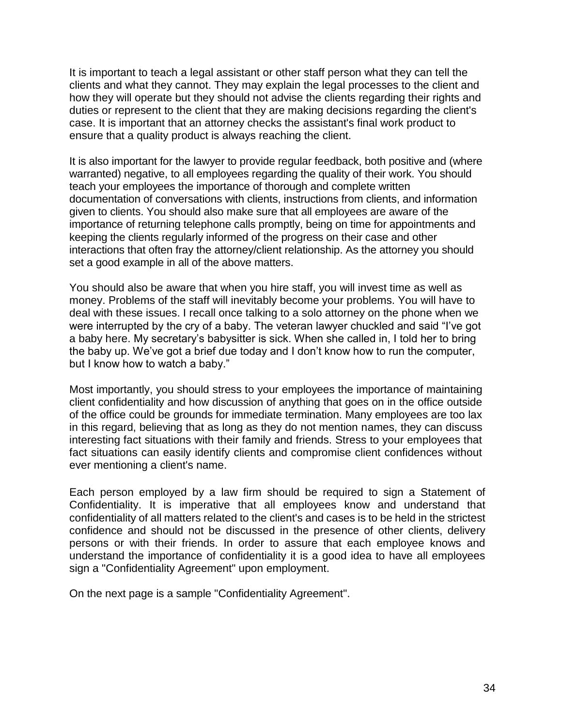It is important to teach a legal assistant or other staff person what they can tell the clients and what they cannot. They may explain the legal processes to the client and how they will operate but they should not advise the clients regarding their rights and duties or represent to the client that they are making decisions regarding the client's case. It is important that an attorney checks the assistant's final work product to ensure that a quality product is always reaching the client.

It is also important for the lawyer to provide regular feedback, both positive and (where warranted) negative, to all employees regarding the quality of their work. You should teach your employees the importance of thorough and complete written documentation of conversations with clients, instructions from clients, and information given to clients. You should also make sure that all employees are aware of the importance of returning telephone calls promptly, being on time for appointments and keeping the clients regularly informed of the progress on their case and other interactions that often fray the attorney/client relationship. As the attorney you should set a good example in all of the above matters.

You should also be aware that when you hire staff, you will invest time as well as money. Problems of the staff will inevitably become your problems. You will have to deal with these issues. I recall once talking to a solo attorney on the phone when we were interrupted by the cry of a baby. The veteran lawyer chuckled and said "I've got a baby here. My secretary's babysitter is sick. When she called in, I told her to bring the baby up. We've got a brief due today and I don't know how to run the computer, but I know how to watch a baby."

Most importantly, you should stress to your employees the importance of maintaining client confidentiality and how discussion of anything that goes on in the office outside of the office could be grounds for immediate termination. Many employees are too lax in this regard, believing that as long as they do not mention names, they can discuss interesting fact situations with their family and friends. Stress to your employees that fact situations can easily identify clients and compromise client confidences without ever mentioning a client's name.

Each person employed by a law firm should be required to sign a Statement of Confidentiality. It is imperative that all employees know and understand that confidentiality of all matters related to the client's and cases is to be held in the strictest confidence and should not be discussed in the presence of other clients, delivery persons or with their friends. In order to assure that each employee knows and understand the importance of confidentiality it is a good idea to have all employees sign a "Confidentiality Agreement" upon employment.

On the next page is a sample "Confidentiality Agreement".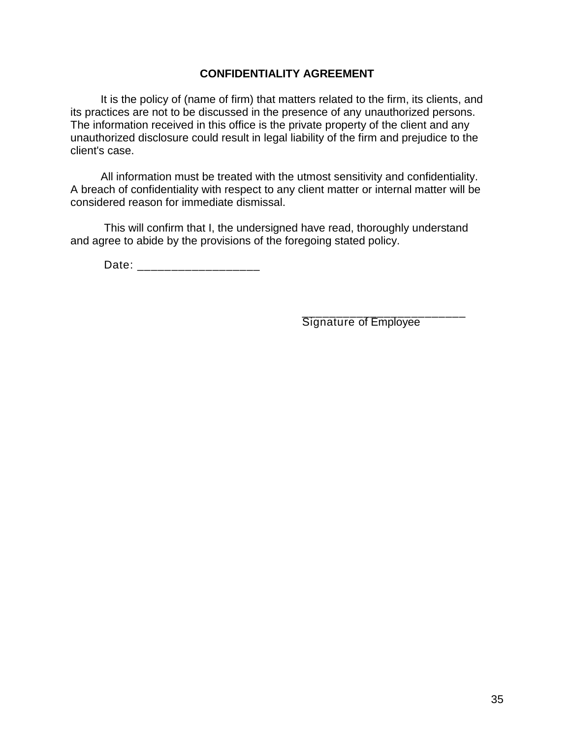# CONFIDENTIALITY AGREEMENT

It is the policy of (name of firm) that matters related to the firm, its clients, and its practices are not to be discussed in the presence of any unauthorized persons. The information received in this office is the private property of the client and any unauthorized disclosure could result in legal liability of the firm and prejudice to the client's case.

All information must be treated with the utmost sensitivity and confidentiality. A breach of confidentiality with respect to any client matter or internal matter will be considered reason for immediate dismissal.

This will confirm that I, the undersigned have read, thoroughly understand and agree to abide by the provisions of the foregoing stated policy.

Date: __________________

__________________________
Signature of Employee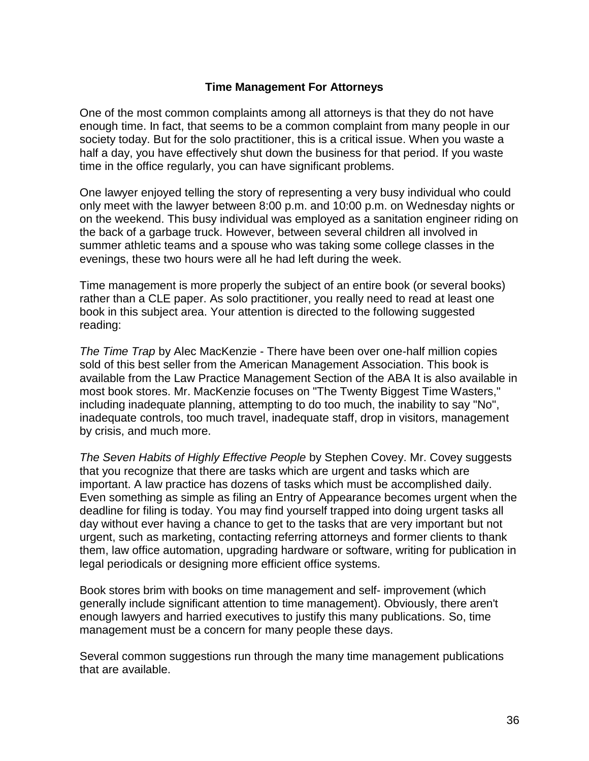## Time Management For Attorneys

One of the most common complaints among all attorneys is that they do not have enough time. In fact, that seems to be a common complaint from many people in our society today. But for the solo practitioner, this is a critical issue. When you waste a half a day, you have effectively shut down the business for that period. If you waste time in the office regularly, you can have significant problems.

One lawyer enjoyed telling the story of representing a very busy individual who could only meet with the lawyer between 8:00 p.m. and 10:00 p.m. on Wednesday nights or on the weekend. This busy individual was employed as a sanitation engineer riding on the back of a garbage truck. However, between several children all involved in summer athletic teams and a spouse who was taking some college classes in the evenings, these two hours were all he had left during the week.

Time management is more properly the subject of an entire book (or several books) rather than a CLE paper. As solo practitioner, you really need to read at least one book in this subject area. Your attention is directed to the following suggested reading:

*The Time Trap* by Alec MacKenzie - There have been over one-half million copies sold of this best seller from the American Management Association. This book is available from the Law Practice Management Section of the ABA It is also available in most book stores. Mr. MacKenzie focuses on "The Twenty Biggest Time Wasters," including inadequate planning, attempting to do too much, the inability to say "No", inadequate controls, too much travel, inadequate staff, drop in visitors, management by crisis, and much more.

*The Seven Habits of Highly Effective People* by Stephen Covey. Mr. Covey suggests that you recognize that there are tasks which are urgent and tasks which are important. A law practice has dozens of tasks which must be accomplished daily. Even something as simple as filing an Entry of Appearance becomes urgent when the deadline for filing is today. You may find yourself trapped into doing urgent tasks all day without ever having a chance to get to the tasks that are very important but not urgent, such as marketing, contacting referring attorneys and former clients to thank them, law office automation, upgrading hardware or software, writing for publication in legal periodicals or designing more efficient office systems.

Book stores brim with books on time management and self- improvement (which generally include significant attention to time management). Obviously, there aren't enough lawyers and harried executives to justify this many publications. So, time management must be a concern for many people these days.

Several common suggestions run through the many time management publications that are available.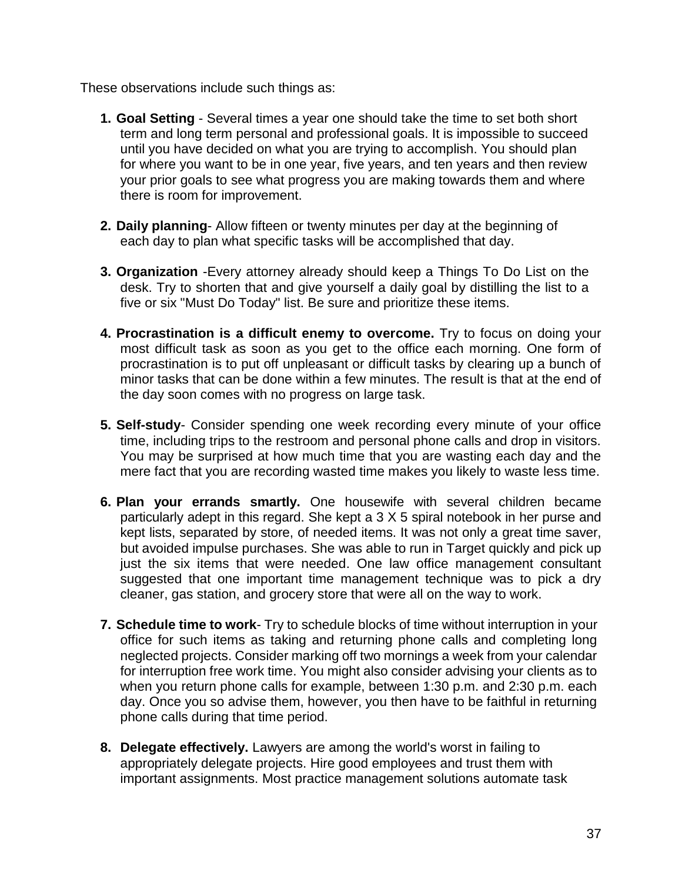These observations include such things as:

1. **Goal Setting** - Several times a year one should take the time to set both short term and long term personal and professional goals. It is impossible to succeed until you have decided on what you are trying to accomplish. You should plan for where you want to be in one year, five years, and ten years and then review your prior goals to see what progress you are making towards them and where there is room for improvement.

2. **Daily planning**- Allow fifteen or twenty minutes per day at the beginning of each day to plan what specific tasks will be accomplished that day.

3. **Organization** -Every attorney already should keep a Things To Do List on the desk. Try to shorten that and give yourself a daily goal by distilling the list to a five or six "Must Do Today" list. Be sure and prioritize these items.

4. **Procrastination is a difficult enemy to overcome.** Try to focus on doing your most difficult task as soon as you get to the office each morning. One form of procrastination is to put off unpleasant or difficult tasks by clearing up a bunch of minor tasks that can be done within a few minutes. The result is that at the end of the day soon comes with no progress on large task.

5. **Self-study**- Consider spending one week recording every minute of your office time, including trips to the restroom and personal phone calls and drop in visitors. You may be surprised at how much time that you are wasting each day and the mere fact that you are recording wasted time makes you likely to waste less time.

6. **Plan your errands smartly.** One housewife with several children became particularly adept in this regard. She kept a 3 X 5 spiral notebook in her purse and kept lists, separated by store, of needed items. It was not only a great time saver, but avoided impulse purchases. She was able to run in Target quickly and pick up just the six items that were needed. One law office management consultant suggested that one important time management technique was to pick a dry cleaner, gas station, and grocery store that were all on the way to work.

7. **Schedule time to work**- Try to schedule blocks of time without interruption in your office for such items as taking and returning phone calls and completing long neglected projects. Consider marking off two mornings a week from your calendar for interruption free work time. You might also consider advising your clients as to when you return phone calls for example, between 1:30 p.m. and 2:30 p.m. each day. Once you so advise them, however, you then have to be faithful in returning phone calls during that time period.

8. **Delegate effectively.** Lawyers are among the world's worst in failing to appropriately delegate projects. Hire good employees and trust them with important assignments. Most practice management solutions automate task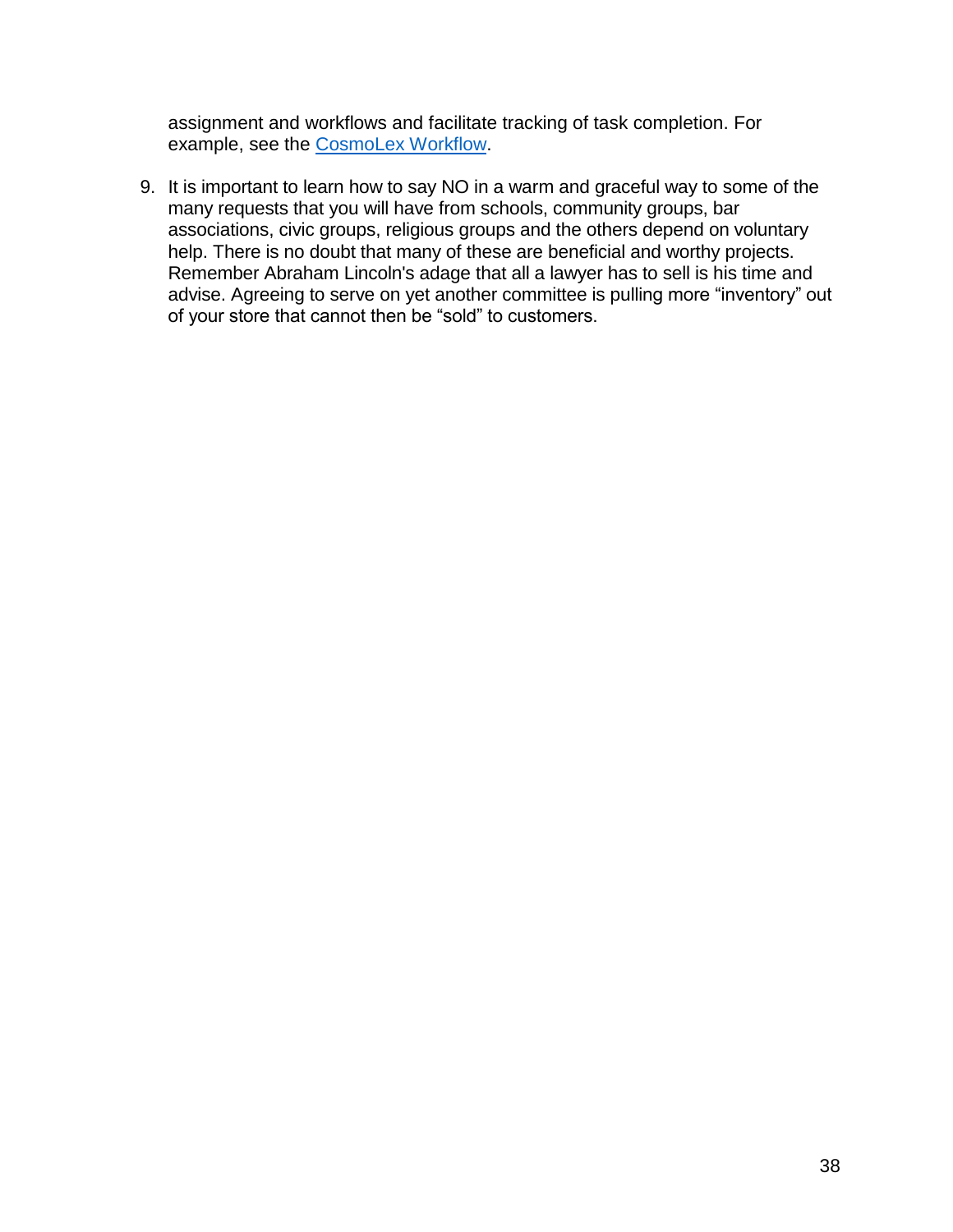assignment and workflows and facilitate tracking of task completion. For example, see the [CosmoLex Workflow](CosmoLex Workflow).

9. It is important to learn how to say NO in a warm and graceful way to some of the many requests that you will have from schools, community groups, bar associations, civic groups, religious groups and the others depend on voluntary help. There is no doubt that many of these are beneficial and worthy projects. Remember Abraham Lincoln's adage that all a lawyer has to sell is his time and advise. Agreeing to serve on yet another committee is pulling more “inventory” out of your store that cannot then be “sold” to customers.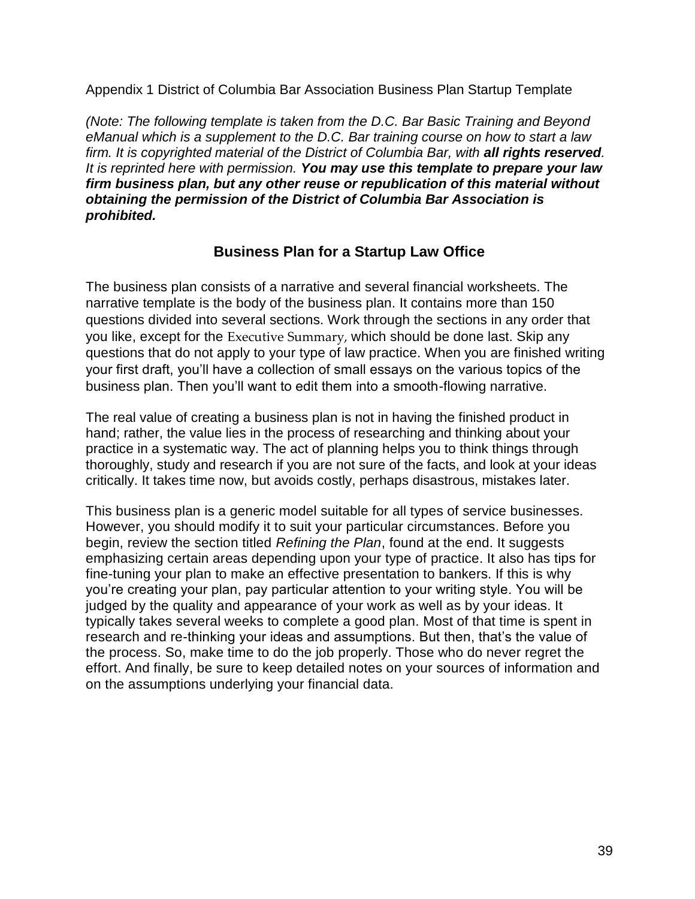Appendix 1 District of Columbia Bar Association Business Plan Startup Template

*(Note: The following template is taken from the D.C. Bar Basic Training and Beyond eManual which is a supplement to the D.C. Bar training course on how to start a law firm. It is copyrighted material of the District of Columbia Bar, with* ***all rights reserved****. It is reprinted here with permission.* ***You may use this template to prepare your law firm business plan, but any other reuse or republication of this material without obtaining the permission of the District of Columbia Bar Association is prohibited.***

## Business Plan for a Startup Law Office

The business plan consists of a narrative and several financial worksheets. The narrative template is the body of the business plan. It contains more than 150 questions divided into several sections. Work through the sections in any order that you like, except for the Executive Summary, which should be done last. Skip any questions that do not apply to your type of law practice. When you are finished writing your first draft, you'll have a collection of small essays on the various topics of the business plan. Then you'll want to edit them into a smooth-flowing narrative.

The real value of creating a business plan is not in having the finished product in hand; rather, the value lies in the process of researching and thinking about your practice in a systematic way. The act of planning helps you to think things through thoroughly, study and research if you are not sure of the facts, and look at your ideas critically. It takes time now, but avoids costly, perhaps disastrous, mistakes later.

This business plan is a generic model suitable for all types of service businesses. However, you should modify it to suit your particular circumstances. Before you begin, review the section titled *Refining the Plan*, found at the end. It suggests emphasizing certain areas depending upon your type of practice. It also has tips for fine-tuning your plan to make an effective presentation to bankers. If this is why you're creating your plan, pay particular attention to your writing style. You will be judged by the quality and appearance of your work as well as by your ideas. It typically takes several weeks to complete a good plan. Most of that time is spent in research and re-thinking your ideas and assumptions. But then, that's the value of the process. So, make time to do the job properly. Those who do never regret the effort. And finally, be sure to keep detailed notes on your sources of information and on the assumptions underlying your financial data.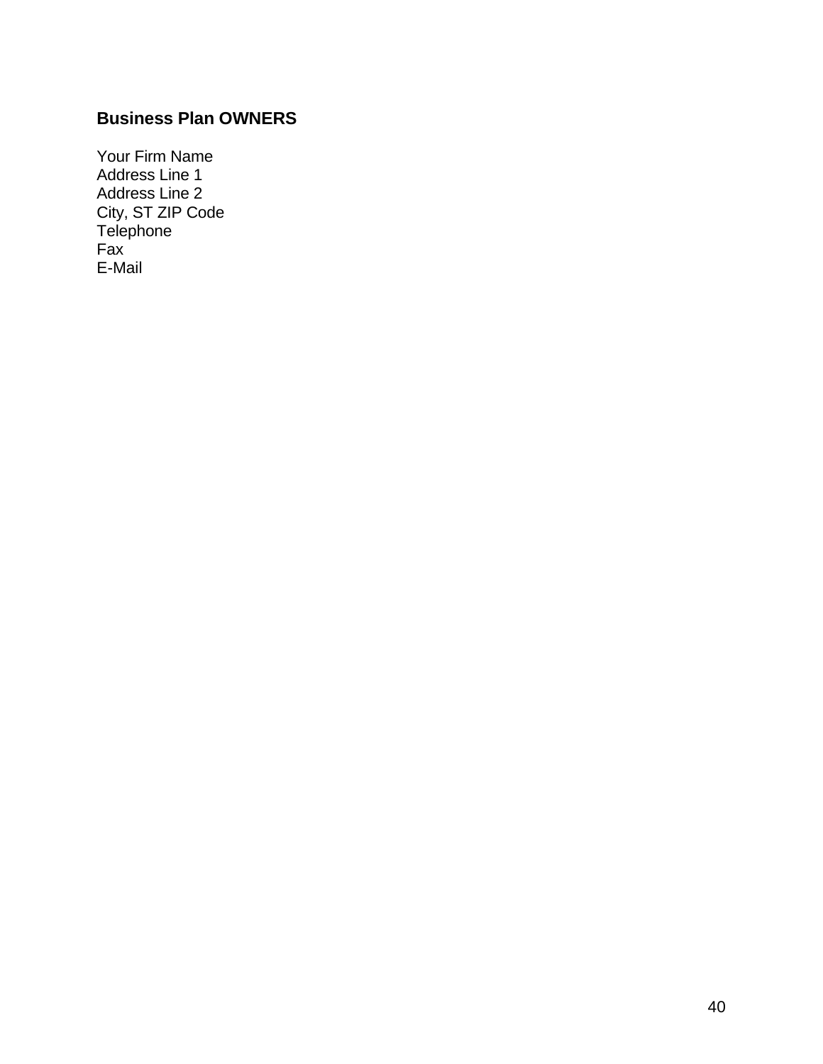**Business Plan OWNERS**

Your Firm Name
Address Line 1
Address Line 2
City, ST ZIP Code
Telephone
Fax
E-Mail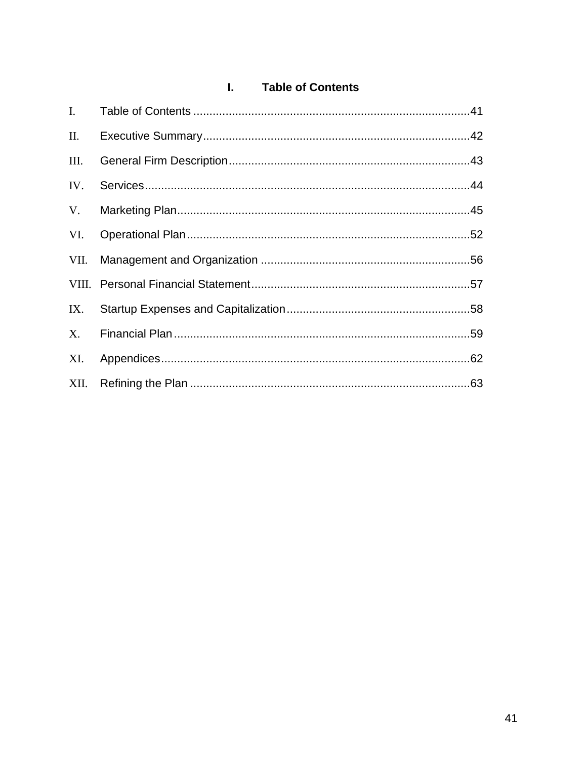# I. Table of Contents

| | | |
|---|---|---|
| I. | Table of Contents | 41 |
| II. | Executive Summary | 42 |
| III. | General Firm Description | 43 |
| IV. | Services | 44 |
| V. | Marketing Plan | 45 |
| VI. | Operational Plan | 52 |
| VII. | Management and Organization | 56 |
| VIII. | Personal Financial Statement | 57 |
| IX. | Startup Expenses and Capitalization | 58 |
| X. | Financial Plan | 59 |
| XI. | Appendices | 62 |
| XII. | Refining the Plan | 63 |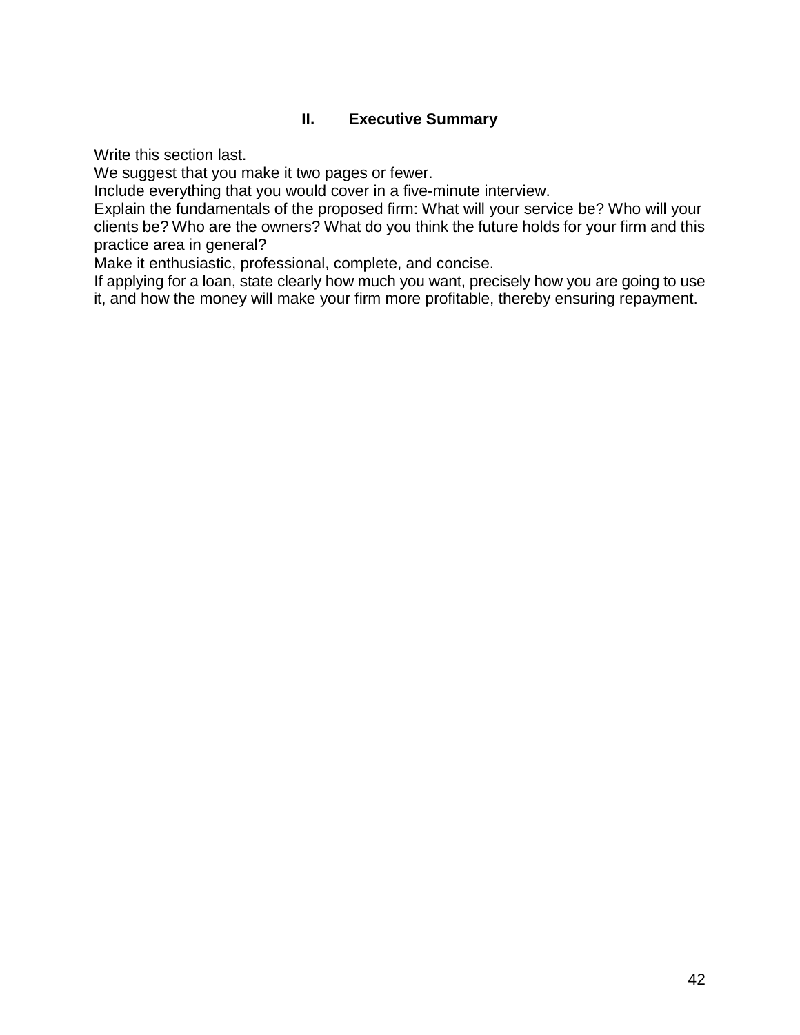## II. Executive Summary

Write this section last.

We suggest that you make it two pages or fewer.

Include everything that you would cover in a five-minute interview.

Explain the fundamentals of the proposed firm: What will your service be? Who will your clients be? Who are the owners? What do you think the future holds for your firm and this practice area in general?

Make it enthusiastic, professional, complete, and concise.

If applying for a loan, state clearly how much you want, precisely how you are going to use it, and how the money will make your firm more profitable, thereby ensuring repayment.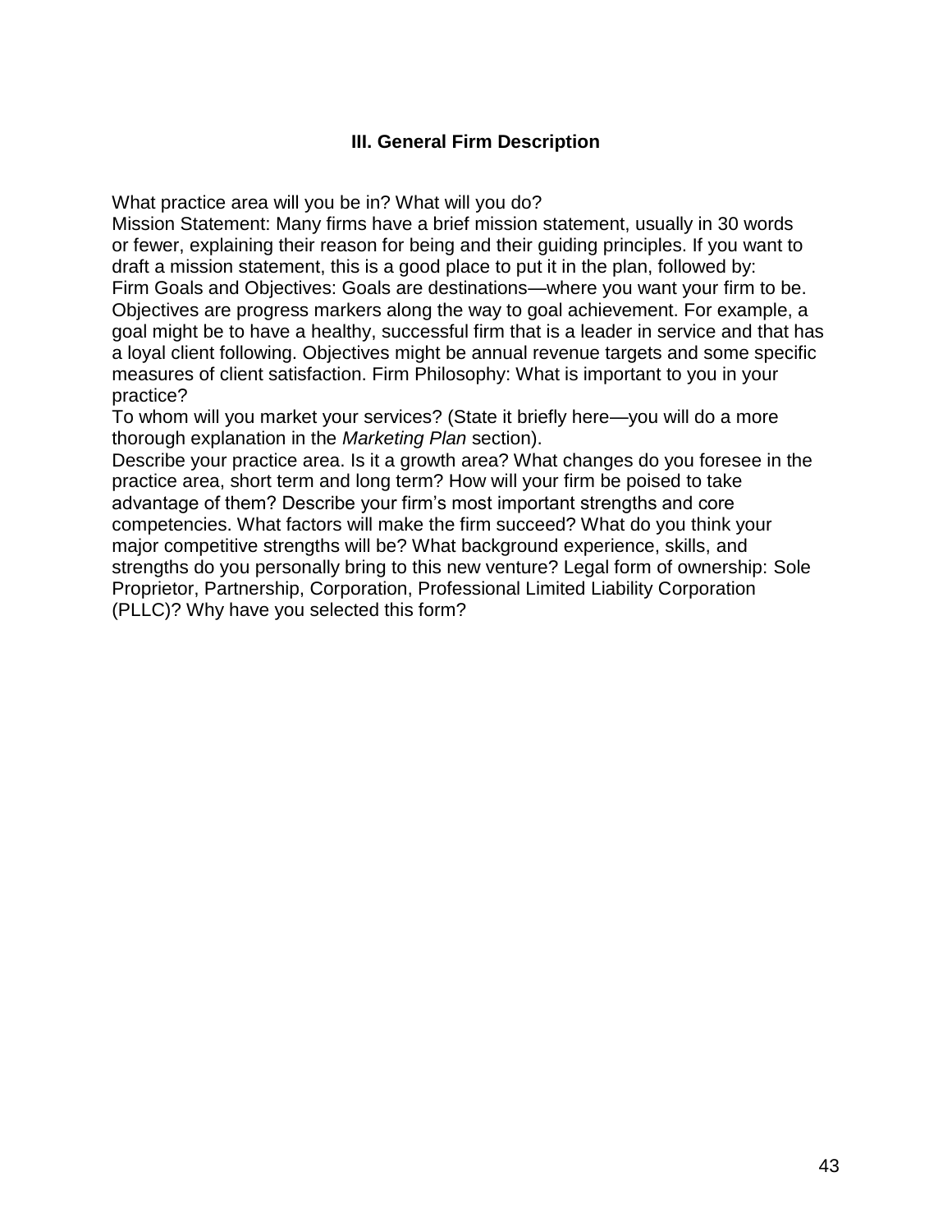### III. General Firm Description

What practice area will you be in? What will you do?
Mission Statement: Many firms have a brief mission statement, usually in 30 words or fewer, explaining their reason for being and their guiding principles. If you want to draft a mission statement, this is a good place to put it in the plan, followed by:
Firm Goals and Objectives: Goals are destinations—where you want your firm to be. Objectives are progress markers along the way to goal achievement. For example, a goal might be to have a healthy, successful firm that is a leader in service and that has a loyal client following. Objectives might be annual revenue targets and some specific measures of client satisfaction. Firm Philosophy: What is important to you in your practice?
To whom will you market your services? (State it briefly here—you will do a more thorough explanation in the *Marketing Plan* section).
Describe your practice area. Is it a growth area? What changes do you foresee in the practice area, short term and long term? How will your firm be poised to take advantage of them? Describe your firm's most important strengths and core competencies. What factors will make the firm succeed? What do you think your major competitive strengths will be? What background experience, skills, and strengths do you personally bring to this new venture? Legal form of ownership: Sole Proprietor, Partnership, Corporation, Professional Limited Liability Corporation (PLLC)? Why have you selected this form?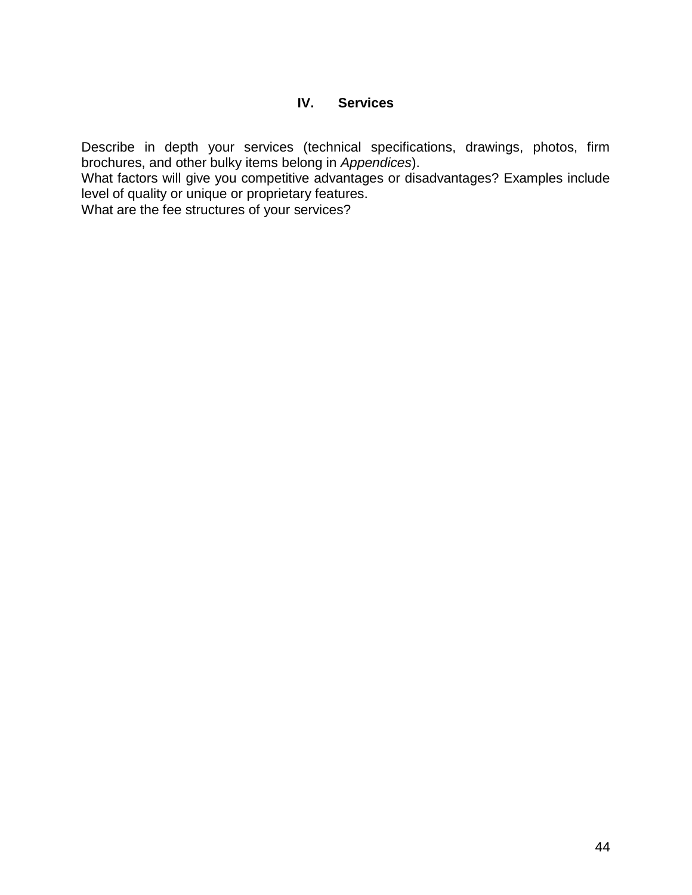## IV. Services

Describe in depth your services (technical specifications, drawings, photos, firm brochures, and other bulky items belong in *Appendices*).

What factors will give you competitive advantages or disadvantages? Examples include level of quality or unique or proprietary features.

What are the fee structures of your services?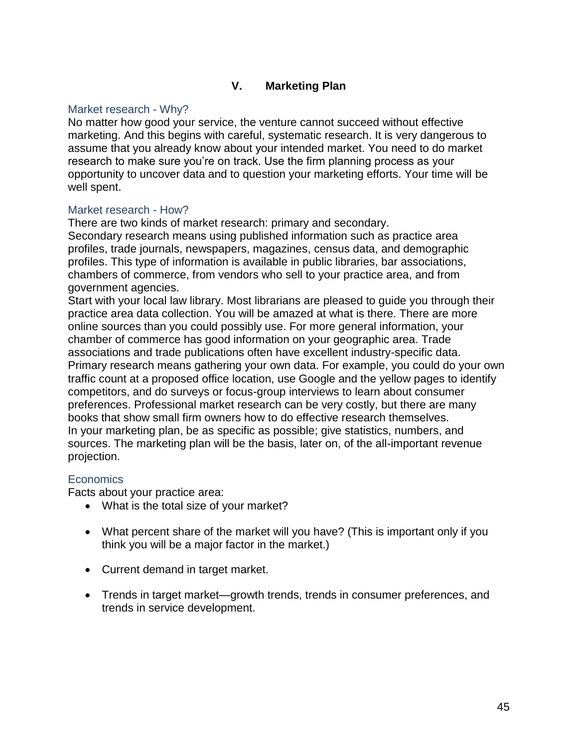## V. Marketing Plan

### Market research - Why?

No matter how good your service, the venture cannot succeed without effective marketing. And this begins with careful, systematic research. It is very dangerous to assume that you already know about your intended market. You need to do market research to make sure you're on track. Use the firm planning process as your opportunity to uncover data and to question your marketing efforts. Your time will be well spent.

### Market research - How?

There are two kinds of market research: primary and secondary.

Secondary research means using published information such as practice area profiles, trade journals, newspapers, magazines, census data, and demographic profiles. This type of information is available in public libraries, bar associations, chambers of commerce, from vendors who sell to your practice area, and from government agencies.

Start with your local law library. Most librarians are pleased to guide you through their practice area data collection. You will be amazed at what is there. There are more online sources than you could possibly use. For more general information, your chamber of commerce has good information on your geographic area. Trade associations and trade publications often have excellent industry-specific data.

Primary research means gathering your own data. For example, you could do your own traffic count at a proposed office location, use Google and the yellow pages to identify competitors, and do surveys or focus-group interviews to learn about consumer preferences. Professional market research can be very costly, but there are many books that show small firm owners how to do effective research themselves.

In your marketing plan, be as specific as possible; give statistics, numbers, and sources. The marketing plan will be the basis, later on, of the all-important revenue projection.

### Economics

Facts about your practice area:

- What is the total size of your market?
- What percent share of the market will you have? (This is important only if you think you will be a major factor in the market.)
- Current demand in target market.
- Trends in target market—growth trends, trends in consumer preferences, and trends in service development.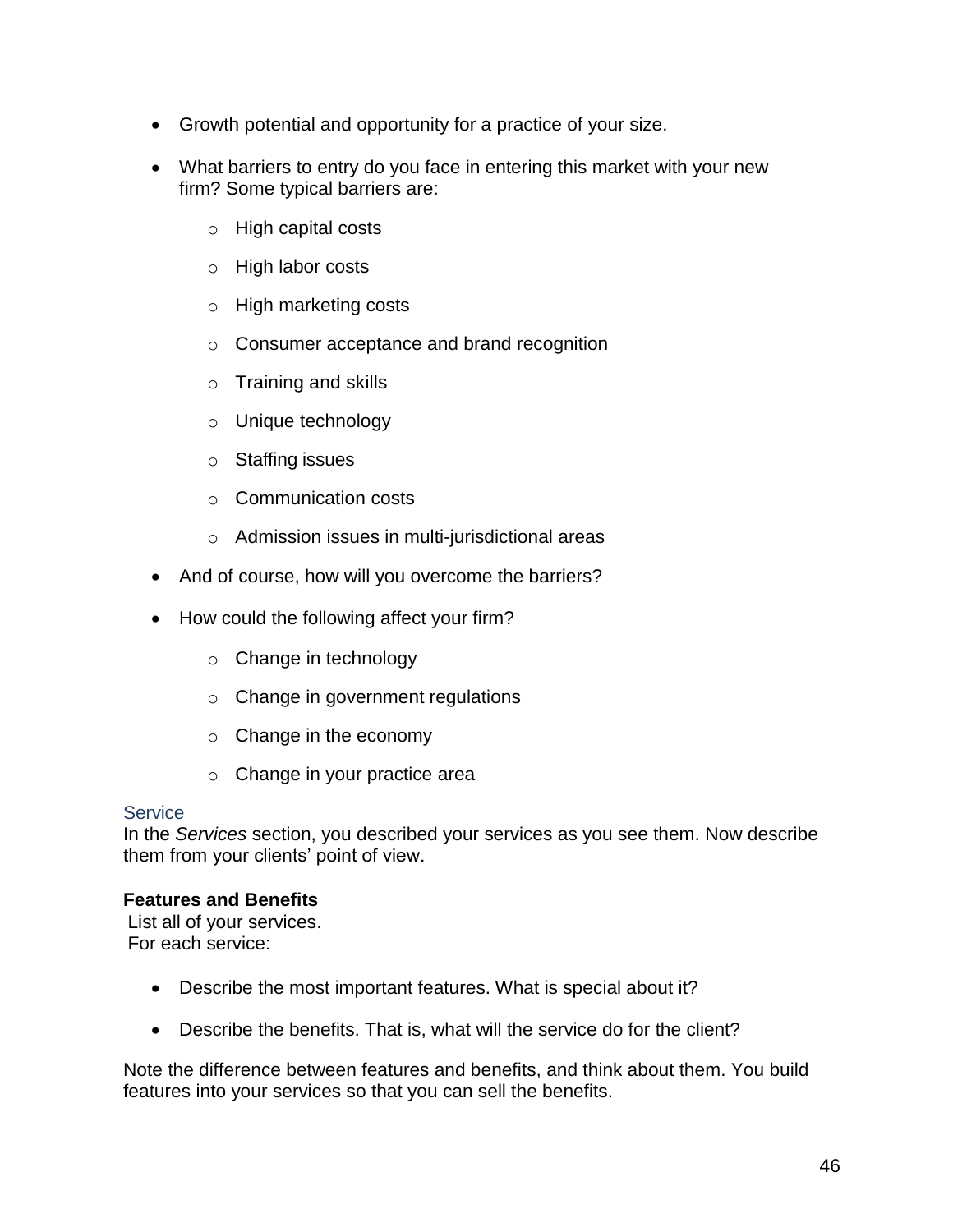- Growth potential and opportunity for a practice of your size.
- What barriers to entry do you face in entering this market with your new firm? Some typical barriers are:
  - High capital costs
  - High labor costs
  - High marketing costs
  - Consumer acceptance and brand recognition
  - Training and skills
  - Unique technology
  - Staffing issues
  - Communication costs
  - Admission issues in multi-jurisdictional areas
- And of course, how will you overcome the barriers?
- How could the following affect your firm?
  - Change in technology
  - Change in government regulations
  - Change in the economy
  - Change in your practice area

### Service

In the *Services* section, you described your services as you see them. Now describe them from your clients' point of view.

**Features and Benefits**

List all of your services.
For each service:

- Describe the most important features. What is special about it?
- Describe the benefits. That is, what will the service do for the client?

Note the difference between features and benefits, and think about them. You build features into your services so that you can sell the benefits.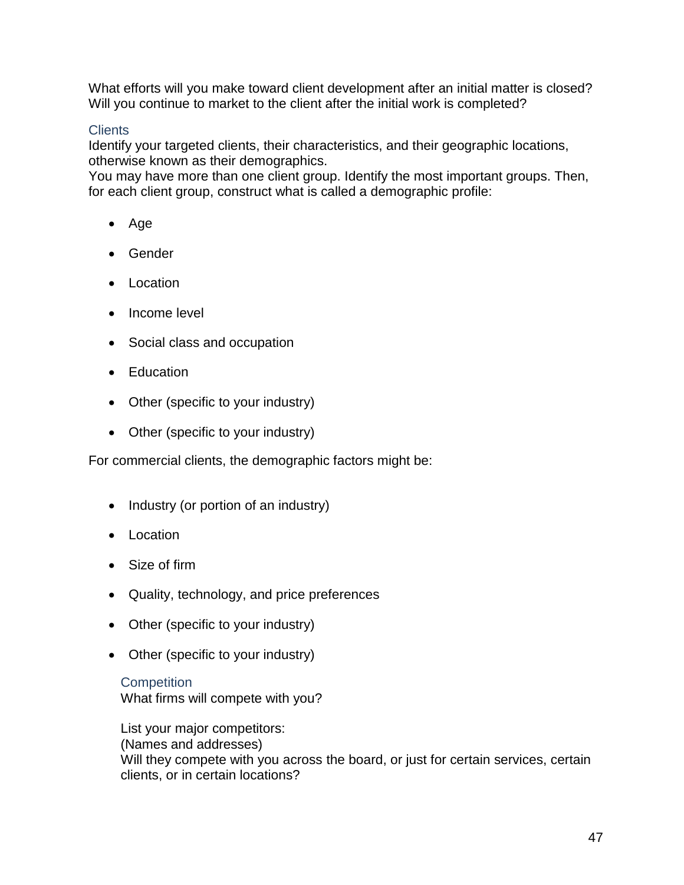What efforts will you make toward client development after an initial matter is closed? Will you continue to market to the client after the initial work is completed?

### Clients

Identify your targeted clients, their characteristics, and their geographic locations, otherwise known as their demographics.
You may have more than one client group. Identify the most important groups. Then, for each client group, construct what is called a demographic profile:

- Age
- Gender
- Location
- Income level
- Social class and occupation
- Education
- Other (specific to your industry)
- Other (specific to your industry)

For commercial clients, the demographic factors might be:

- Industry (or portion of an industry)
- Location
- Size of firm
- Quality, technology, and price preferences
- Other (specific to your industry)
- Other (specific to your industry)

### Competition

What firms will compete with you?

List your major competitors:
(Names and addresses)
Will they compete with you across the board, or just for certain services, certain clients, or in certain locations?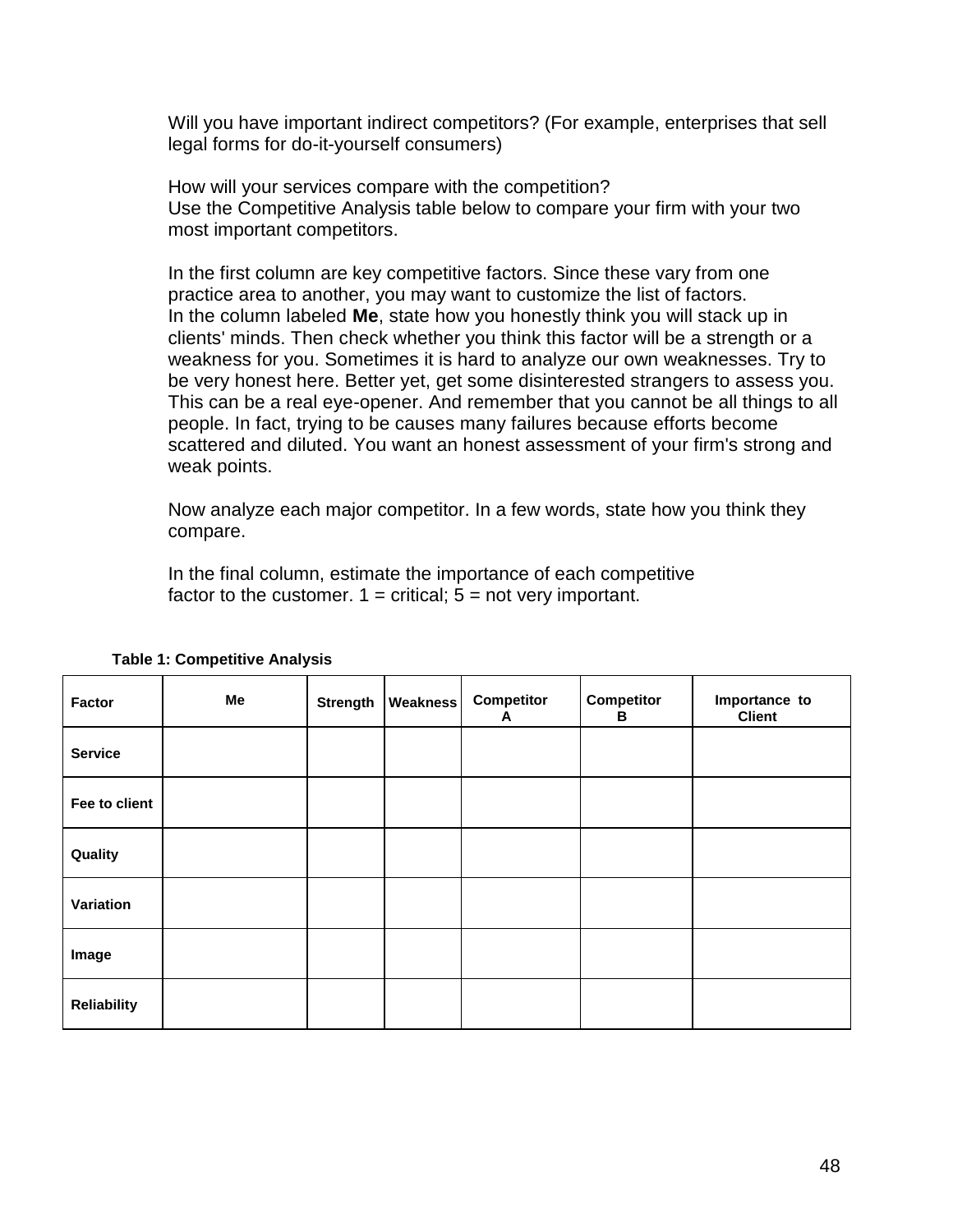Will you have important indirect competitors? (For example, enterprises that sell legal forms for do-it-yourself consumers)

How will your services compare with the competition?
Use the Competitive Analysis table below to compare your firm with your two most important competitors.

In the first column are key competitive factors. Since these vary from one practice area to another, you may want to customize the list of factors.
In the column labeled **Me**, state how you honestly think you will stack up in clients' minds. Then check whether you think this factor will be a strength or a weakness for you. Sometimes it is hard to analyze our own weaknesses. Try to be very honest here. Better yet, get some disinterested strangers to assess you. This can be a real eye-opener. And remember that you cannot be all things to all people. In fact, trying to be causes many failures because efforts become scattered and diluted. You want an honest assessment of your firm's strong and weak points.

Now analyze each major competitor. In a few words, state how you think they compare.

In the final column, estimate the importance of each competitive factor to the customer. 1 = critical; 5 = not very important.

**Table 1: Competitive Analysis**

| Factor | Me | Strength | Weakness | Competitor A | Competitor B | Importance to Client |
|---|---|---|---|---|---|---|
| **Service** | | | | | | |
| **Fee to client** | | | | | | |
| **Quality** | | | | | | |
| **Variation** | | | | | | |
| **Image** | | | | | | |
| **Reliability** | | | | | | |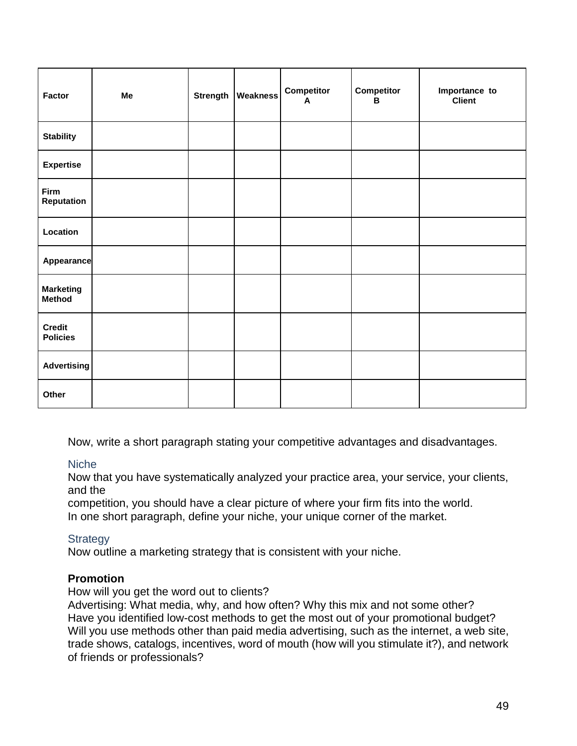| Factor | Me | Strength | Weakness | Competitor A | Competitor B | Importance to Client |
|---|---|---|---|---|---|---|
| Stability | | | | | | |
| Expertise | | | | | | |
| Firm Reputation | | | | | | |
| Location | | | | | | |
| Appearance | | | | | | |
| Marketing Method | | | | | | |
| Credit Policies | | | | | | |
| Advertising | | | | | | |
| Other | | | | | | |

Now, write a short paragraph stating your competitive advantages and disadvantages.

### Niche

Now that you have systematically analyzed your practice area, your service, your clients, and the competition, you should have a clear picture of where your firm fits into the world. In one short paragraph, define your niche, your unique corner of the market.

### Strategy

Now outline a marketing strategy that is consistent with your niche.

**Promotion**

How will you get the word out to clients?
Advertising: What media, why, and how often? Why this mix and not some other?
Have you identified low-cost methods to get the most out of your promotional budget?
Will you use methods other than paid media advertising, such as the internet, a web site, trade shows, catalogs, incentives, word of mouth (how will you stimulate it?), and network of friends or professionals?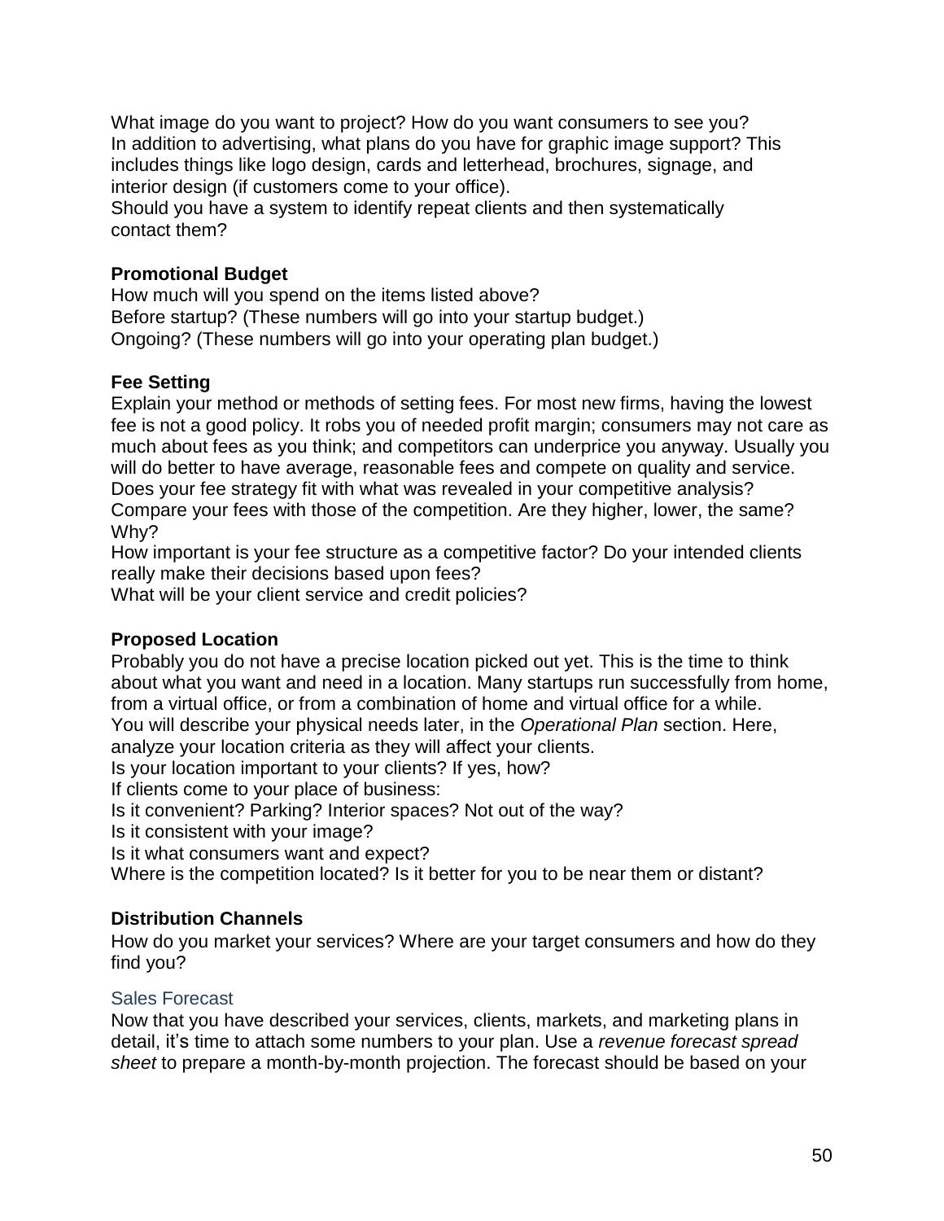What image do you want to project? How do you want consumers to see you?
In addition to advertising, what plans do you have for graphic image support? This includes things like logo design, cards and letterhead, brochures, signage, and interior design (if customers come to your office).
Should you have a system to identify repeat clients and then systematically contact them?

**Promotional Budget**

How much will you spend on the items listed above?
Before startup? (These numbers will go into your startup budget.)
Ongoing? (These numbers will go into your operating plan budget.)

**Fee Setting**

Explain your method or methods of setting fees. For most new firms, having the lowest fee is not a good policy. It robs you of needed profit margin; consumers may not care as much about fees as you think; and competitors can underprice you anyway. Usually you will do better to have average, reasonable fees and compete on quality and service.
Does your fee strategy fit with what was revealed in your competitive analysis?
Compare your fees with those of the competition. Are they higher, lower, the same? Why?
How important is your fee structure as a competitive factor? Do your intended clients really make their decisions based upon fees?
What will be your client service and credit policies?

**Proposed Location**

Probably you do not have a precise location picked out yet. This is the time to think about what you want and need in a location. Many startups run successfully from home, from a virtual office, or from a combination of home and virtual office for a while.
You will describe your physical needs later, in the *Operational Plan* section. Here, analyze your location criteria as they will affect your clients.
Is your location important to your clients? If yes, how?
If clients come to your place of business:
Is it convenient? Parking? Interior spaces? Not out of the way?
Is it consistent with your image?
Is it what consumers want and expect?
Where is the competition located? Is it better for you to be near them or distant?

**Distribution Channels**

How do you market your services? Where are your target consumers and how do they find you?

## Sales Forecast

Now that you have described your services, clients, markets, and marketing plans in detail, it's time to attach some numbers to your plan. Use a *revenue forecast spread sheet* to prepare a month-by-month projection. The forecast should be based on your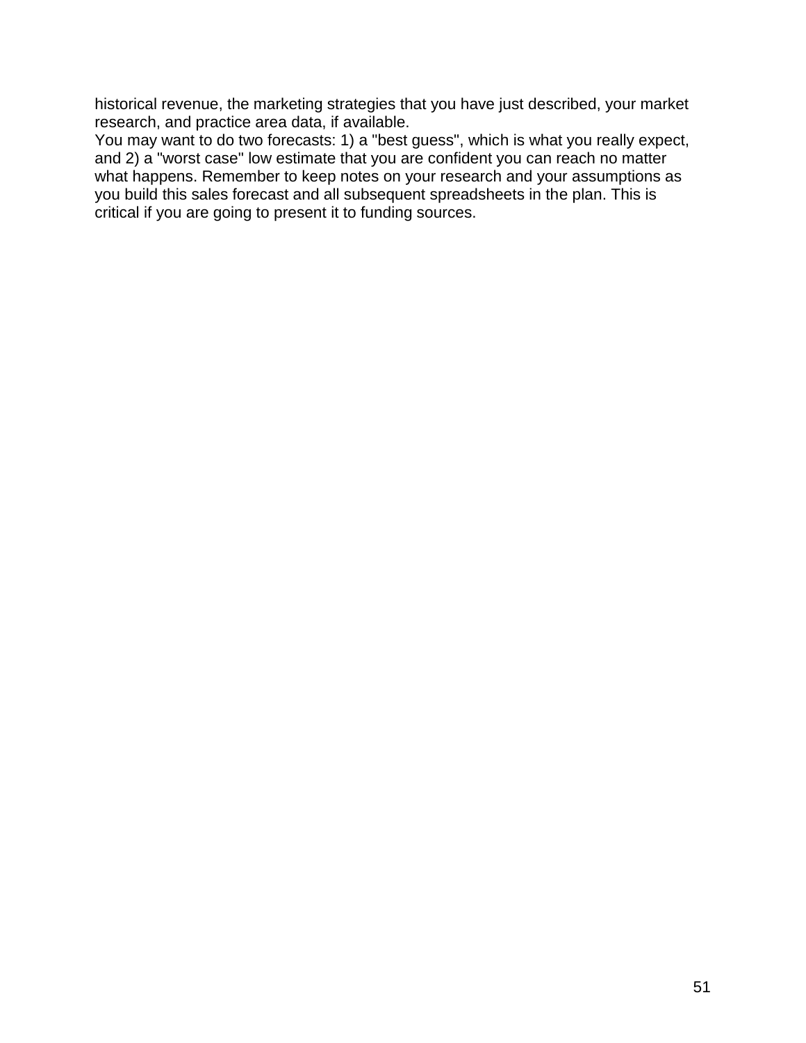historical revenue, the marketing strategies that you have just described, your market research, and practice area data, if available.

You may want to do two forecasts: 1) a "best guess", which is what you really expect, and 2) a "worst case" low estimate that you are confident you can reach no matter what happens. Remember to keep notes on your research and your assumptions as you build this sales forecast and all subsequent spreadsheets in the plan. This is critical if you are going to present it to funding sources.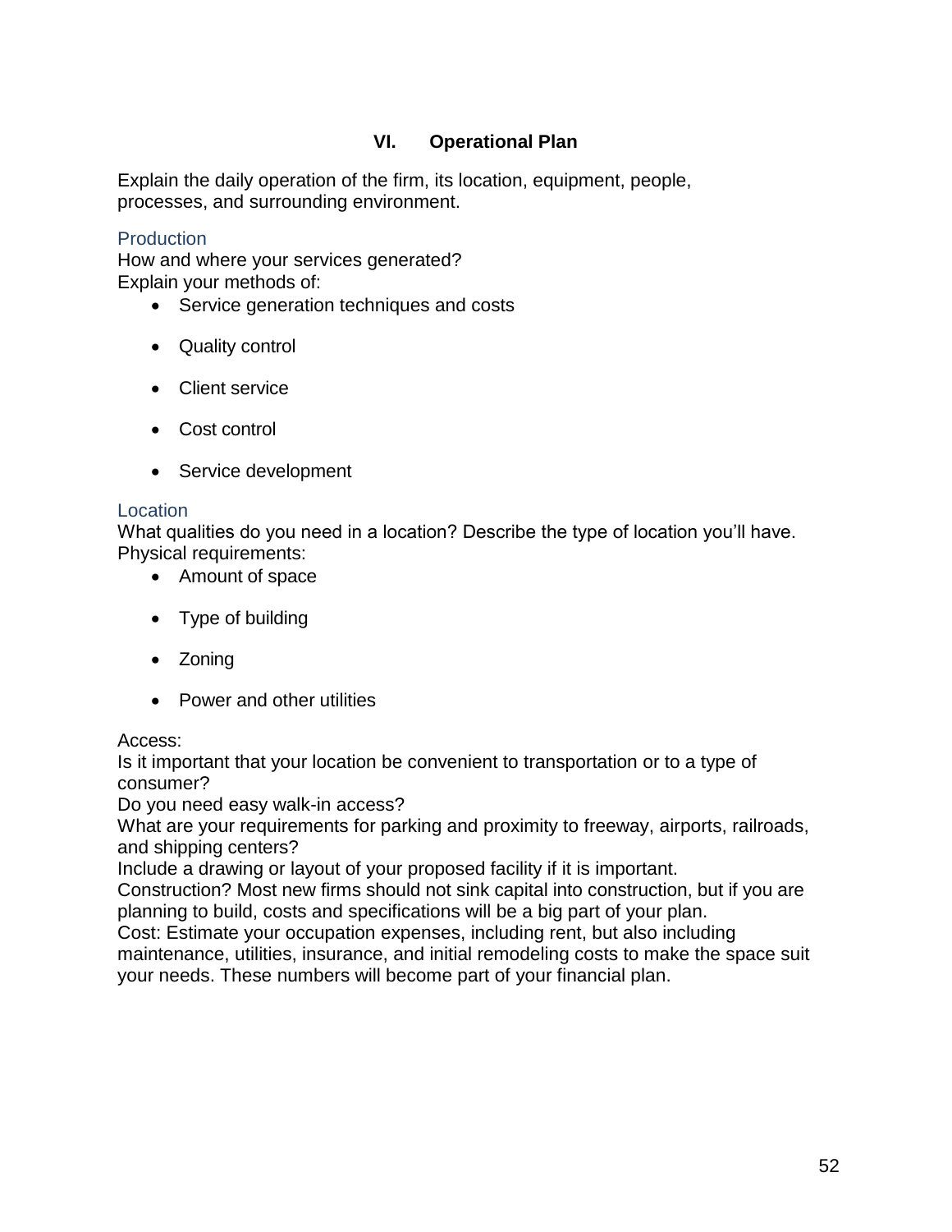## VI. Operational Plan

Explain the daily operation of the firm, its location, equipment, people, processes, and surrounding environment.

### Production

How and where your services generated?
Explain your methods of:

- Service generation techniques and costs
- Quality control
- Client service
- Cost control
- Service development

### Location

What qualities do you need in a location? Describe the type of location you'll have.
Physical requirements:

- Amount of space
- Type of building
- Zoning
- Power and other utilities

Access:
Is it important that your location be convenient to transportation or to a type of consumer?
Do you need easy walk-in access?
What are your requirements for parking and proximity to freeway, airports, railroads, and shipping centers?
Include a drawing or layout of your proposed facility if it is important.
Construction? Most new firms should not sink capital into construction, but if you are planning to build, costs and specifications will be a big part of your plan.
Cost: Estimate your occupation expenses, including rent, but also including maintenance, utilities, insurance, and initial remodeling costs to make the space suit your needs. These numbers will become part of your financial plan.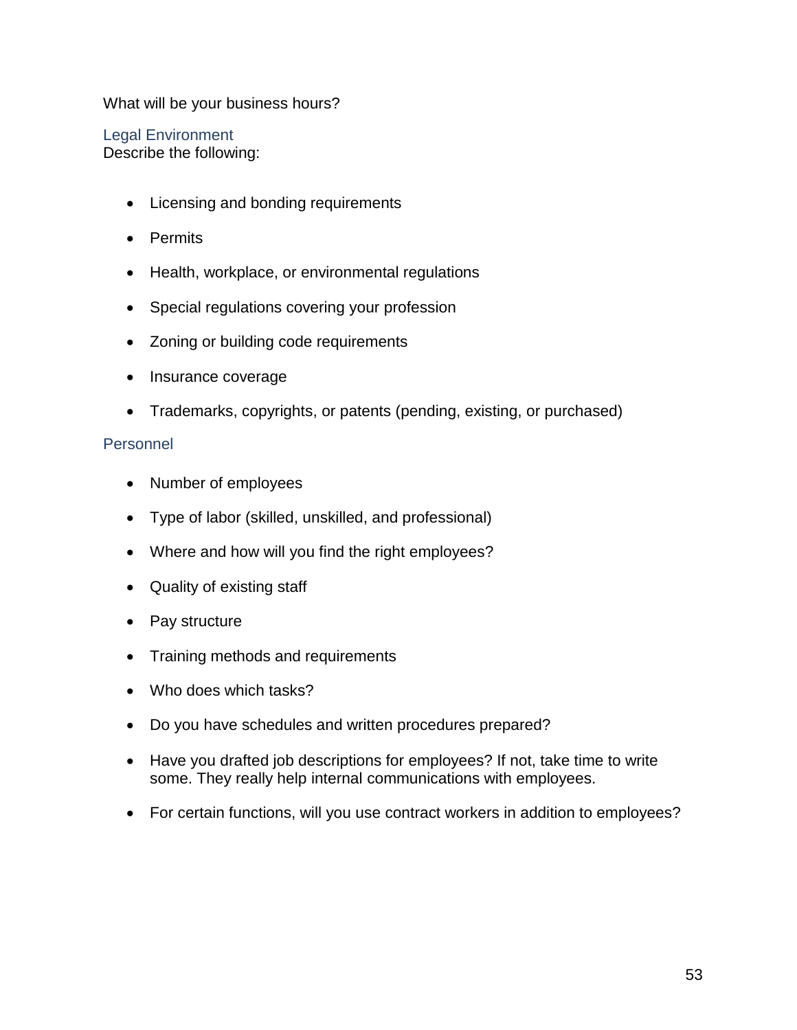What will be your business hours?

### Legal Environment

Describe the following:

- Licensing and bonding requirements
- Permits
- Health, workplace, or environmental regulations
- Special regulations covering your profession
- Zoning or building code requirements
- Insurance coverage
- Trademarks, copyrights, or patents (pending, existing, or purchased)

### Personnel

- Number of employees
- Type of labor (skilled, unskilled, and professional)
- Where and how will you find the right employees?
- Quality of existing staff
- Pay structure
- Training methods and requirements
- Who does which tasks?
- Do you have schedules and written procedures prepared?
- Have you drafted job descriptions for employees? If not, take time to write some. They really help internal communications with employees.
- For certain functions, will you use contract workers in addition to employees?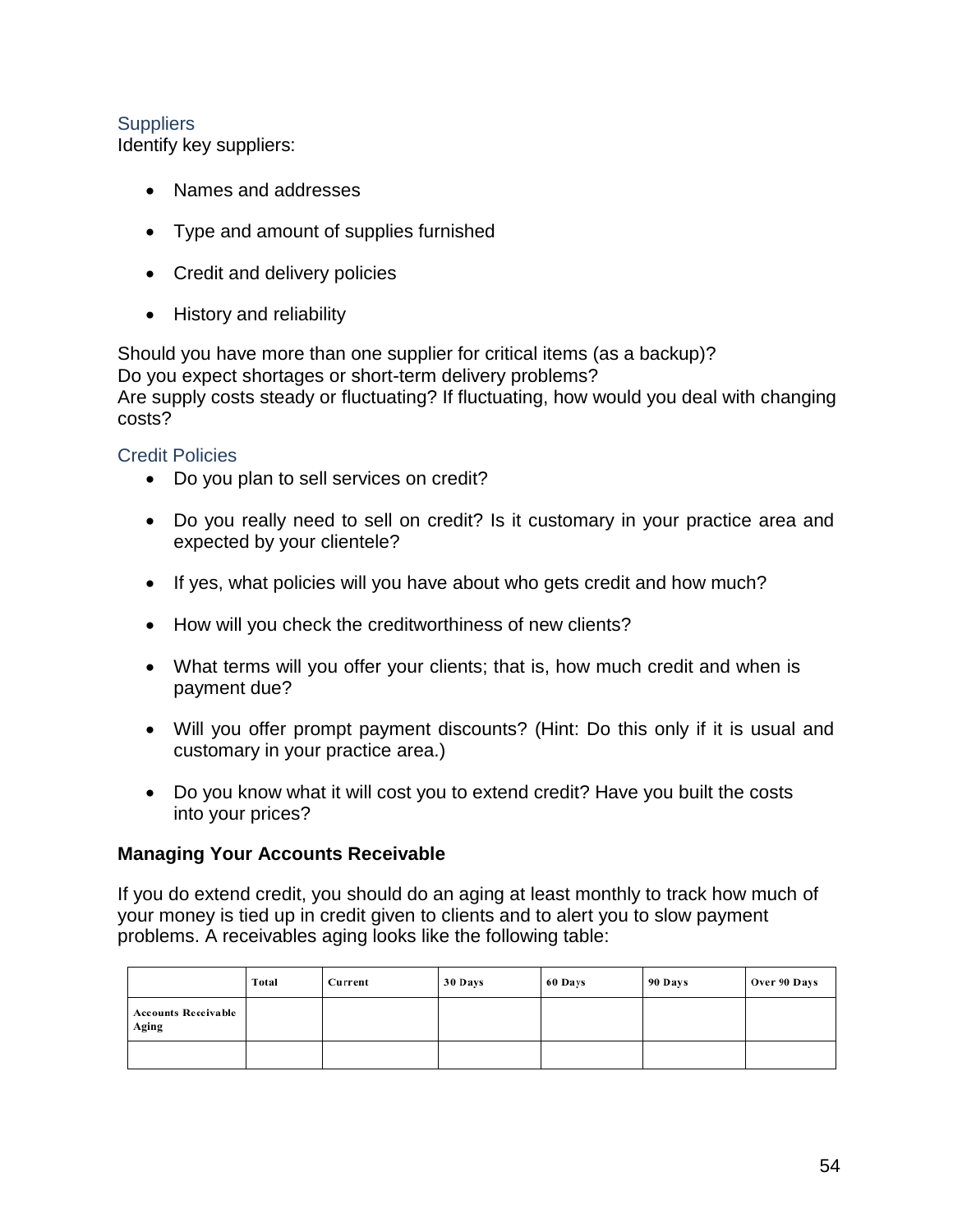### Suppliers

Identify key suppliers:

- Names and addresses
- Type and amount of supplies furnished
- Credit and delivery policies
- History and reliability

Should you have more than one supplier for critical items (as a backup)?
Do you expect shortages or short-term delivery problems?
Are supply costs steady or fluctuating? If fluctuating, how would you deal with changing costs?

### Credit Policies

- Do you plan to sell services on credit?
- Do you really need to sell on credit? Is it customary in your practice area and expected by your clientele?
- If yes, what policies will you have about who gets credit and how much?
- How will you check the creditworthiness of new clients?
- What terms will you offer your clients; that is, how much credit and when is payment due?
- Will you offer prompt payment discounts? (Hint: Do this only if it is usual and customary in your practice area.)
- Do you know what it will cost you to extend credit? Have you built the costs into your prices?

**Managing Your Accounts Receivable**

If you do extend credit, you should do an aging at least monthly to track how much of your money is tied up in credit given to clients and to alert you to slow payment problems. A receivables aging looks like the following table:

| | Total | Current | 30 Days | 60 Days | 90 Days | Over 90 Days |
|---|---|---|---|---|---|---|
| Accounts Receivable Aging | | | | | | |
| | | | | | | |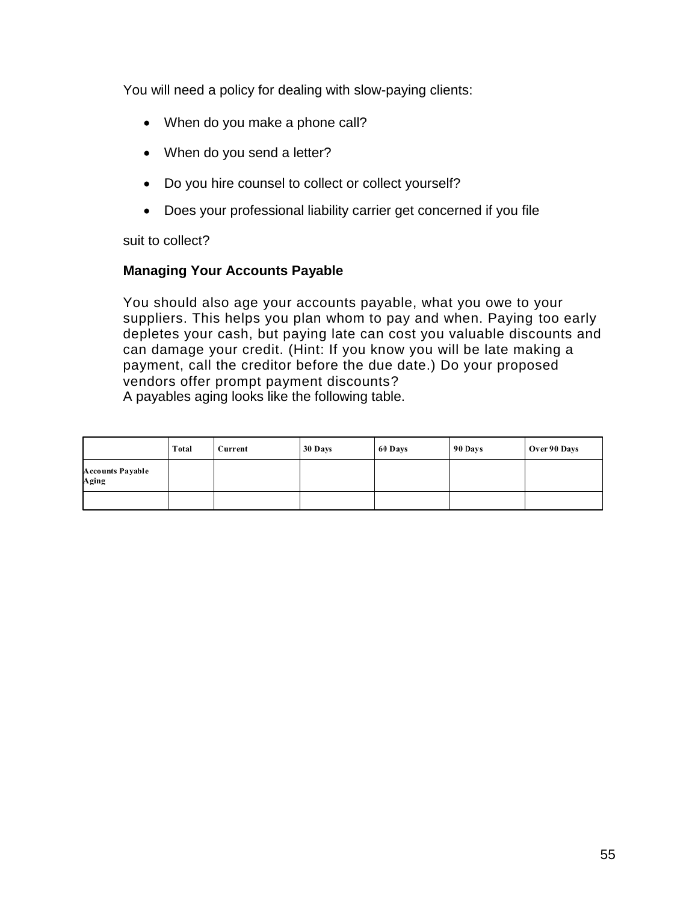You will need a policy for dealing with slow-paying clients:

- When do you make a phone call?
- When do you send a letter?
- Do you hire counsel to collect or collect yourself?
- Does your professional liability carrier get concerned if you file

suit to collect?

**Managing Your Accounts Payable**

You should also age your accounts payable, what you owe to your suppliers. This helps you plan whom to pay and when. Paying too early depletes your cash, but paying late can cost you valuable discounts and can damage your credit. (Hint: If you know you will be late making a payment, call the creditor before the due date.) Do your proposed vendors offer prompt payment discounts?
A payables aging looks like the following table.

| | Total | Current | 30 Days | 60 Days | 90 Days | Over 90 Days |
|---|---|---|---|---|---|---|
| Accounts Payable Aging | | | | | | |
| | | | | | | |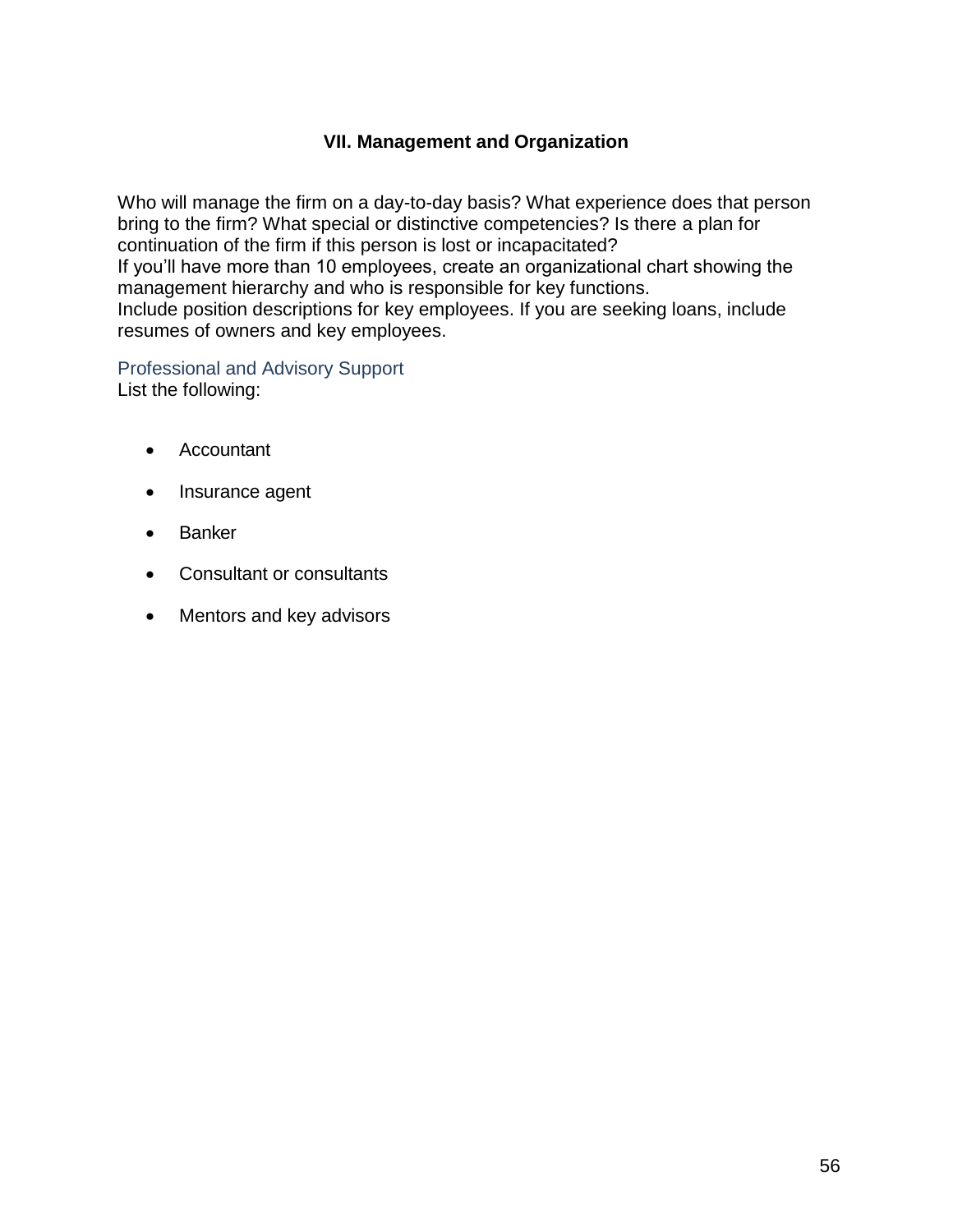## VII. Management and Organization

Who will manage the firm on a day-to-day basis? What experience does that person bring to the firm? What special or distinctive competencies? Is there a plan for continuation of the firm if this person is lost or incapacitated?
If you'll have more than 10 employees, create an organizational chart showing the management hierarchy and who is responsible for key functions.
Include position descriptions for key employees. If you are seeking loans, include resumes of owners and key employees.

### Professional and Advisory Support

List the following:

- Accountant
- Insurance agent
- Banker
- Consultant or consultants
- Mentors and key advisors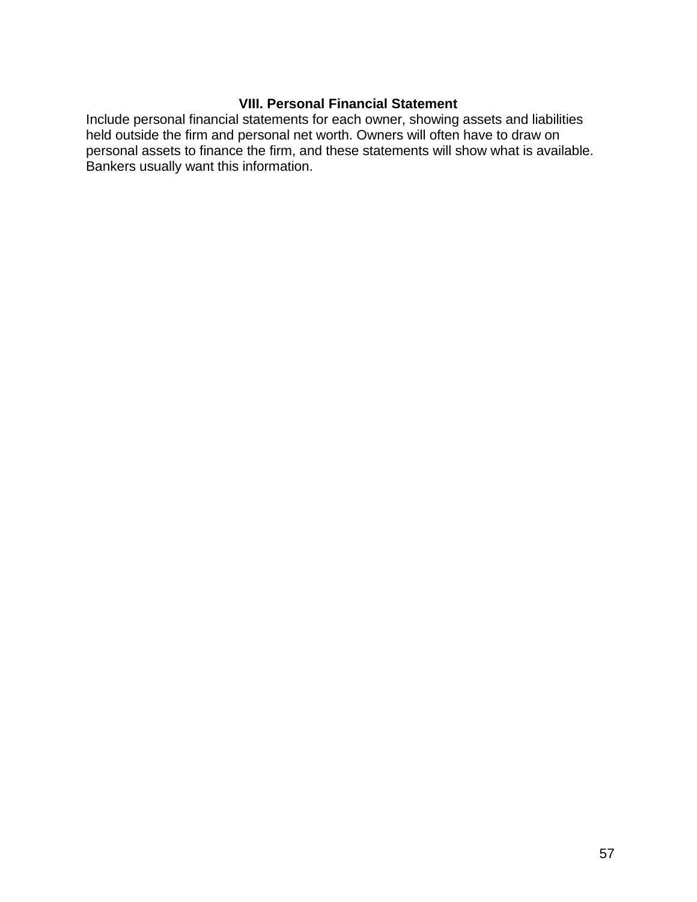## VIII. Personal Financial Statement

Include personal financial statements for each owner, showing assets and liabilities held outside the firm and personal net worth. Owners will often have to draw on personal assets to finance the firm, and these statements will show what is available. Bankers usually want this information.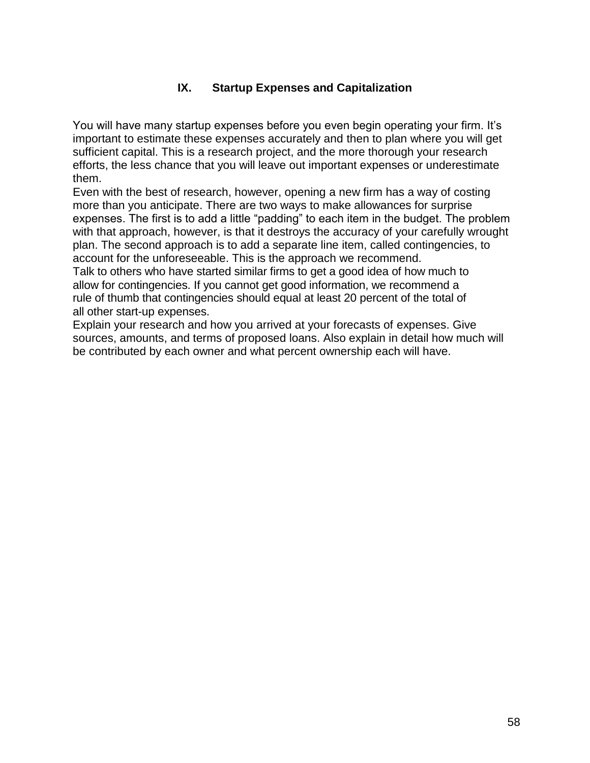## IX. Startup Expenses and Capitalization

You will have many startup expenses before you even begin operating your firm. It's important to estimate these expenses accurately and then to plan where you will get sufficient capital. This is a research project, and the more thorough your research efforts, the less chance that you will leave out important expenses or underestimate them.

Even with the best of research, however, opening a new firm has a way of costing more than you anticipate. There are two ways to make allowances for surprise expenses. The first is to add a little "padding" to each item in the budget. The problem with that approach, however, is that it destroys the accuracy of your carefully wrought plan. The second approach is to add a separate line item, called contingencies, to account for the unforeseeable. This is the approach we recommend.

Talk to others who have started similar firms to get a good idea of how much to allow for contingencies. If you cannot get good information, we recommend a rule of thumb that contingencies should equal at least 20 percent of the total of all other start-up expenses.

Explain your research and how you arrived at your forecasts of expenses. Give sources, amounts, and terms of proposed loans. Also explain in detail how much will be contributed by each owner and what percent ownership each will have.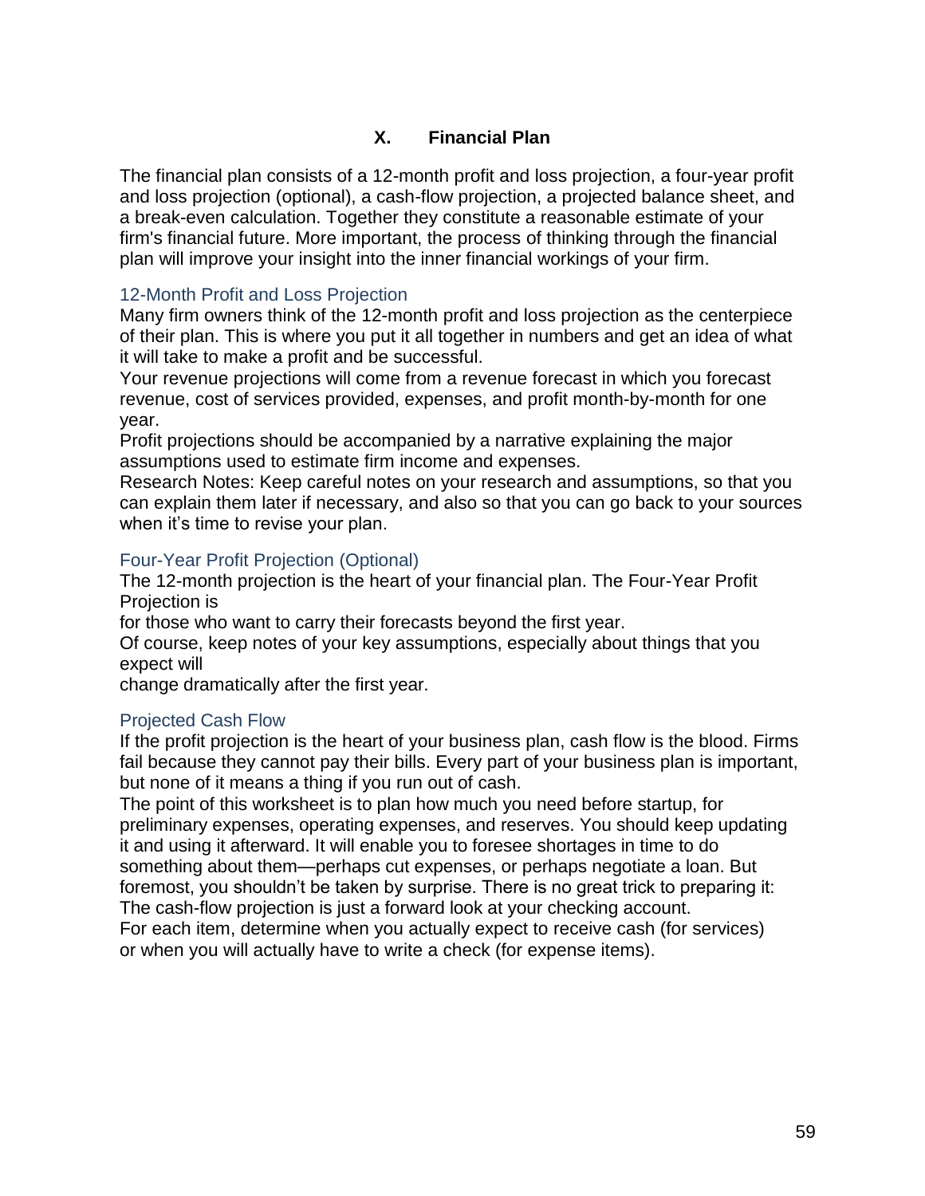## X. Financial Plan

The financial plan consists of a 12-month profit and loss projection, a four-year profit and loss projection (optional), a cash-flow projection, a projected balance sheet, and a break-even calculation. Together they constitute a reasonable estimate of your firm's financial future. More important, the process of thinking through the financial plan will improve your insight into the inner financial workings of your firm.

### 12-Month Profit and Loss Projection

Many firm owners think of the 12-month profit and loss projection as the centerpiece of their plan. This is where you put it all together in numbers and get an idea of what it will take to make a profit and be successful.

Your revenue projections will come from a revenue forecast in which you forecast revenue, cost of services provided, expenses, and profit month-by-month for one year.

Profit projections should be accompanied by a narrative explaining the major assumptions used to estimate firm income and expenses.

Research Notes: Keep careful notes on your research and assumptions, so that you can explain them later if necessary, and also so that you can go back to your sources when it's time to revise your plan.

### Four-Year Profit Projection (Optional)

The 12-month projection is the heart of your financial plan. The Four-Year Profit Projection is for those who want to carry their forecasts beyond the first year.

Of course, keep notes of your key assumptions, especially about things that you expect will change dramatically after the first year.

### Projected Cash Flow

If the profit projection is the heart of your business plan, cash flow is the blood. Firms fail because they cannot pay their bills. Every part of your business plan is important, but none of it means a thing if you run out of cash.

The point of this worksheet is to plan how much you need before startup, for preliminary expenses, operating expenses, and reserves. You should keep updating it and using it afterward. It will enable you to foresee shortages in time to do something about them—perhaps cut expenses, or perhaps negotiate a loan. But foremost, you shouldn't be taken by surprise. There is no great trick to preparing it: The cash-flow projection is just a forward look at your checking account.

For each item, determine when you actually expect to receive cash (for services) or when you will actually have to write a check (for expense items).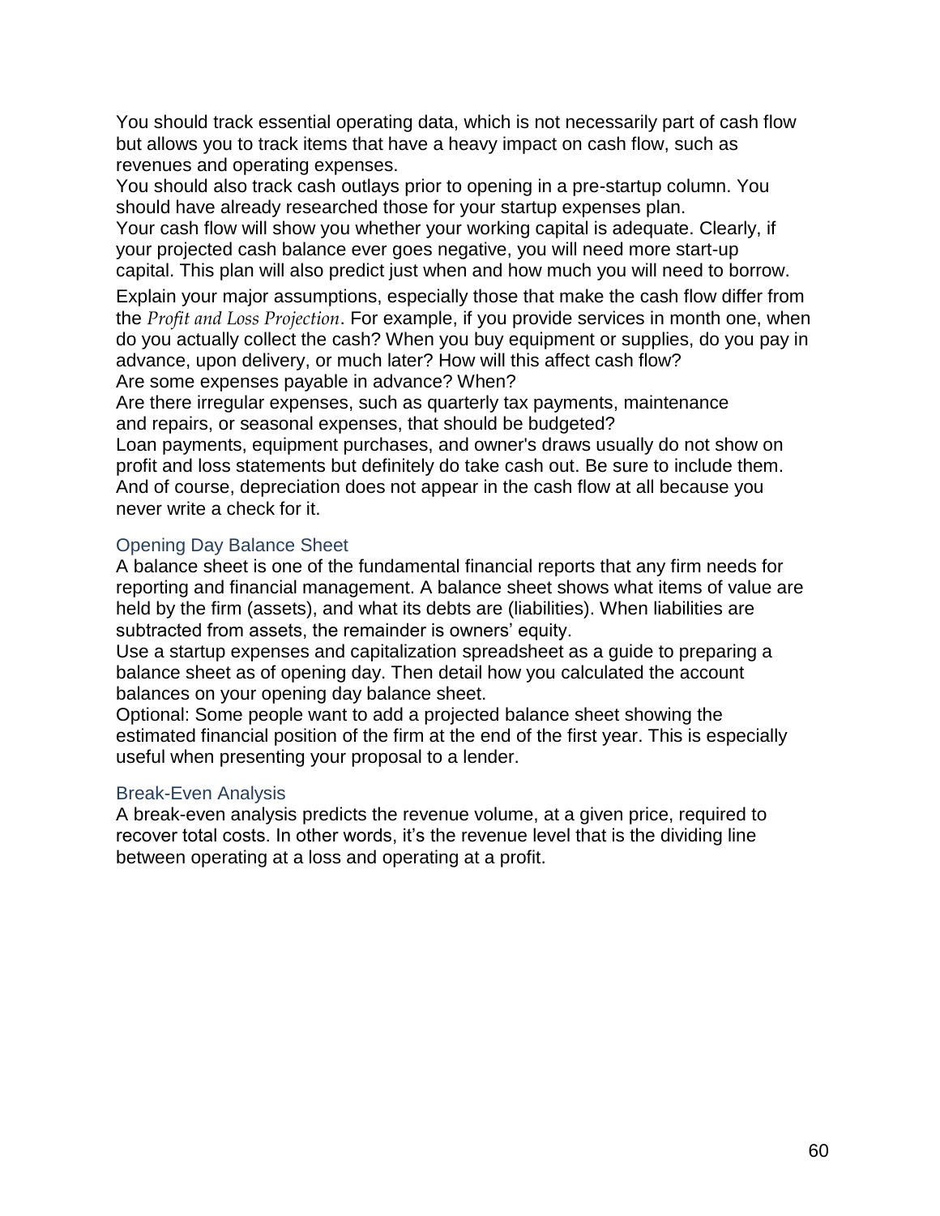You should track essential operating data, which is not necessarily part of cash flow but allows you to track items that have a heavy impact on cash flow, such as revenues and operating expenses.

You should also track cash outlays prior to opening in a pre-startup column. You should have already researched those for your startup expenses plan.

Your cash flow will show you whether your working capital is adequate. Clearly, if your projected cash balance ever goes negative, you will need more start-up capital. This plan will also predict just when and how much you will need to borrow.

Explain your major assumptions, especially those that make the cash flow differ from the *Profit and Loss Projection*. For example, if you provide services in month one, when do you actually collect the cash? When you buy equipment or supplies, do you pay in advance, upon delivery, or much later? How will this affect cash flow?

Are some expenses payable in advance? When?

Are there irregular expenses, such as quarterly tax payments, maintenance and repairs, or seasonal expenses, that should be budgeted?

Loan payments, equipment purchases, and owner's draws usually do not show on profit and loss statements but definitely do take cash out. Be sure to include them. And of course, depreciation does not appear in the cash flow at all because you never write a check for it.

### Opening Day Balance Sheet

A balance sheet is one of the fundamental financial reports that any firm needs for reporting and financial management. A balance sheet shows what items of value are held by the firm (assets), and what its debts are (liabilities). When liabilities are subtracted from assets, the remainder is owners' equity.

Use a startup expenses and capitalization spreadsheet as a guide to preparing a balance sheet as of opening day. Then detail how you calculated the account balances on your opening day balance sheet.

Optional: Some people want to add a projected balance sheet showing the estimated financial position of the firm at the end of the first year. This is especially useful when presenting your proposal to a lender.

### Break-Even Analysis

A break-even analysis predicts the revenue volume, at a given price, required to recover total costs. In other words, it's the revenue level that is the dividing line between operating at a loss and operating at a profit.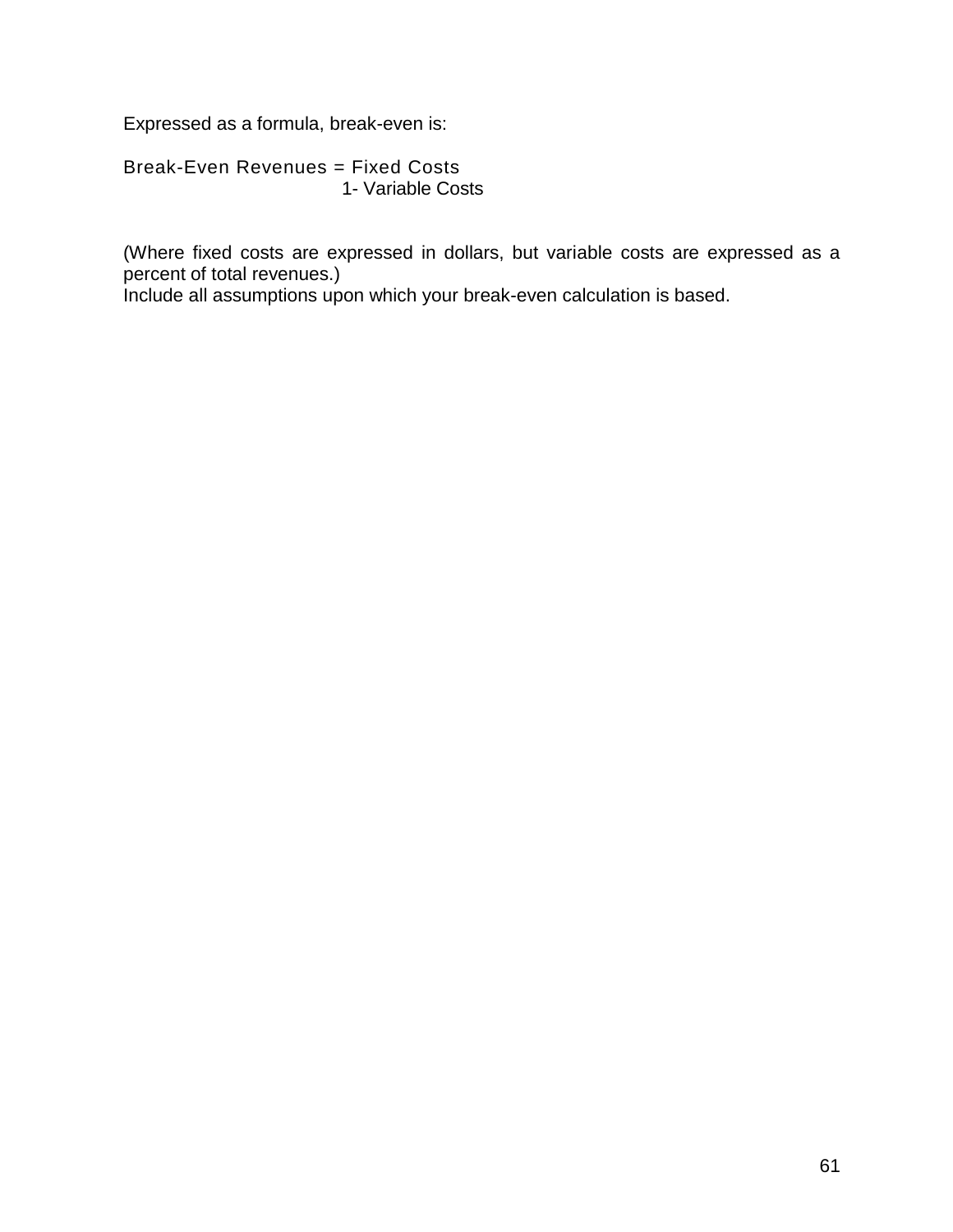Expressed as a formula, break-even is:

$$\text{Break-Even Revenues} = \frac{\text{Fixed Costs}}{1 - \text{Variable Costs}}$$

(Where fixed costs are expressed in dollars, but variable costs are expressed as a percent of total revenues.)
Include all assumptions upon which your break-even calculation is based.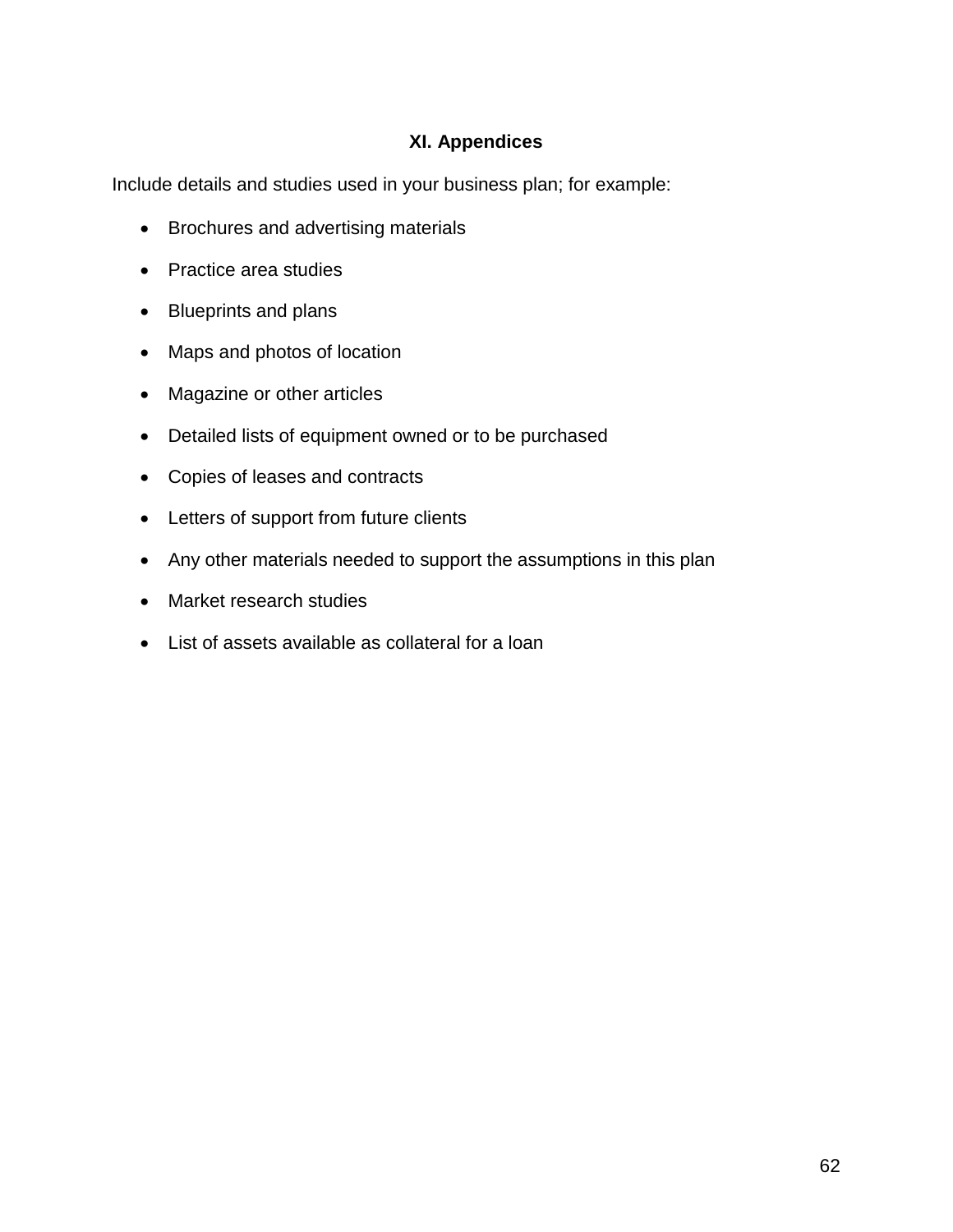## XI. Appendices

Include details and studies used in your business plan; for example:

- Brochures and advertising materials
- Practice area studies
- Blueprints and plans
- Maps and photos of location
- Magazine or other articles
- Detailed lists of equipment owned or to be purchased
- Copies of leases and contracts
- Letters of support from future clients
- Any other materials needed to support the assumptions in this plan
- Market research studies
- List of assets available as collateral for a loan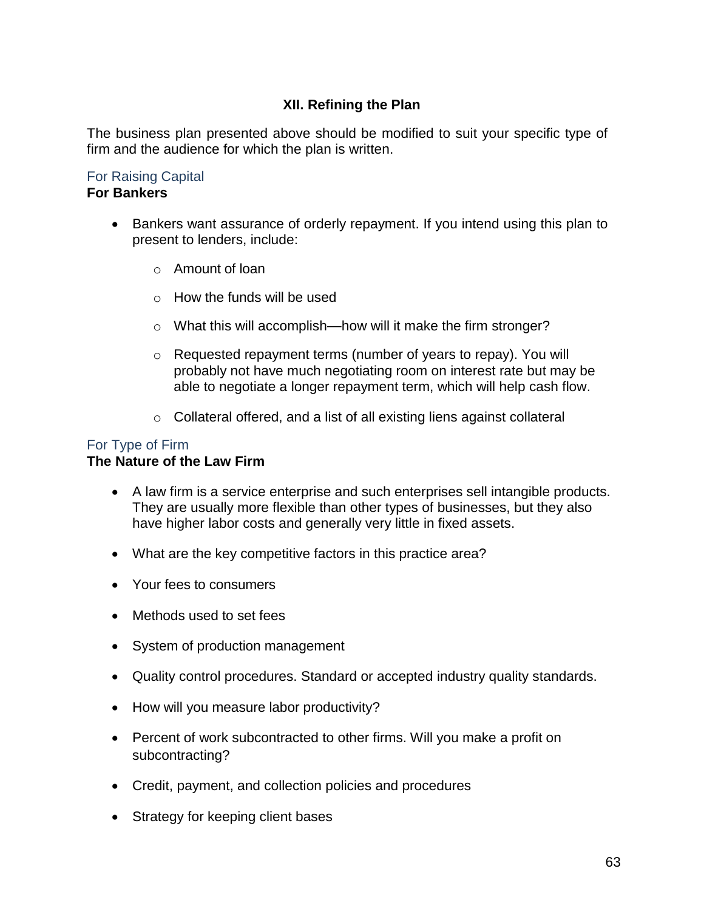## XII. Refining the Plan

The business plan presented above should be modified to suit your specific type of firm and the audience for which the plan is written.

### For Raising Capital

**For Bankers**

- Bankers want assurance of orderly repayment. If you intend using this plan to present to lenders, include:
  - Amount of loan
  - How the funds will be used
  - What this will accomplish—how will it make the firm stronger?
  - Requested repayment terms (number of years to repay). You will probably not have much negotiating room on interest rate but may be able to negotiate a longer repayment term, which will help cash flow.
  - Collateral offered, and a list of all existing liens against collateral

### For Type of Firm

**The Nature of the Law Firm**

- A law firm is a service enterprise and such enterprises sell intangible products. They are usually more flexible than other types of businesses, but they also have higher labor costs and generally very little in fixed assets.
- What are the key competitive factors in this practice area?
- Your fees to consumers
- Methods used to set fees
- System of production management
- Quality control procedures. Standard or accepted industry quality standards.
- How will you measure labor productivity?
- Percent of work subcontracted to other firms. Will you make a profit on subcontracting?
- Credit, payment, and collection policies and procedures
- Strategy for keeping client bases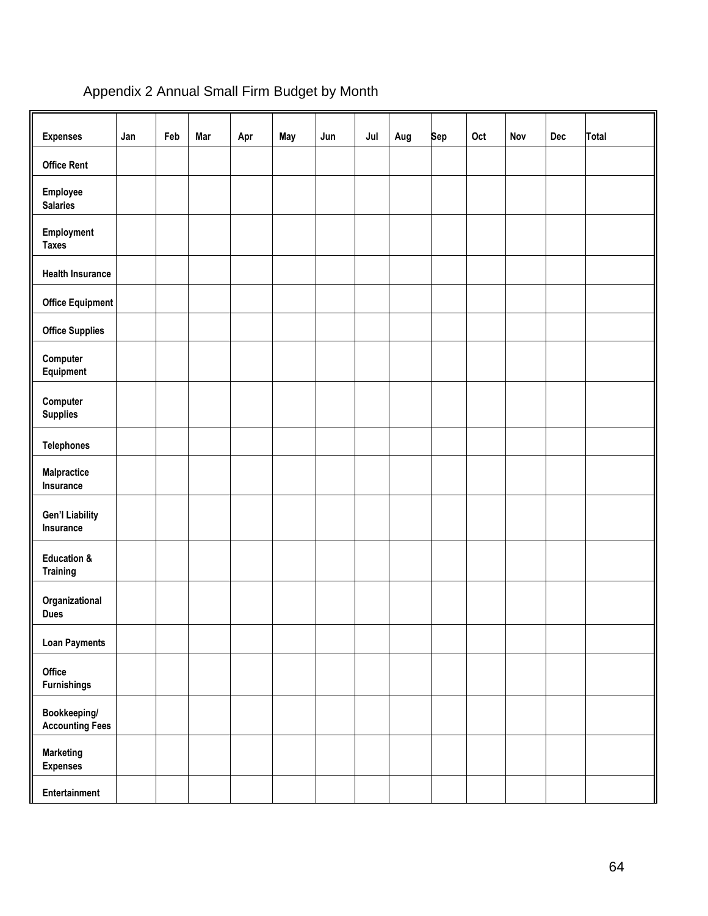# Appendix 2 Annual Small Firm Budget by Month

| Expenses | Jan | Feb | Mar | Apr | May | Jun | Jul | Aug | Sep | Oct | Nov | Dec | Total |
|---|---|---|---|---|---|---|---|---|---|---|---|---|---|
| Office Rent | | | | | | | | | | | | | |
| Employee Salaries | | | | | | | | | | | | | |
| Employment Taxes | | | | | | | | | | | | | |
| Health Insurance | | | | | | | | | | | | | |
| Office Equipment | | | | | | | | | | | | | |
| Office Supplies | | | | | | | | | | | | | |
| Computer Equipment | | | | | | | | | | | | | |
| Computer Supplies | | | | | | | | | | | | | |
| Telephones | | | | | | | | | | | | | |
| Malpractice Insurance | | | | | | | | | | | | | |
| Gen'l Liability Insurance | | | | | | | | | | | | | |
| Education & Training | | | | | | | | | | | | | |
| Organizational Dues | | | | | | | | | | | | | |
| Loan Payments | | | | | | | | | | | | | |
| Office Furnishings | | | | | | | | | | | | | |
| Bookkeeping/ Accounting Fees | | | | | | | | | | | | | |
| Marketing Expenses | | | | | | | | | | | | | |
| Entertainment | | | | | | | | | | | | | |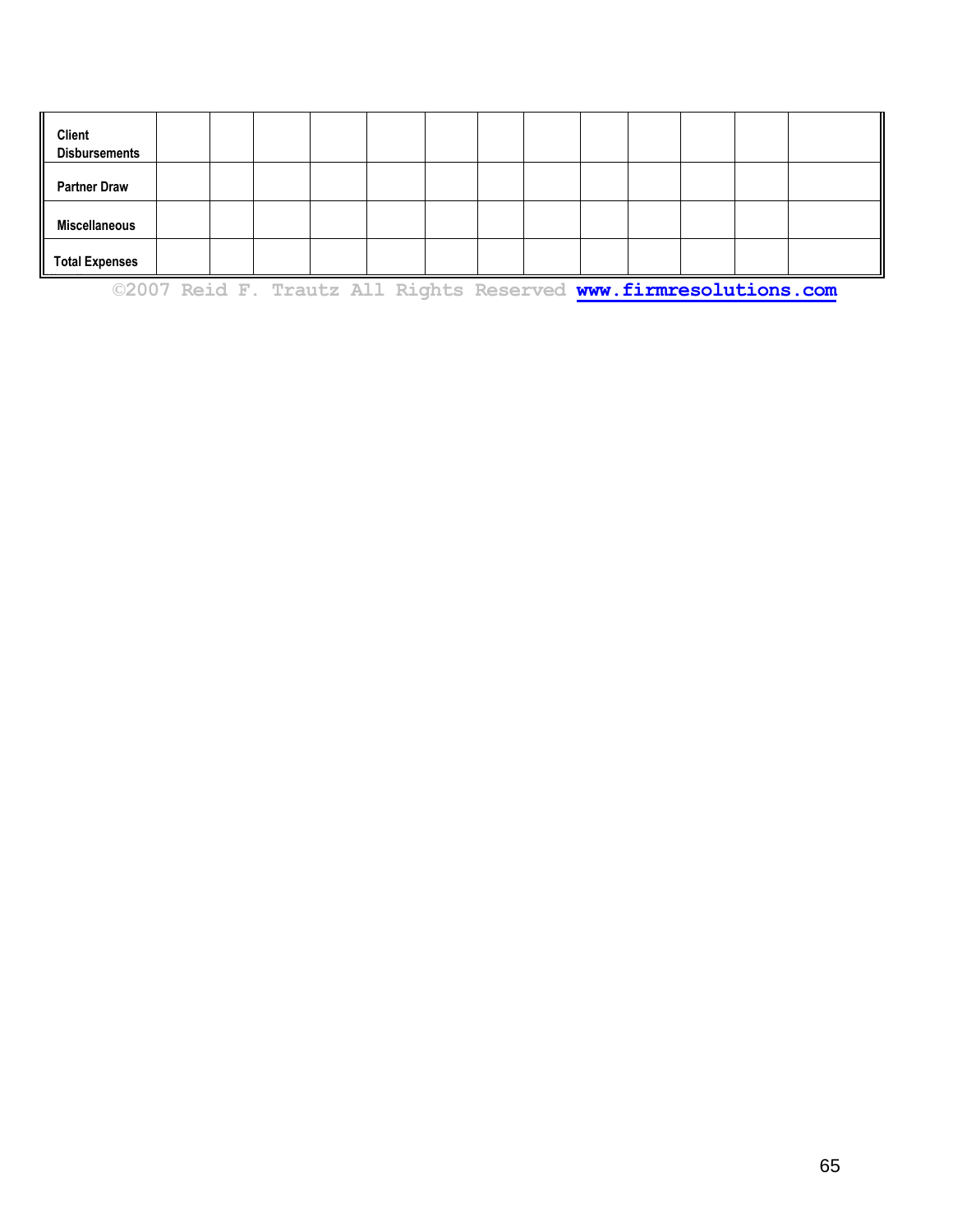| | | | | | | | | | | | | | |
|---|---|---|---|---|---|---|---|---|---|---|---|---|---|
| **Client Disbursements** | | | | | | | | | | | | | |
| **Partner Draw** | | | | | | | | | | | | | |
| **Miscellaneous** | | | | | | | | | | | | | |
| **Total Expenses** | | | | | | | | | | | | | |

©2007 Reid F. Trautz All Rights Reserved **www.firmresolutions.com**